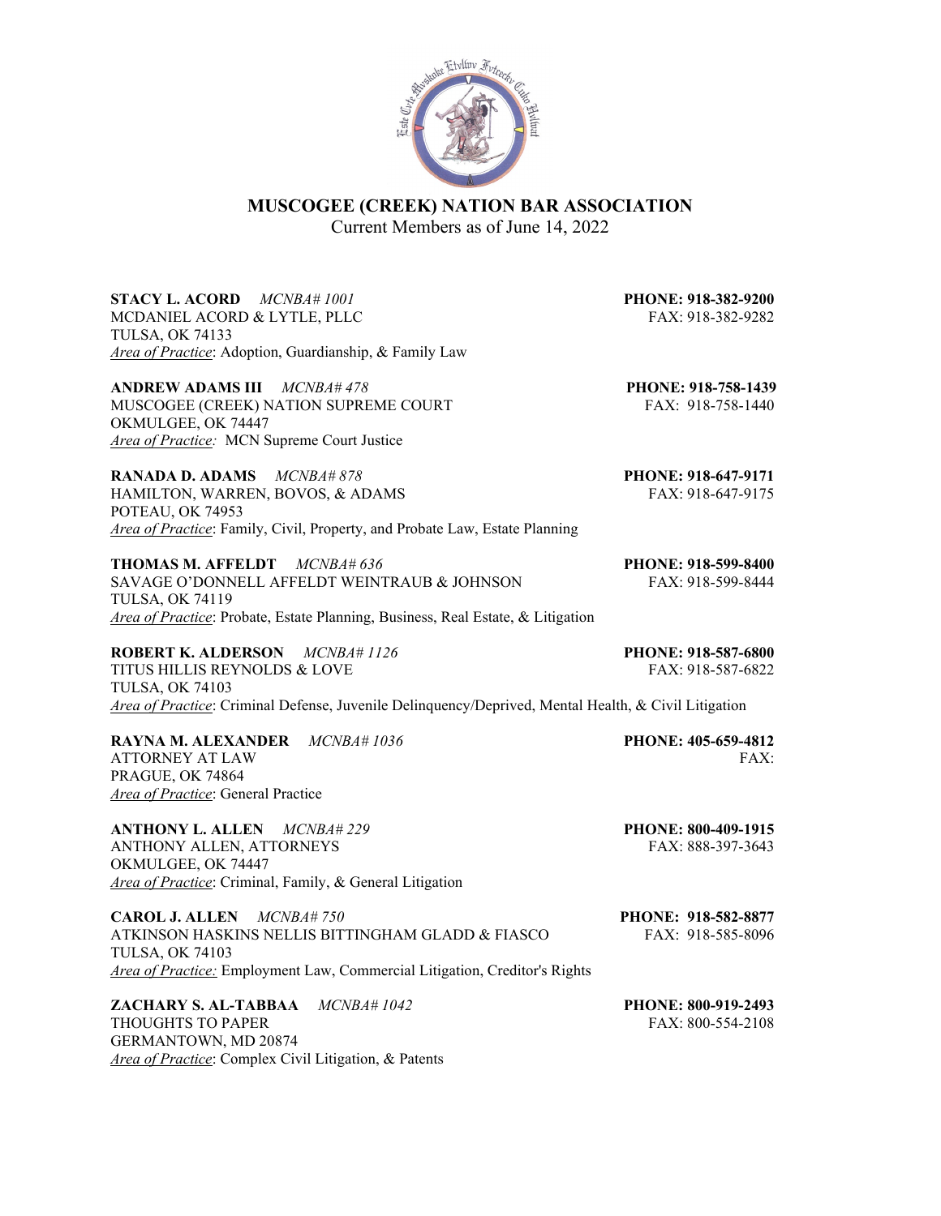# MUSCOGEE (CREEK) NATION BAR ASSOCIATION

Current Members as of June 14, 2022

**STACY L. ACORD** *MCNBA# 1001* **PHONE: 918-382-9200**
MCDANIEL ACORD & LYTLE, PLLC FAX: 918-382-9282
TULSA, OK 74133
Area of Practice: Adoption, Guardianship, & Family Law

**ANDREW ADAMS III** *MCNBA# 478* **PHONE: 918-758-1439**
MUSCOGEE (CREEK) NATION SUPREME COURT FAX: 918-758-1440
OKMULGEE, OK 74447
Area of Practice: MCN Supreme Court Justice

**RANADA D. ADAMS** *MCNBA# 878* **PHONE: 918-647-9171**
HAMILTON, WARREN, BOVOS, & ADAMS FAX: 918-647-9175
POTEAU, OK 74953
Area of Practice: Family, Civil, Property, and Probate Law, Estate Planning

**THOMAS M. AFFELDT** *MCNBA# 636* **PHONE: 918-599-8400**
SAVAGE O'DONNELL AFFELDT WEINTRAUB & JOHNSON FAX: 918-599-8444
TULSA, OK 74119
Area of Practice: Probate, Estate Planning, Business, Real Estate, & Litigation

**ROBERT K. ALDERSON** *MCNBA# 1126* **PHONE: 918-587-6800**
TITUS HILLIS REYNOLDS & LOVE FAX: 918-587-6822
TULSA, OK 74103
Area of Practice: Criminal Defense, Juvenile Delinquency/Deprived, Mental Health, & Civil Litigation

**RAYNA M. ALEXANDER** *MCNBA# 1036* **PHONE: 405-659-4812**
ATTORNEY AT LAW FAX:
PRAGUE, OK 74864
Area of Practice: General Practice

**ANTHONY L. ALLEN** *MCNBA# 229* **PHONE: 800-409-1915**
ANTHONY ALLEN, ATTORNEYS FAX: 888-397-3643
OKMULGEE, OK 74447
Area of Practice: Criminal, Family, & General Litigation

**CAROL J. ALLEN** *MCNBA# 750* **PHONE: 918-582-8877**
ATKINSON HASKINS NELLIS BITTINGHAM GLADD & FIASCO FAX: 918-585-8096
TULSA, OK 74103
Area of Practice: Employment Law, Commercial Litigation, Creditor's Rights

**ZACHARY S. AL-TABBAA** *MCNBA# 1042* **PHONE: 800-919-2493**
THOUGHTS TO PAPER FAX: 800-554-2108
GERMANTOWN, MD 20874
Area of Practice: Complex Civil Litigation, & Patents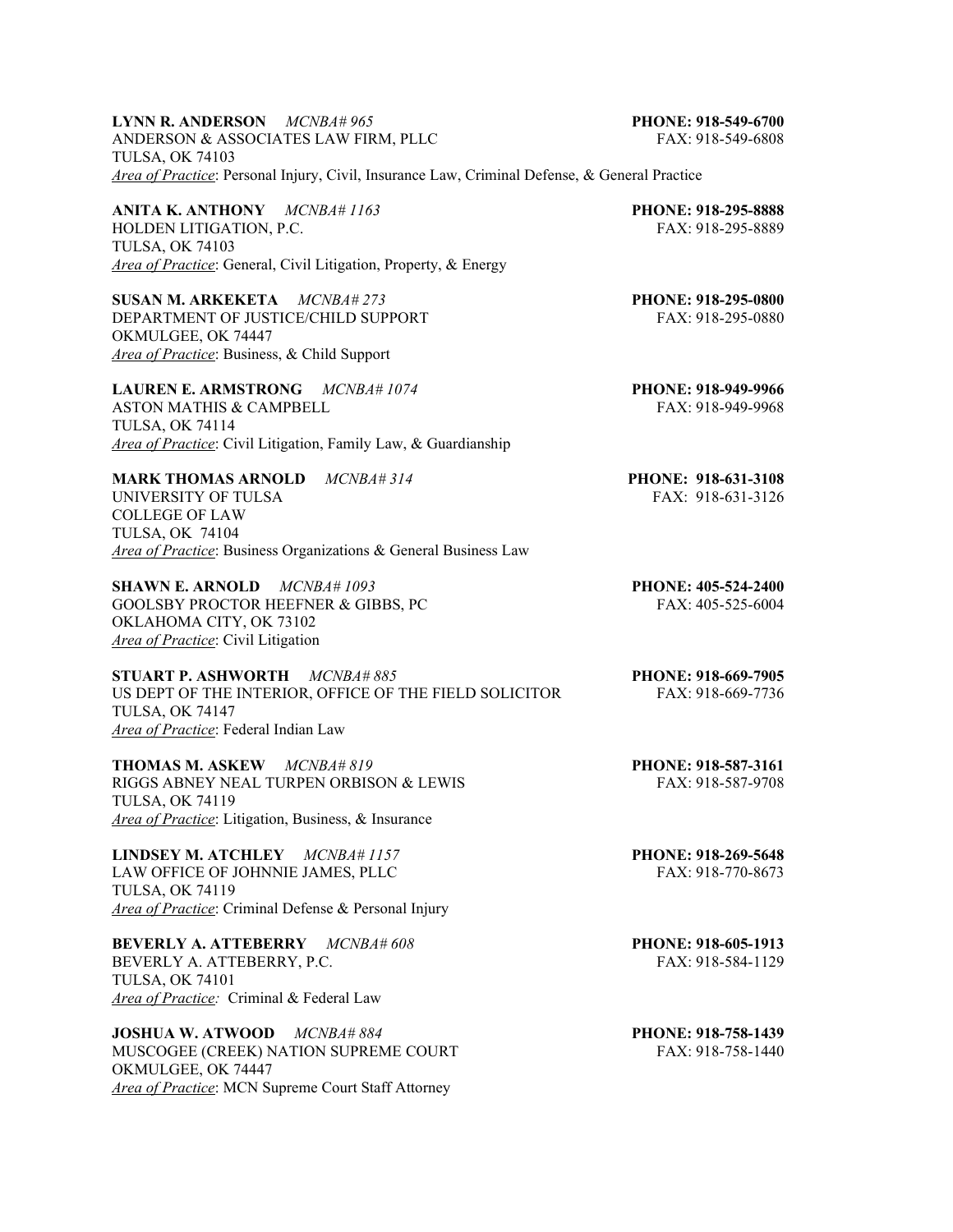**LYNN R. ANDERSON** *MCNBA# 965* **PHONE: 918-549-6700**
ANDERSON & ASSOCIATES LAW FIRM, PLLC FAX: 918-549-6808
TULSA, OK 74103
*Area of Practice*: Personal Injury, Civil, Insurance Law, Criminal Defense, & General Practice

**ANITA K. ANTHONY** *MCNBA# 1163* **PHONE: 918-295-8888**
HOLDEN LITIGATION, P.C. FAX: 918-295-8889
TULSA, OK 74103
*Area of Practice*: General, Civil Litigation, Property, & Energy

**SUSAN M. ARKEKETA** *MCNBA# 273* **PHONE: 918-295-0800**
DEPARTMENT OF JUSTICE/CHILD SUPPORT FAX: 918-295-0880
OKMULGEE, OK 74447
*Area of Practice*: Business, & Child Support

**LAUREN E. ARMSTRONG** *MCNBA# 1074* **PHONE: 918-949-9966**
ASTON MATHIS & CAMPBELL FAX: 918-949-9968
TULSA, OK 74114
*Area of Practice*: Civil Litigation, Family Law, & Guardianship

**MARK THOMAS ARNOLD** *MCNBA# 314* **PHONE: 918-631-3108**
UNIVERSITY OF TULSA FAX: 918-631-3126
COLLEGE OF LAW
TULSA, OK 74104
*Area of Practice*: Business Organizations & General Business Law

**SHAWN E. ARNOLD** *MCNBA# 1093* **PHONE: 405-524-2400**
GOOLSBY PROCTOR HEEFNER & GIBBS, PC FAX: 405-525-6004
OKLAHOMA CITY, OK 73102
*Area of Practice*: Civil Litigation

**STUART P. ASHWORTH** *MCNBA# 885* **PHONE: 918-669-7905**
US DEPT OF THE INTERIOR, OFFICE OF THE FIELD SOLICITOR FAX: 918-669-7736
TULSA, OK 74147
*Area of Practice*: Federal Indian Law

**THOMAS M. ASKEW** *MCNBA# 819* **PHONE: 918-587-3161**
RIGGS ABNEY NEAL TURPEN ORBISON & LEWIS FAX: 918-587-9708
TULSA, OK 74119
*Area of Practice*: Litigation, Business, & Insurance

**LINDSEY M. ATCHLEY** *MCNBA# 1157* **PHONE: 918-269-5648**
LAW OFFICE OF JOHNNIE JAMES, PLLC FAX: 918-770-8673
TULSA, OK 74119
*Area of Practice*: Criminal Defense & Personal Injury

**BEVERLY A. ATTEBERRY** *MCNBA# 608* **PHONE: 918-605-1913**
BEVERLY A. ATTEBERRY, P.C. FAX: 918-584-1129
TULSA, OK 74101
*Area of Practice:* Criminal & Federal Law

**JOSHUA W. ATWOOD** *MCNBA# 884* **PHONE: 918-758-1439**
MUSCOGEE (CREEK) NATION SUPREME COURT FAX: 918-758-1440
OKMULGEE, OK 74447
*Area of Practice*: MCN Supreme Court Staff Attorney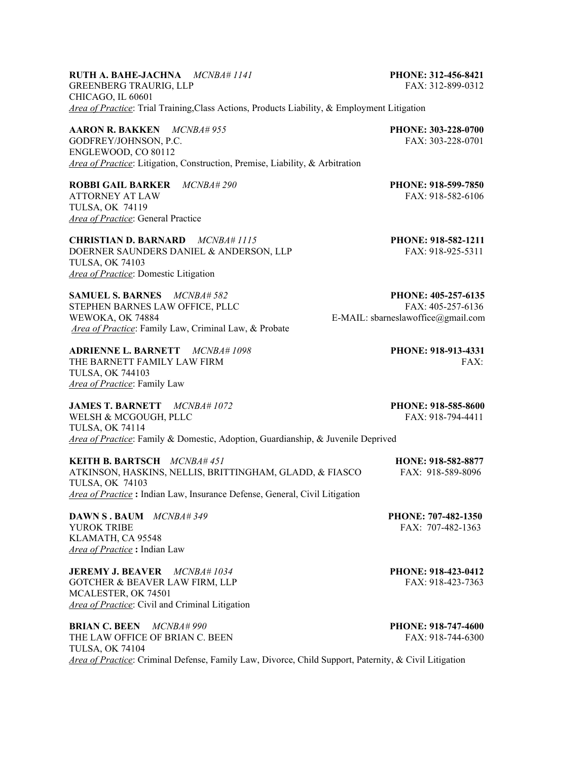**RUTH A. BAHE-JACHNA** *MCNBA# 1141* **PHONE: 312-456-8421**
GREENBERG TRAURIG, LLP FAX: 312-899-0312
CHICAGO, IL 60601
*Area of Practice*: Trial Training,Class Actions, Products Liability, & Employment Litigation

**AARON R. BAKKEN** *MCNBA# 955* **PHONE: 303-228-0700**
GODFREY/JOHNSON, P.C. FAX: 303-228-0701
ENGLEWOOD, CO 80112
*Area of Practice*: Litigation, Construction, Premise, Liability, & Arbitration

**ROBBI GAIL BARKER** *MCNBA# 290* **PHONE: 918-599-7850**
ATTORNEY AT LAW FAX: 918-582-6106
TULSA, OK 74119
*Area of Practice*: General Practice

**CHRISTIAN D. BARNARD** *MCNBA# 1115* **PHONE: 918-582-1211**
DOERNER SAUNDERS DANIEL & ANDERSON, LLP FAX: 918-925-5311
TULSA, OK 74103
*Area of Practice*: Domestic Litigation

**SAMUEL S. BARNES** *MCNBA# 582* **PHONE: 405-257-6135**
STEPHEN BARNES LAW OFFICE, PLLC FAX: 405-257-6136
WEWOKA, OK 74884 E-MAIL: sbarneslawoffice@gmail.com
*Area of Practice*: Family Law, Criminal Law, & Probate

**ADRIENNE L. BARNETT** *MCNBA# 1098* **PHONE: 918-913-4331**
THE BARNETT FAMILY LAW FIRM FAX:
TULSA, OK 744103
*Area of Practice*: Family Law

**JAMES T. BARNETT** *MCNBA# 1072* **PHONE: 918-585-8600**
WELSH & MCGOUGH, PLLC FAX: 918-794-4411
TULSA, OK 74114
*Area of Practice*: Family & Domestic, Adoption, Guardianship, & Juvenile Deprived

**KEITH B. BARTSCH** *MCNBA# 451* **HONE: 918-582-8877**
ATKINSON, HASKINS, NELLIS, BRITTINGHAM, GLADD, & FIASCO FAX: 918-589-8096
TULSA, OK 74103
*Area of Practice* **:** Indian Law, Insurance Defense, General, Civil Litigation

**DAWN S . BAUM** *MCNBA# 349* **PHONE: 707-482-1350**
YUROK TRIBE FAX: 707-482-1363
KLAMATH, CA 95548
*Area of Practice* **:** Indian Law

**JEREMY J. BEAVER** *MCNBA# 1034* **PHONE: 918-423-0412**
GOTCHER & BEAVER LAW FIRM, LLP FAX: 918-423-7363
MCALESTER, OK 74501
*Area of Practice*: Civil and Criminal Litigation

**BRIAN C. BEEN** *MCNBA# 990* **PHONE: 918-747-4600**
THE LAW OFFICE OF BRIAN C. BEEN FAX: 918-744-6300
TULSA, OK 74104
*Area of Practice*: Criminal Defense, Family Law, Divorce, Child Support, Paternity, & Civil Litigation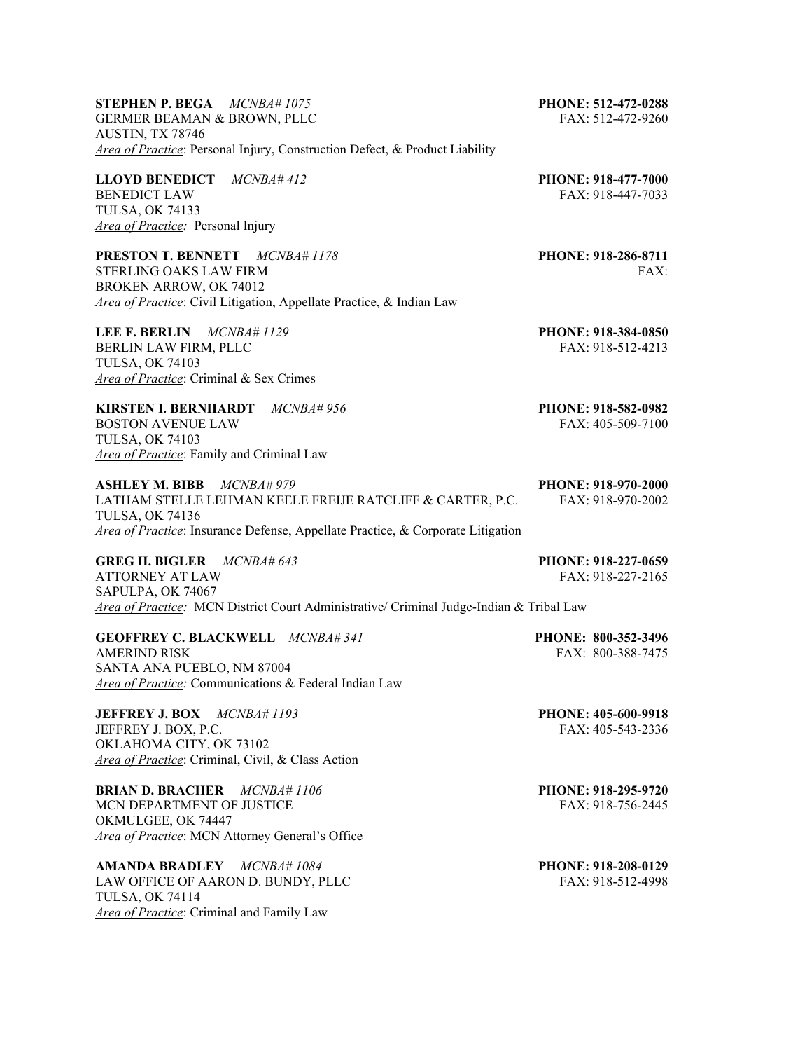**STEPHEN P. BEGA** *MCNBA# 1075* **PHONE: 512-472-0288**
GERMER BEAMAN & BROWN, PLLC FAX: 512-472-9260
AUSTIN, TX 78746
*Area of Practice*: Personal Injury, Construction Defect, & Product Liability

**LLOYD BENEDICT** *MCNBA# 412* **PHONE: 918-477-7000**
BENEDICT LAW FAX: 918-447-7033
TULSA, OK 74133
*Area of Practice:* Personal Injury

**PRESTON T. BENNETT** *MCNBA# 1178* **PHONE: 918-286-8711**
STERLING OAKS LAW FIRM FAX:
BROKEN ARROW, OK 74012
*Area of Practice*: Civil Litigation, Appellate Practice, & Indian Law

**LEE F. BERLIN** *MCNBA# 1129* **PHONE: 918-384-0850**
BERLIN LAW FIRM, PLLC FAX: 918-512-4213
TULSA, OK 74103
*Area of Practice*: Criminal & Sex Crimes

**KIRSTEN I. BERNHARDT** *MCNBA# 956* **PHONE: 918-582-0982**
BOSTON AVENUE LAW FAX: 405-509-7100
TULSA, OK 74103
*Area of Practice*: Family and Criminal Law

**ASHLEY M. BIBB** *MCNBA# 979* **PHONE: 918-970-2000**
LATHAM STELLE LEHMAN KEELE FREIJE RATCLIFF & CARTER, P.C. FAX: 918-970-2002
TULSA, OK 74136
*Area of Practice*: Insurance Defense, Appellate Practice, & Corporate Litigation

**GREG H. BIGLER** *MCNBA# 643* **PHONE: 918-227-0659**
ATTORNEY AT LAW FAX: 918-227-2165
SAPULPA, OK 74067
*Area of Practice:* MCN District Court Administrative/ Criminal Judge-Indian & Tribal Law

**GEOFFREY C. BLACKWELL** *MCNBA# 341* **PHONE: 800-352-3496**
AMERIND RISK FAX: 800-388-7475
SANTA ANA PUEBLO, NM 87004
*Area of Practice:* Communications & Federal Indian Law

**JEFFREY J. BOX** *MCNBA# 1193* **PHONE: 405-600-9918**
JEFFREY J. BOX, P.C. FAX: 405-543-2336
OKLAHOMA CITY, OK 73102
*Area of Practice*: Criminal, Civil, & Class Action

**BRIAN D. BRACHER** *MCNBA# 1106* **PHONE: 918-295-9720**
MCN DEPARTMENT OF JUSTICE FAX: 918-756-2445
OKMULGEE, OK 74447
*Area of Practice*: MCN Attorney General's Office

**AMANDA BRADLEY** *MCNBA# 1084* **PHONE: 918-208-0129**
LAW OFFICE OF AARON D. BUNDY, PLLC FAX: 918-512-4998
TULSA, OK 74114
*Area of Practice*: Criminal and Family Law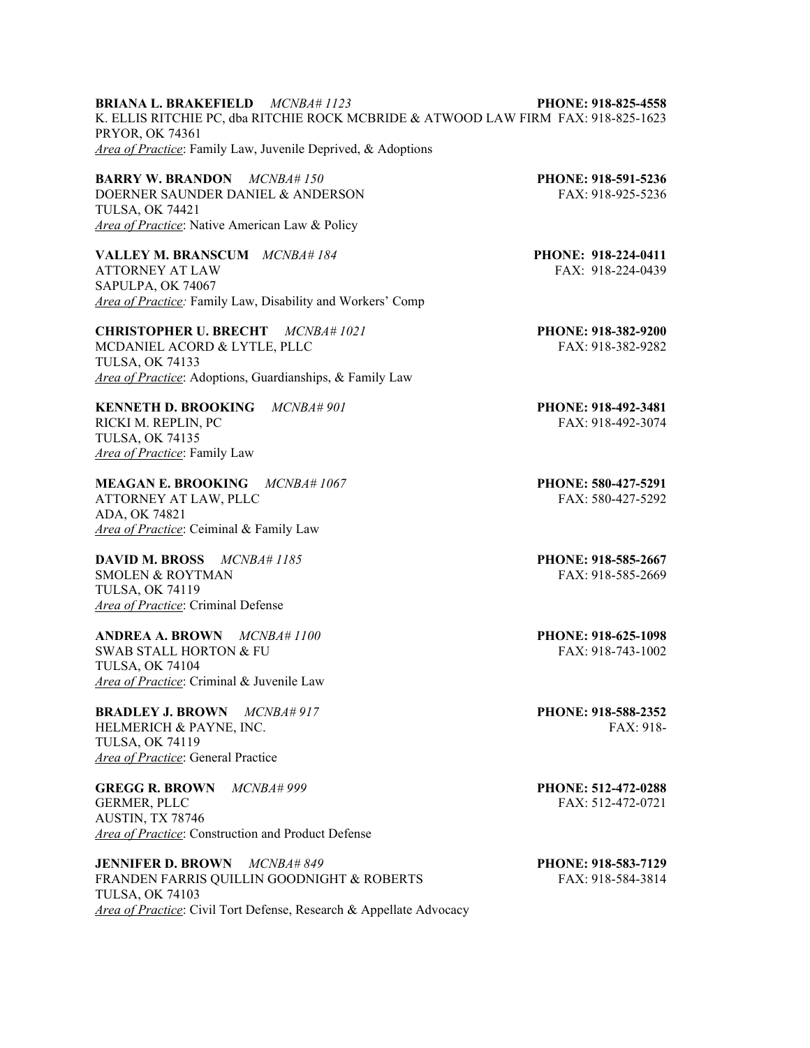**BRIANA L. BRAKEFIELD** *MCNBA# 1123* **PHONE: 918-825-4558**
K. ELLIS RITCHIE PC, dba RITCHIE ROCK MCBRIDE & ATWOOD LAW FIRM FAX: 918-825-1623
PRYOR, OK 74361
*Area of Practice*: Family Law, Juvenile Deprived, & Adoptions

**BARRY W. BRANDON** *MCNBA# 150* **PHONE: 918-591-5236**
DOERNER SAUNDER DANIEL & ANDERSON FAX: 918-925-5236
TULSA, OK 74421
*Area of Practice*: Native American Law & Policy

**VALLEY M. BRANSCUM** *MCNBA# 184* **PHONE: 918-224-0411**
ATTORNEY AT LAW FAX: 918-224-0439
SAPULPA, OK 74067
*Area of Practice:* Family Law, Disability and Workers' Comp

**CHRISTOPHER U. BRECHT** *MCNBA# 1021* **PHONE: 918-382-9200**
MCDANIEL ACORD & LYTLE, PLLC FAX: 918-382-9282
TULSA, OK 74133
*Area of Practice*: Adoptions, Guardianships, & Family Law

**KENNETH D. BROOKING** *MCNBA# 901* **PHONE: 918-492-3481**
RICKI M. REPLIN, PC FAX: 918-492-3074
TULSA, OK 74135
*Area of Practice*: Family Law

**MEAGAN E. BROOKING** *MCNBA# 1067* **PHONE: 580-427-5291**
ATTORNEY AT LAW, PLLC FAX: 580-427-5292
ADA, OK 74821
*Area of Practice*: Ceiminal & Family Law

**DAVID M. BROSS** *MCNBA# 1185* **PHONE: 918-585-2667**
SMOLEN & ROYTMAN FAX: 918-585-2669
TULSA, OK 74119
*Area of Practice*: Criminal Defense

**ANDREA A. BROWN** *MCNBA# 1100* **PHONE: 918-625-1098**
SWAB STALL HORTON & FU FAX: 918-743-1002
TULSA, OK 74104
*Area of Practice*: Criminal & Juvenile Law

**BRADLEY J. BROWN** *MCNBA# 917* **PHONE: 918-588-2352**
HELMERICH & PAYNE, INC. FAX: 918-
TULSA, OK 74119
*Area of Practice*: General Practice

**GREGG R. BROWN** *MCNBA# 999* **PHONE: 512-472-0288**
GERMER, PLLC FAX: 512-472-0721
AUSTIN, TX 78746
*Area of Practice*: Construction and Product Defense

**JENNIFER D. BROWN** *MCNBA# 849* **PHONE: 918-583-7129**
FRANDEN FARRIS QUILLIN GOODNIGHT & ROBERTS FAX: 918-584-3814
TULSA, OK 74103
*Area of Practice*: Civil Tort Defense, Research & Appellate Advocacy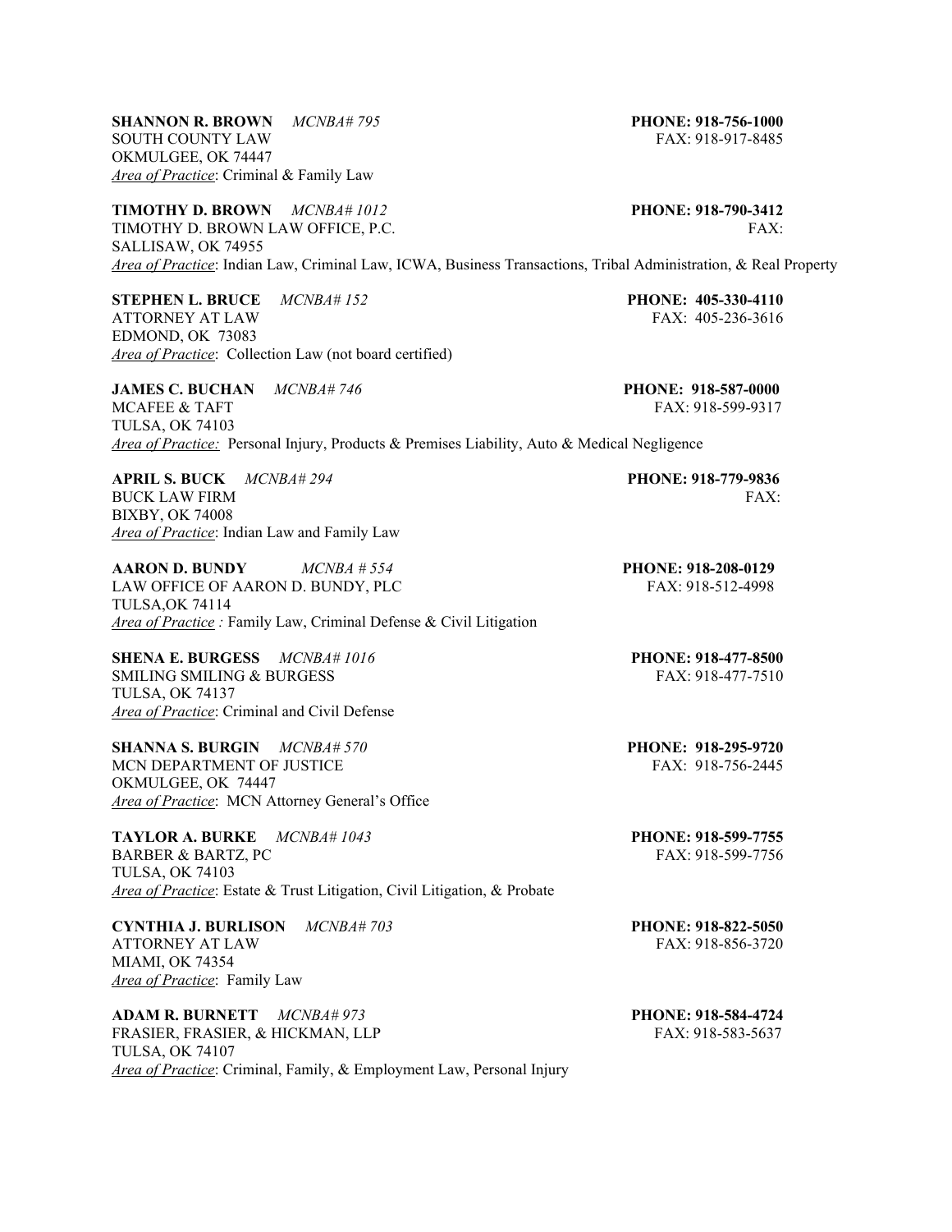**SHANNON R. BROWN** *MCNBA# 795* **PHONE: 918-756-1000**
SOUTH COUNTY LAW FAX: 918-917-8485
OKMULGEE, OK 74447
*Area of Practice*: Criminal & Family Law

**TIMOTHY D. BROWN** *MCNBA# 1012* **PHONE: 918-790-3412**
TIMOTHY D. BROWN LAW OFFICE, P.C. FAX:
SALLISAW, OK 74955
*Area of Practice*: Indian Law, Criminal Law, ICWA, Business Transactions, Tribal Administration, & Real Property

**STEPHEN L. BRUCE** *MCNBA# 152* **PHONE: 405-330-4110**
ATTORNEY AT LAW FAX: 405-236-3616
EDMOND, OK 73083
*Area of Practice*: Collection Law (not board certified)

**JAMES C. BUCHAN** *MCNBA# 746* **PHONE: 918-587-0000**
MCAFEE & TAFT FAX: 918-599-9317
TULSA, OK 74103
*Area of Practice:* Personal Injury, Products & Premises Liability, Auto & Medical Negligence

**APRIL S. BUCK** *MCNBA# 294* **PHONE: 918-779-9836**
BUCK LAW FIRM FAX:
BIXBY, OK 74008
*Area of Practice*: Indian Law and Family Law

**AARON D. BUNDY** *MCNBA # 554* **PHONE: 918-208-0129**
LAW OFFICE OF AARON D. BUNDY, PLC FAX: 918-512-4998
TULSA,OK 74114
*Area of Practice :* Family Law, Criminal Defense & Civil Litigation

**SHENA E. BURGESS** *MCNBA# 1016* **PHONE: 918-477-8500**
SMILING SMILING & BURGESS FAX: 918-477-7510
TULSA, OK 74137
*Area of Practice*: Criminal and Civil Defense

**SHANNA S. BURGIN** *MCNBA# 570* **PHONE: 918-295-9720**
MCN DEPARTMENT OF JUSTICE FAX: 918-756-2445
OKMULGEE, OK 74447
*Area of Practice*: MCN Attorney General's Office

**TAYLOR A. BURKE** *MCNBA# 1043* **PHONE: 918-599-7755**
BARBER & BARTZ, PC FAX: 918-599-7756
TULSA, OK 74103
*Area of Practice*: Estate & Trust Litigation, Civil Litigation, & Probate

**CYNTHIA J. BURLISON** *MCNBA# 703* **PHONE: 918-822-5050**
ATTORNEY AT LAW FAX: 918-856-3720
MIAMI, OK 74354
*Area of Practice*: Family Law

**ADAM R. BURNETT** *MCNBA# 973* **PHONE: 918-584-4724**
FRASIER, FRASIER, & HICKMAN, LLP FAX: 918-583-5637
TULSA, OK 74107
*Area of Practice*: Criminal, Family, & Employment Law, Personal Injury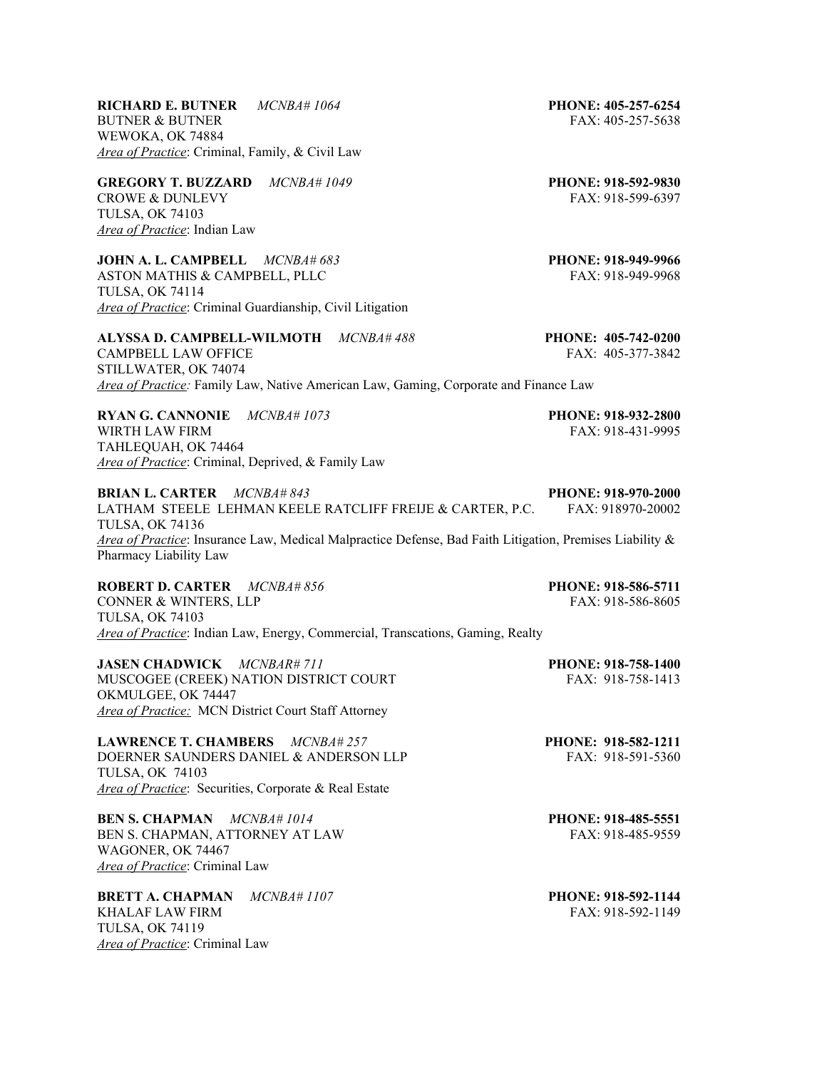**RICHARD E. BUTNER** *MCNBA# 1064* **PHONE: 405-257-6254**
BUTNER & BUTNER FAX: 405-257-5638
WEWOKA, OK 74884
*Area of Practice*: Criminal, Family, & Civil Law

**GREGORY T. BUZZARD** *MCNBA# 1049* **PHONE: 918-592-9830**
CROWE & DUNLEVY FAX: 918-599-6397
TULSA, OK 74103
*Area of Practice*: Indian Law

**JOHN A. L. CAMPBELL** *MCNBA# 683* **PHONE: 918-949-9966**
ASTON MATHIS & CAMPBELL, PLLC FAX: 918-949-9968
TULSA, OK 74114
*Area of Practice*: Criminal Guardianship, Civil Litigation

**ALYSSA D. CAMPBELL-WILMOTH** *MCNBA# 488* **PHONE: 405-742-0200**
CAMPBELL LAW OFFICE FAX: 405-377-3842
STILLWATER, OK 74074
*Area of Practice:* Family Law, Native American Law, Gaming, Corporate and Finance Law

**RYAN G. CANNONIE** *MCNBA# 1073* **PHONE: 918-932-2800**
WIRTH LAW FIRM FAX: 918-431-9995
TAHLEQUAH, OK 74464
*Area of Practice*: Criminal, Deprived, & Family Law

**BRIAN L. CARTER** *MCNBA# 843* **PHONE: 918-970-2000**
LATHAM STEELE LEHMAN KEELE RATCLIFF FREIJE & CARTER, P.C. FAX: 918970-20002
TULSA, OK 74136
*Area of Practice*: Insurance Law, Medical Malpractice Defense, Bad Faith Litigation, Premises Liability & Pharmacy Liability Law

**ROBERT D. CARTER** *MCNBA# 856* **PHONE: 918-586-5711**
CONNER & WINTERS, LLP FAX: 918-586-8605
TULSA, OK 74103
*Area of Practice*: Indian Law, Energy, Commercial, Transcations, Gaming, Realty

**JASEN CHADWICK** *MCNBAR# 711* **PHONE: 918-758-1400**
MUSCOGEE (CREEK) NATION DISTRICT COURT FAX: 918-758-1413
OKMULGEE, OK 74447
*Area of Practice:* MCN District Court Staff Attorney

**LAWRENCE T. CHAMBERS** *MCNBA# 257* **PHONE: 918-582-1211**
DOERNER SAUNDERS DANIEL & ANDERSON LLP FAX: 918-591-5360
TULSA, OK 74103
*Area of Practice*: Securities, Corporate & Real Estate

**BEN S. CHAPMAN** *MCNBA# 1014* **PHONE: 918-485-5551**
BEN S. CHAPMAN, ATTORNEY AT LAW FAX: 918-485-9559
WAGONER, OK 74467
*Area of Practice*: Criminal Law

**BRETT A. CHAPMAN** *MCNBA# 1107* **PHONE: 918-592-1144**
KHALAF LAW FIRM FAX: 918-592-1149
TULSA, OK 74119
*Area of Practice*: Criminal Law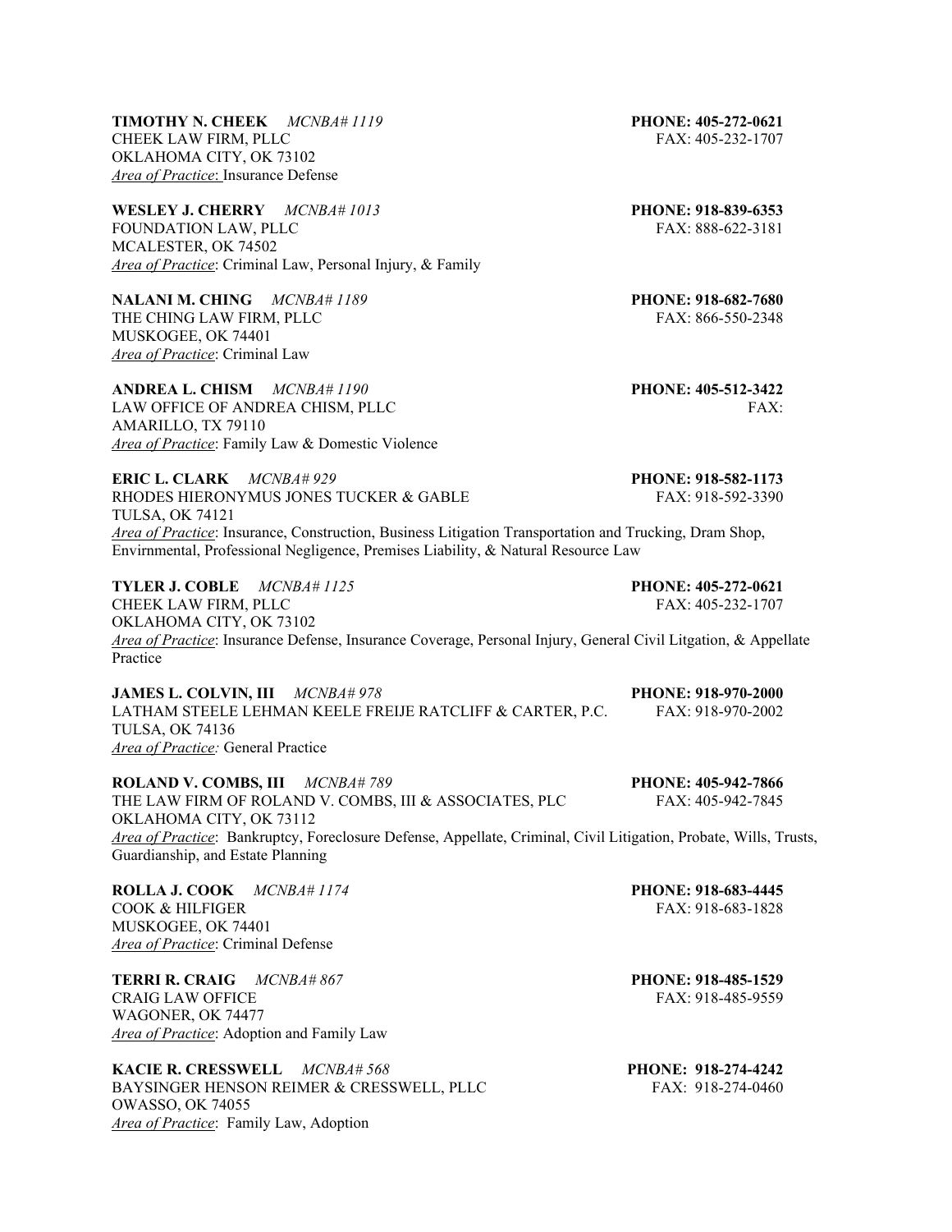**TIMOTHY N. CHEEK** *MCNBA# 1119* **PHONE: 405-272-0621**
CHEEK LAW FIRM, PLLC FAX: 405-232-1707
OKLAHOMA CITY, OK 73102
*Area of Practice*: Insurance Defense

**WESLEY J. CHERRY** *MCNBA# 1013* **PHONE: 918-839-6353**
FOUNDATION LAW, PLLC FAX: 888-622-3181
MCALESTER, OK 74502
*Area of Practice*: Criminal Law, Personal Injury, & Family

**NALANI M. CHING** *MCNBA# 1189* **PHONE: 918-682-7680**
THE CHING LAW FIRM, PLLC FAX: 866-550-2348
MUSKOGEE, OK 74401
*Area of Practice*: Criminal Law

**ANDREA L. CHISM** *MCNBA# 1190* **PHONE: 405-512-3422**
LAW OFFICE OF ANDREA CHISM, PLLC FAX:
AMARILLO, TX 79110
*Area of Practice*: Family Law & Domestic Violence

**ERIC L. CLARK** *MCNBA# 929* **PHONE: 918-582-1173**
RHODES HIERONYMUS JONES TUCKER & GABLE FAX: 918-592-3390
TULSA, OK 74121
*Area of Practice*: Insurance, Construction, Business Litigation Transportation and Trucking, Dram Shop, Envirnmental, Professional Negligence, Premises Liability, & Natural Resource Law

**TYLER J. COBLE** *MCNBA# 1125* **PHONE: 405-272-0621**
CHEEK LAW FIRM, PLLC FAX: 405-232-1707
OKLAHOMA CITY, OK 73102
*Area of Practice*: Insurance Defense, Insurance Coverage, Personal Injury, General Civil Litgation, & Appellate Practice

**JAMES L. COLVIN, III** *MCNBA# 978* **PHONE: 918-970-2000**
LATHAM STEELE LEHMAN KEELE FREIJE RATCLIFF & CARTER, P.C. FAX: 918-970-2002
TULSA, OK 74136
*Area of Practice:* General Practice

**ROLAND V. COMBS, III** *MCNBA# 789* **PHONE: 405-942-7866**
THE LAW FIRM OF ROLAND V. COMBS, III & ASSOCIATES, PLC FAX: 405-942-7845
OKLAHOMA CITY, OK 73112
*Area of Practice*: Bankruptcy, Foreclosure Defense, Appellate, Criminal, Civil Litigation, Probate, Wills, Trusts, Guardianship, and Estate Planning

**ROLLA J. COOK** *MCNBA# 1174* **PHONE: 918-683-4445**
COOK & HILFIGER FAX: 918-683-1828
MUSKOGEE, OK 74401
*Area of Practice*: Criminal Defense

**TERRI R. CRAIG** *MCNBA# 867* **PHONE: 918-485-1529**
CRAIG LAW OFFICE FAX: 918-485-9559
WAGONER, OK 74477
*Area of Practice*: Adoption and Family Law

**KACIE R. CRESSWELL** *MCNBA# 568* **PHONE: 918-274-4242**
BAYSINGER HENSON REIMER & CRESSWELL, PLLC FAX: 918-274-0460
OWASSO, OK 74055
*Area of Practice*: Family Law, Adoption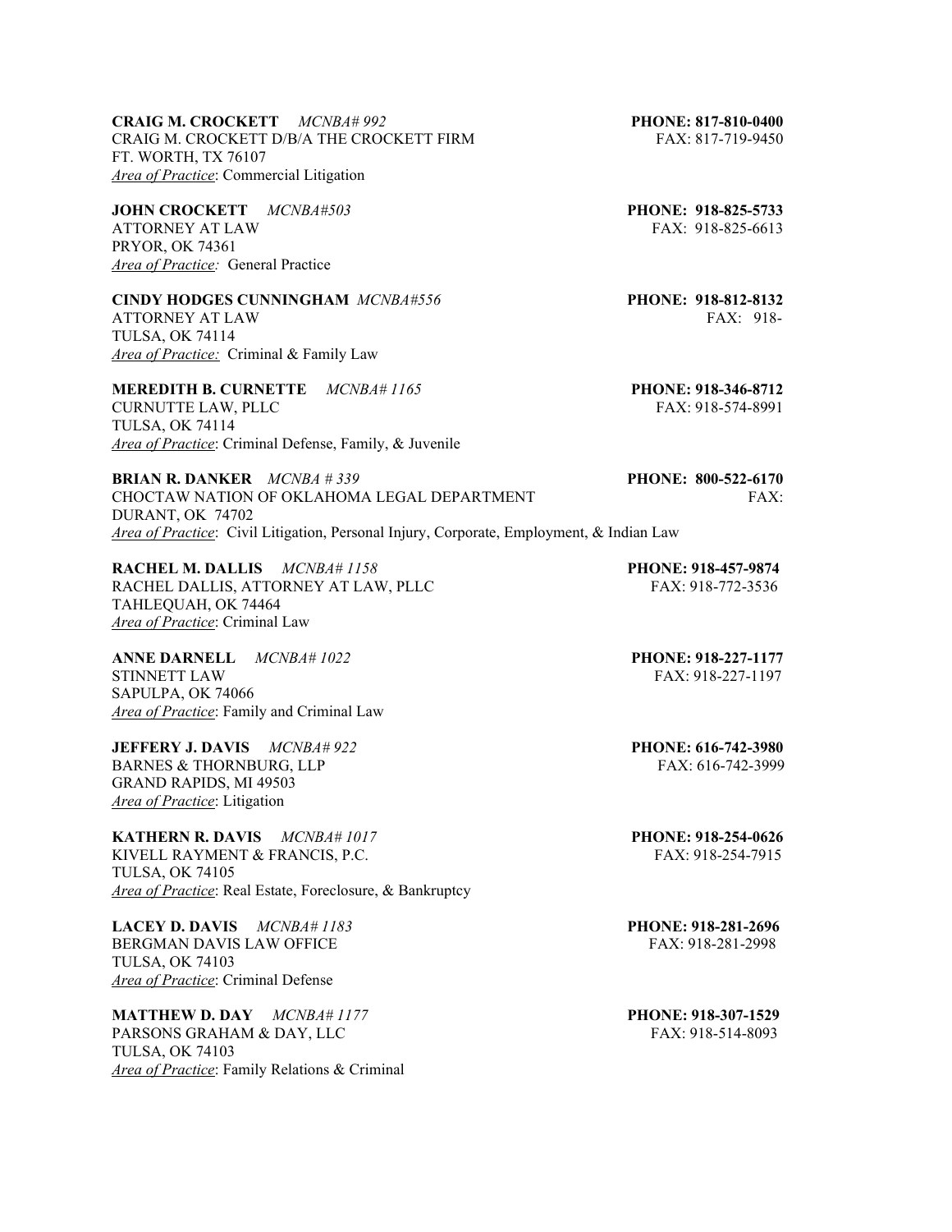**CRAIG M. CROCKETT** *MCNBA# 992* **PHONE: 817-810-0400**
CRAIG M. CROCKETT D/B/A THE CROCKETT FIRM FAX: 817-719-9450
FT. WORTH, TX 76107
*Area of Practice*: Commercial Litigation

**JOHN CROCKETT** *MCNBA#503* **PHONE: 918-825-5733**
ATTORNEY AT LAW FAX: 918-825-6613
PRYOR, OK 74361
*Area of Practice:* General Practice

**CINDY HODGES CUNNINGHAM** *MCNBA#556* **PHONE: 918-812-8132**
ATTORNEY AT LAW FAX: 918-
TULSA, OK 74114
*Area of Practice:* Criminal & Family Law

**MEREDITH B. CURNETTE** *MCNBA# 1165* **PHONE: 918-346-8712**
CURNUTTE LAW, PLLC FAX: 918-574-8991
TULSA, OK 74114
*Area of Practice*: Criminal Defense, Family, & Juvenile

**BRIAN R. DANKER** *MCNBA # 339* **PHONE: 800-522-6170**
CHOCTAW NATION OF OKLAHOMA LEGAL DEPARTMENT FAX:
DURANT, OK 74702
*Area of Practice*: Civil Litigation, Personal Injury, Corporate, Employment, & Indian Law

**RACHEL M. DALLIS** *MCNBA# 1158* **PHONE: 918-457-9874**
RACHEL DALLIS, ATTORNEY AT LAW, PLLC FAX: 918-772-3536
TAHLEQUAH, OK 74464
*Area of Practice*: Criminal Law

**ANNE DARNELL** *MCNBA# 1022* **PHONE: 918-227-1177**
STINNETT LAW FAX: 918-227-1197
SAPULPA, OK 74066
*Area of Practice*: Family and Criminal Law

**JEFFERY J. DAVIS** *MCNBA# 922* **PHONE: 616-742-3980**
BARNES & THORNBURG, LLP FAX: 616-742-3999
GRAND RAPIDS, MI 49503
*Area of Practice*: Litigation

**KATHERN R. DAVIS** *MCNBA# 1017* **PHONE: 918-254-0626**
KIVELL RAYMENT & FRANCIS, P.C. FAX: 918-254-7915
TULSA, OK 74105
*Area of Practice*: Real Estate, Foreclosure, & Bankruptcy

**LACEY D. DAVIS** *MCNBA# 1183* **PHONE: 918-281-2696**
BERGMAN DAVIS LAW OFFICE FAX: 918-281-2998
TULSA, OK 74103
*Area of Practice*: Criminal Defense

**MATTHEW D. DAY** *MCNBA# 1177* **PHONE: 918-307-1529**
PARSONS GRAHAM & DAY, LLC FAX: 918-514-8093
TULSA, OK 74103
*Area of Practice*: Family Relations & Criminal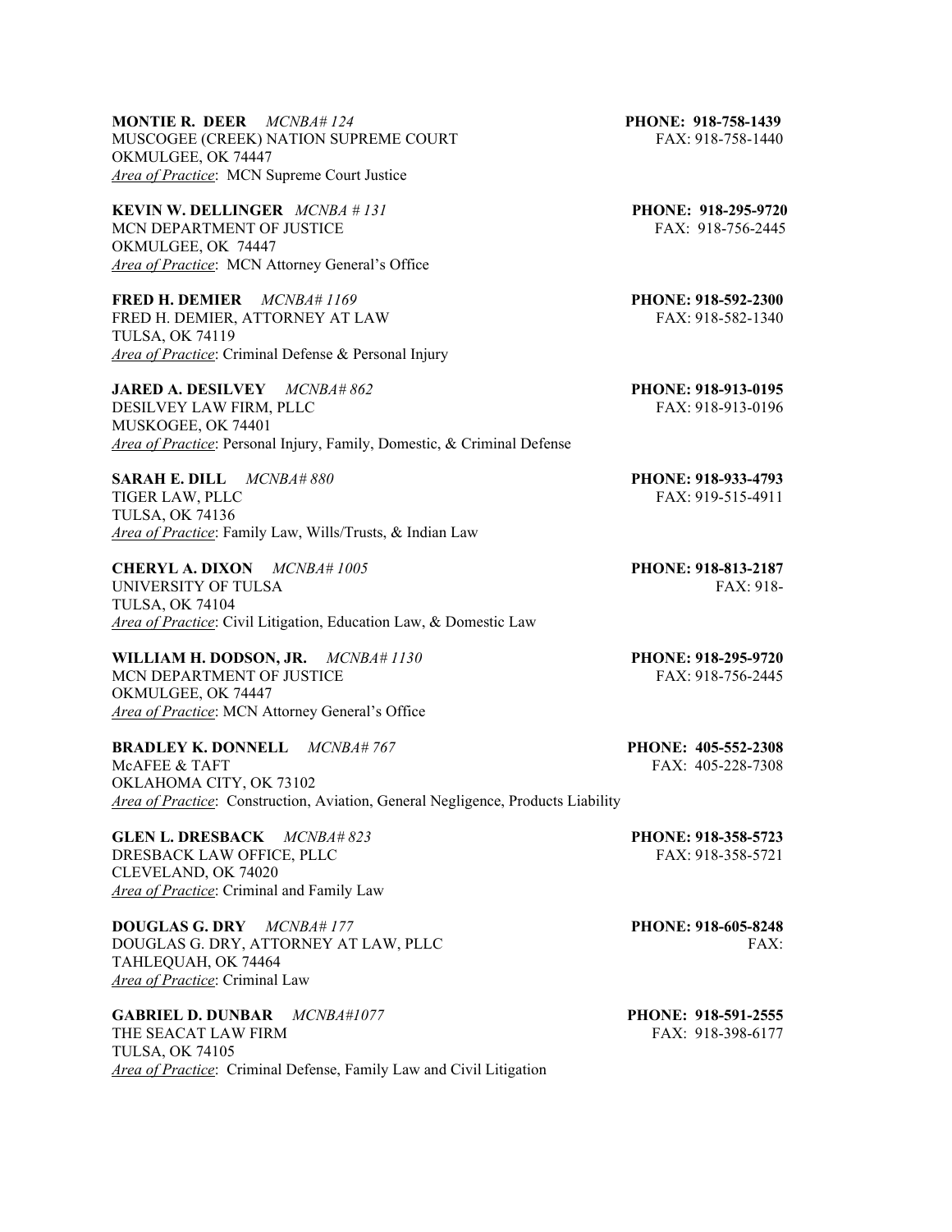**MONTIE R. DEER** *MCNBA# 124* **PHONE: 918-758-1439**
MUSCOGEE (CREEK) NATION SUPREME COURT FAX: 918-758-1440
OKMULGEE, OK 74447
*Area of Practice*: MCN Supreme Court Justice

**KEVIN W. DELLINGER** *MCNBA # 131* **PHONE: 918-295-9720**
MCN DEPARTMENT OF JUSTICE FAX: 918-756-2445
OKMULGEE, OK 74447
*Area of Practice*: MCN Attorney General's Office

**FRED H. DEMIER** *MCNBA# 1169* **PHONE: 918-592-2300**
FRED H. DEMIER, ATTORNEY AT LAW FAX: 918-582-1340
TULSA, OK 74119
*Area of Practice*: Criminal Defense & Personal Injury

**JARED A. DESILVEY** *MCNBA# 862* **PHONE: 918-913-0195**
DESILVEY LAW FIRM, PLLC FAX: 918-913-0196
MUSKOGEE, OK 74401
*Area of Practice*: Personal Injury, Family, Domestic, & Criminal Defense

**SARAH E. DILL** *MCNBA# 880* **PHONE: 918-933-4793**
TIGER LAW, PLLC FAX: 919-515-4911
TULSA, OK 74136
*Area of Practice*: Family Law, Wills/Trusts, & Indian Law

**CHERYL A. DIXON** *MCNBA# 1005* **PHONE: 918-813-2187**
UNIVERSITY OF TULSA FAX: 918-
TULSA, OK 74104
*Area of Practice*: Civil Litigation, Education Law, & Domestic Law

**WILLIAM H. DODSON, JR.** *MCNBA# 1130* **PHONE: 918-295-9720**
MCN DEPARTMENT OF JUSTICE FAX: 918-756-2445
OKMULGEE, OK 74447
*Area of Practice*: MCN Attorney General's Office

**BRADLEY K. DONNELL** *MCNBA# 767* **PHONE: 405-552-2308**
McAFEE & TAFT FAX: 405-228-7308
OKLAHOMA CITY, OK 73102
*Area of Practice*: Construction, Aviation, General Negligence, Products Liability

**GLEN L. DRESBACK** *MCNBA# 823* **PHONE: 918-358-5723**
DRESBACK LAW OFFICE, PLLC FAX: 918-358-5721
CLEVELAND, OK 74020
*Area of Practice*: Criminal and Family Law

**DOUGLAS G. DRY** *MCNBA# 177* **PHONE: 918-605-8248**
DOUGLAS G. DRY, ATTORNEY AT LAW, PLLC FAX:
TAHLEQUAH, OK 74464
*Area of Practice*: Criminal Law

**GABRIEL D. DUNBAR** *MCNBA#1077* **PHONE: 918-591-2555**
THE SEACAT LAW FIRM FAX: 918-398-6177
TULSA, OK 74105
*Area of Practice*: Criminal Defense, Family Law and Civil Litigation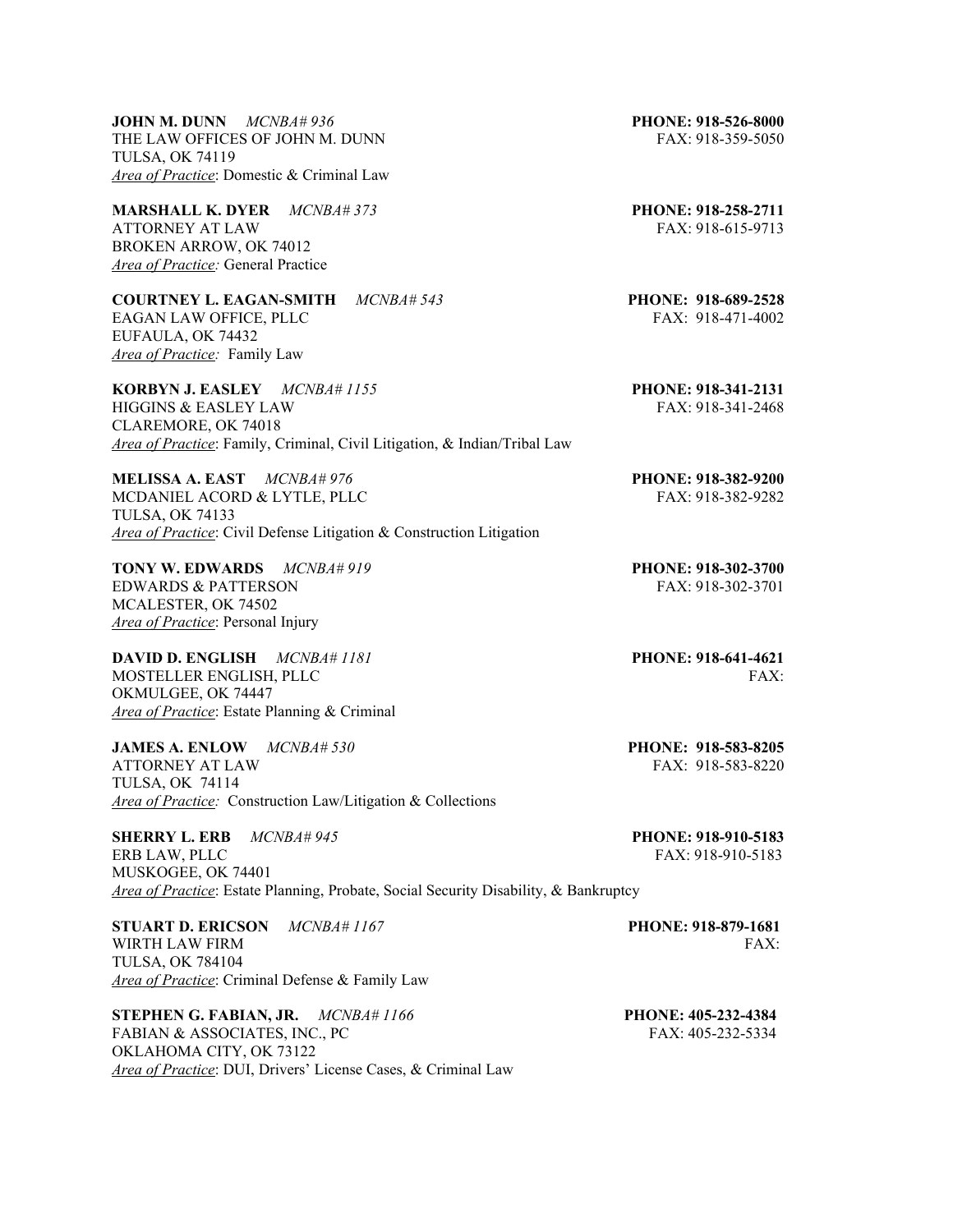**JOHN M. DUNN** *MCNBA# 936* **PHONE: 918-526-8000**
THE LAW OFFICES OF JOHN M. DUNN FAX: 918-359-5050
TULSA, OK 74119
*Area of Practice*: Domestic & Criminal Law

**MARSHALL K. DYER** *MCNBA# 373* **PHONE: 918-258-2711**
ATTORNEY AT LAW FAX: 918-615-9713
BROKEN ARROW, OK 74012
*Area of Practice:* General Practice

**COURTNEY L. EAGAN-SMITH** *MCNBA# 543* **PHONE: 918-689-2528**
EAGAN LAW OFFICE, PLLC FAX: 918-471-4002
EUFAULA, OK 74432
*Area of Practice:* Family Law

**KORBYN J. EASLEY** *MCNBA# 1155* **PHONE: 918-341-2131**
HIGGINS & EASLEY LAW FAX: 918-341-2468
CLAREMORE, OK 74018
*Area of Practice*: Family, Criminal, Civil Litigation, & Indian/Tribal Law

**MELISSA A. EAST** *MCNBA# 976* **PHONE: 918-382-9200**
MCDANIEL ACORD & LYTLE, PLLC FAX: 918-382-9282
TULSA, OK 74133
*Area of Practice*: Civil Defense Litigation & Construction Litigation

**TONY W. EDWARDS** *MCNBA# 919* **PHONE: 918-302-3700**
EDWARDS & PATTERSON FAX: 918-302-3701
MCALESTER, OK 74502
*Area of Practice*: Personal Injury

**DAVID D. ENGLISH** *MCNBA# 1181* **PHONE: 918-641-4621**
MOSTELLER ENGLISH, PLLC FAX:
OKMULGEE, OK 74447
*Area of Practice*: Estate Planning & Criminal

**JAMES A. ENLOW** *MCNBA# 530* **PHONE: 918-583-8205**
ATTORNEY AT LAW FAX: 918-583-8220
TULSA, OK 74114
*Area of Practice:* Construction Law/Litigation & Collections

**SHERRY L. ERB** *MCNBA# 945* **PHONE: 918-910-5183**
ERB LAW, PLLC FAX: 918-910-5183
MUSKOGEE, OK 74401
*Area of Practice*: Estate Planning, Probate, Social Security Disability, & Bankruptcy

**STUART D. ERICSON** *MCNBA# 1167* **PHONE: 918-879-1681**
WIRTH LAW FIRM FAX:
TULSA, OK 784104
*Area of Practice*: Criminal Defense & Family Law

**STEPHEN G. FABIAN, JR.** *MCNBA# 1166* **PHONE: 405-232-4384**
FABIAN & ASSOCIATES, INC., PC FAX: 405-232-5334
OKLAHOMA CITY, OK 73122
*Area of Practice*: DUI, Drivers' License Cases, & Criminal Law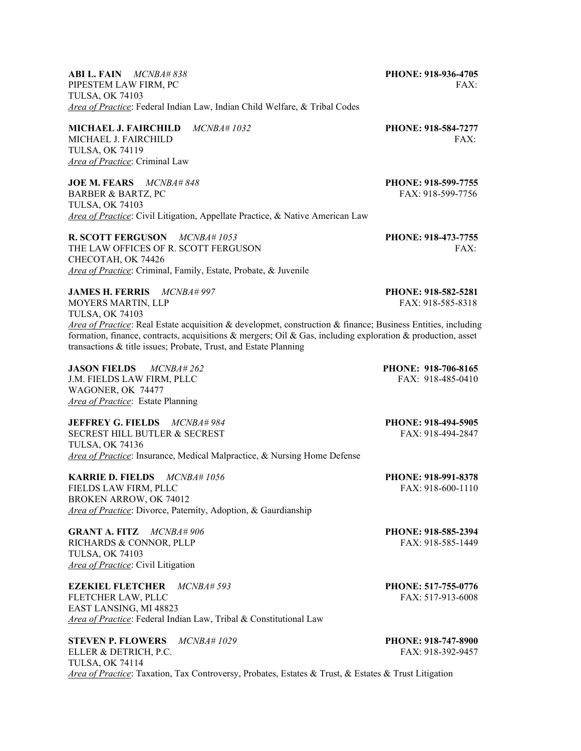**ABI L. FAIN** *MCNBA# 838* **PHONE: 918-936-4705**
PIPESTEM LAW FIRM, PC FAX:
TULSA, OK 74103
*Area of Practice*: Federal Indian Law, Indian Child Welfare, & Tribal Codes

**MICHAEL J. FAIRCHILD** *MCNBA# 1032* **PHONE: 918-584-7277**
MICHAEL J. FAIRCHILD FAX:
TULSA, OK 74119
*Area of Practice*: Criminal Law

**JOE M. FEARS** *MCNBA# 848* **PHONE: 918-599-7755**
BARBER & BARTZ, PC FAX: 918-599-7756
TULSA, OK 74103
*Area of Practice*: Civil Litigation, Appellate Practice, & Native American Law

**R. SCOTT FERGUSON** *MCNBA# 1053* **PHONE: 918-473-7755**
THE LAW OFFICES OF R. SCOTT FERGUSON FAX:
CHECOTAH, OK 74426
*Area of Practice*: Criminal, Family, Estate, Probate, & Juvenile

**JAMES H. FERRIS** *MCNBA# 997* **PHONE: 918-582-5281**
MOYERS MARTIN, LLP FAX: 918-585-8318
TULSA, OK 74103
*Area of Practice*: Real Estate acquisition & developmet, construction & finance; Business Entities, including formation, finance, contracts, acquisitions & mergers; Oil & Gas, including exploration & production, asset transactions & title issues; Probate, Trust, and Estate Planning

**JASON FIELDS** *MCNBA# 262* **PHONE: 918-706-8165**
J.M. FIELDS LAW FIRM, PLLC FAX: 918-485-0410
WAGONER, OK 74477
*Area of Practice*: Estate Planning

**JEFFREY G. FIELDS** *MCNBA# 984* **PHONE: 918-494-5905**
SECREST HILL BUTLER & SECREST FAX: 918-494-2847
TULSA, OK 74136
*Area of Practice*: Insurance, Medical Malpractice, & Nursing Home Defense

**KARRIE D. FIELDS** *MCNBA# 1056* **PHONE: 918-991-8378**
FIELDS LAW FIRM, PLLC FAX: 918-600-1110
BROKEN ARROW, OK 74012
*Area of Practice*: Divorce, Paternity, Adoption, & Gaurdianship

**GRANT A. FITZ** *MCNBA# 906* **PHONE: 918-585-2394**
RICHARDS & CONNOR, PLLP FAX: 918-585-1449
TULSA, OK 74103
*Area of Practice*: Civil Litigation

**EZEKIEL FLETCHER** *MCNBA# 593* **PHONE: 517-755-0776**
FLETCHER LAW, PLLC FAX: 517-913-6008
EAST LANSING, MI 48823
*Area of Practice*: Federal Indian Law, Tribal & Constitutional Law

**STEVEN P. FLOWERS** *MCNBA# 1029* **PHONE: 918-747-8900**
ELLER & DETRICH, P.C. FAX: 918-392-9457
TULSA, OK 74114
*Area of Practice*: Taxation, Tax Controversy, Probates, Estates & Trust, & Estates & Trust Litigation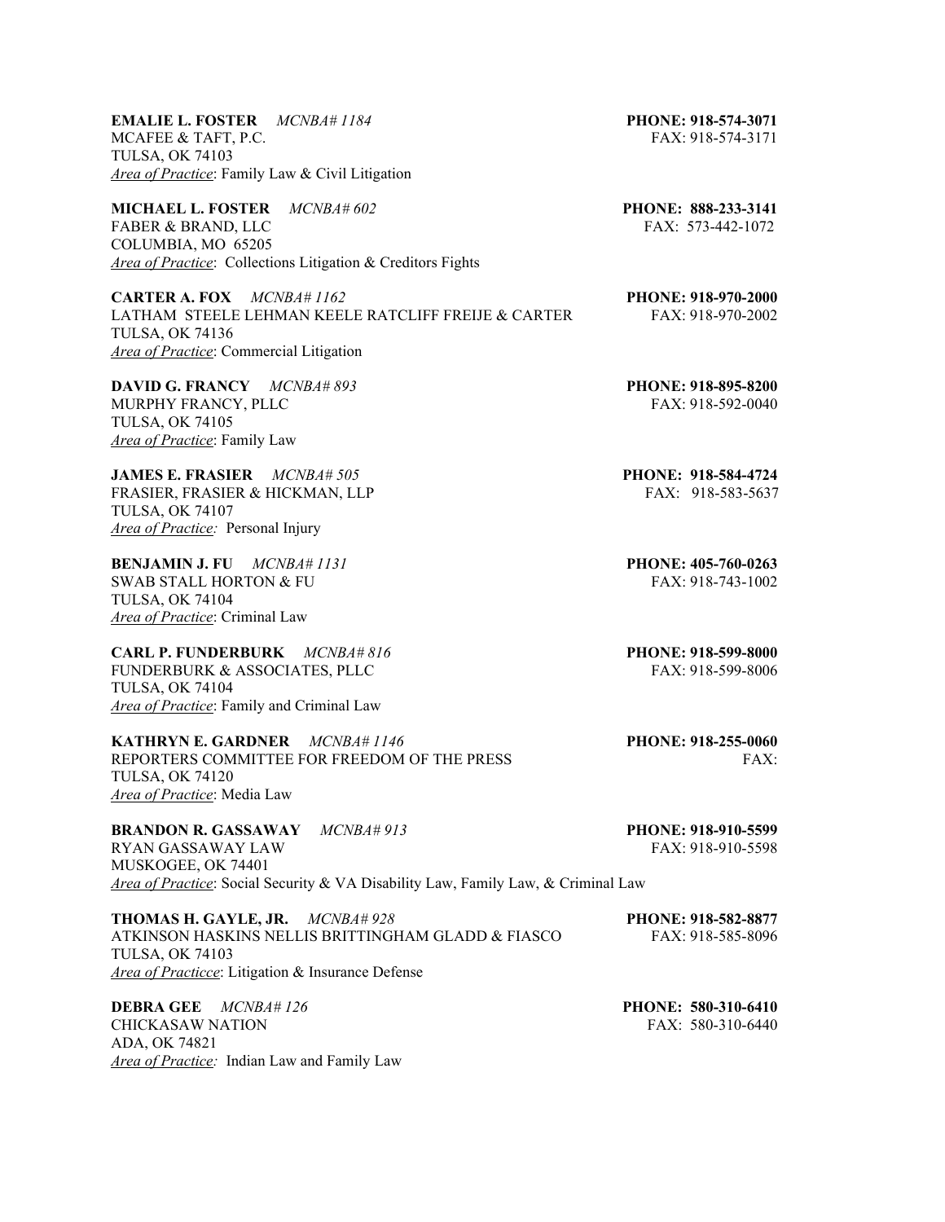**EMALIE L. FOSTER** *MCNBA# 1184* **PHONE: 918-574-3071**
MCAFEE & TAFT, P.C. FAX: 918-574-3171
TULSA, OK 74103
*Area of Practice*: Family Law & Civil Litigation

**MICHAEL L. FOSTER** *MCNBA# 602* **PHONE: 888-233-3141**
FABER & BRAND, LLC FAX: 573-442-1072
COLUMBIA, MO 65205
*Area of Practice*: Collections Litigation & Creditors Fights

**CARTER A. FOX** *MCNBA# 1162* **PHONE: 918-970-2000**
LATHAM STEELE LEHMAN KEELE RATCLIFF FREIJE & CARTER FAX: 918-970-2002
TULSA, OK 74136
*Area of Practice*: Commercial Litigation

**DAVID G. FRANCY** *MCNBA# 893* **PHONE: 918-895-8200**
MURPHY FRANCY, PLLC FAX: 918-592-0040
TULSA, OK 74105
*Area of Practice*: Family Law

**JAMES E. FRASIER** *MCNBA# 505* **PHONE: 918-584-4724**
FRASIER, FRASIER & HICKMAN, LLP FAX: 918-583-5637
TULSA, OK 74107
*Area of Practice:* Personal Injury

**BENJAMIN J. FU** *MCNBA# 1131* **PHONE: 405-760-0263**
SWAB STALL HORTON & FU FAX: 918-743-1002
TULSA, OK 74104
*Area of Practice*: Criminal Law

**CARL P. FUNDERBURK** *MCNBA# 816* **PHONE: 918-599-8000**
FUNDERBURK & ASSOCIATES, PLLC FAX: 918-599-8006
TULSA, OK 74104
*Area of Practice*: Family and Criminal Law

**KATHRYN E. GARDNER** *MCNBA# 1146* **PHONE: 918-255-0060**
REPORTERS COMMITTEE FOR FREEDOM OF THE PRESS FAX:
TULSA, OK 74120
*Area of Practice*: Media Law

**BRANDON R. GASSAWAY** *MCNBA# 913* **PHONE: 918-910-5599**
RYAN GASSAWAY LAW FAX: 918-910-5598
MUSKOGEE, OK 74401
*Area of Practice*: Social Security & VA Disability Law, Family Law, & Criminal Law

**THOMAS H. GAYLE, JR.** *MCNBA# 928* **PHONE: 918-582-8877**
ATKINSON HASKINS NELLIS BRITTINGHAM GLADD & FIASCO FAX: 918-585-8096
TULSA, OK 74103
*Area of Practicce*: Litigation & Insurance Defense

**DEBRA GEE** *MCNBA# 126* **PHONE: 580-310-6410**
CHICKASAW NATION FAX: 580-310-6440
ADA, OK 74821
*Area of Practice:* Indian Law and Family Law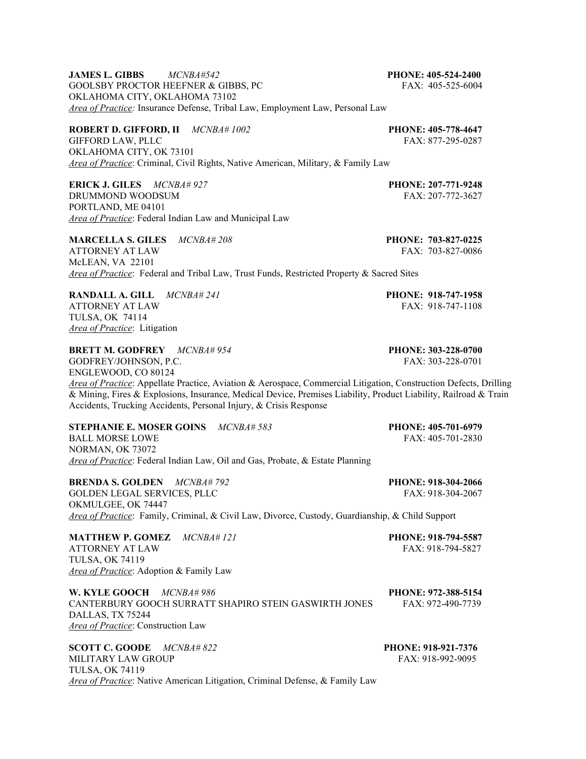**JAMES L. GIBBS** *MCNBA#542* **PHONE: 405-524-2400**
GOOLSBY PROCTOR HEEFNER & GIBBS, PC FAX: 405-525-6004
OKLAHOMA CITY, OKLAHOMA 73102
*Area of Practice:* Insurance Defense, Tribal Law, Employment Law, Personal Law

**ROBERT D. GIFFORD, II** *MCNBA# 1002* **PHONE: 405-778-4647**
GIFFORD LAW, PLLC FAX: 877-295-0287
OKLAHOMA CITY, OK 73101
*Area of Practice*: Criminal, Civil Rights, Native American, Military, & Family Law

**ERICK J. GILES** *MCNBA# 927* **PHONE: 207-771-9248**
DRUMMOND WOODSUM FAX: 207-772-3627
PORTLAND, ME 04101
*Area of Practice*: Federal Indian Law and Municipal Law

**MARCELLA S. GILES** *MCNBA# 208* **PHONE: 703-827-0225**
ATTORNEY AT LAW FAX: 703-827-0086
McLEAN, VA 22101
*Area of Practice*: Federal and Tribal Law, Trust Funds, Restricted Property & Sacred Sites

**RANDALL A. GILL** *MCNBA# 241* **PHONE: 918-747-1958**
ATTORNEY AT LAW FAX: 918-747-1108
TULSA, OK 74114
*Area of Practice*: Litigation

**BRETT M. GODFREY** *MCNBA# 954* **PHONE: 303-228-0700**
GODFREY/JOHNSON, P.C. FAX: 303-228-0701
ENGLEWOOD, CO 80124
*Area of Practice*: Appellate Practice, Aviation & Aerospace, Commercial Litigation, Construction Defects, Drilling & Mining, Fires & Explosions, Insurance, Medical Device, Premises Liability, Product Liability, Railroad & Train Accidents, Trucking Accidents, Personal Injury, & Crisis Response

**STEPHANIE E. MOSER GOINS** *MCNBA# 583* **PHONE: 405-701-6979**
BALL MORSE LOWE FAX: 405-701-2830
NORMAN, OK 73072
*Area of Practice*: Federal Indian Law, Oil and Gas, Probate, & Estate Planning

**BRENDA S. GOLDEN** *MCNBA# 792* **PHONE: 918-304-2066**
GOLDEN LEGAL SERVICES, PLLC FAX: 918-304-2067
OKMULGEE, OK 74447
*Area of Practice*: Family, Criminal, & Civil Law, Divorce, Custody, Guardianship, & Child Support

**MATTHEW P. GOMEZ** *MCNBA# 121* **PHONE: 918-794-5587**
ATTORNEY AT LAW FAX: 918-794-5827
TULSA, OK 74119
*Area of Practice*: Adoption & Family Law

**W. KYLE GOOCH** *MCNBA# 986* **PHONE: 972-388-5154**
CANTERBURY GOOCH SURRATT SHAPIRO STEIN GASWIRTH JONES FAX: 972-490-7739
DALLAS, TX 75244
*Area of Practice*: Construction Law

**SCOTT C. GOODE** *MCNBA# 822* **PHONE: 918-921-7376**
MILITARY LAW GROUP FAX: 918-992-9095
TULSA, OK 74119
*Area of Practice*: Native American Litigation, Criminal Defense, & Family Law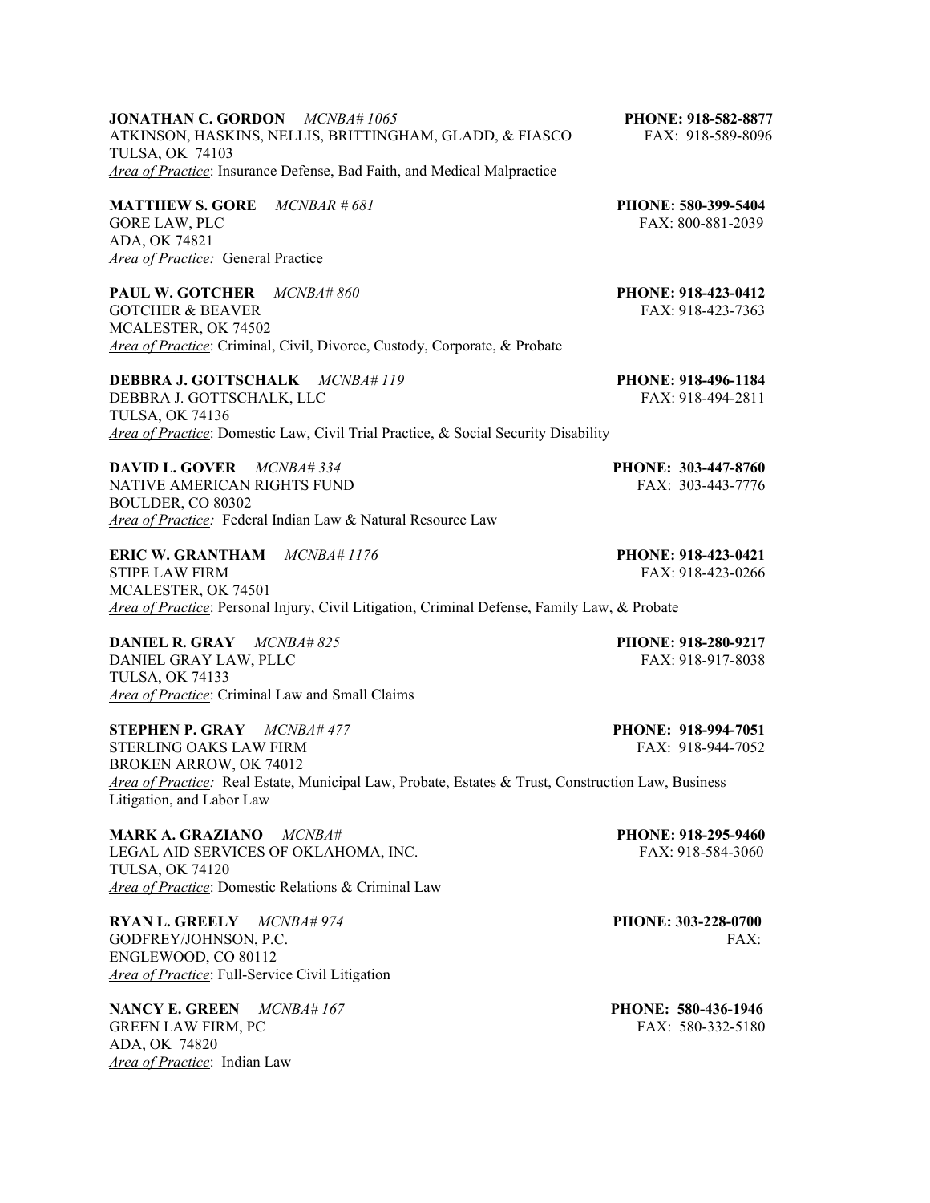**JONATHAN C. GORDON** *MCNBA# 1065* **PHONE: 918-582-8877**
ATKINSON, HASKINS, NELLIS, BRITTINGHAM, GLADD, & FIASCO FAX: 918-589-8096
TULSA, OK 74103
*Area of Practice*: Insurance Defense, Bad Faith, and Medical Malpractice

**MATTHEW S. GORE** *MCNBAR # 681* **PHONE: 580-399-5404**
GORE LAW, PLC FAX: 800-881-2039
ADA, OK 74821
*Area of Practice:* General Practice

**PAUL W. GOTCHER** *MCNBA# 860* **PHONE: 918-423-0412**
GOTCHER & BEAVER FAX: 918-423-7363
MCALESTER, OK 74502
*Area of Practice*: Criminal, Civil, Divorce, Custody, Corporate, & Probate

**DEBBRA J. GOTTSCHALK** *MCNBA# 119* **PHONE: 918-496-1184**
DEBBRA J. GOTTSCHALK, LLC FAX: 918-494-2811
TULSA, OK 74136
*Area of Practice*: Domestic Law, Civil Trial Practice, & Social Security Disability

**DAVID L. GOVER** *MCNBA# 334* **PHONE: 303-447-8760**
NATIVE AMERICAN RIGHTS FUND FAX: 303-443-7776
BOULDER, CO 80302
*Area of Practice:* Federal Indian Law & Natural Resource Law

**ERIC W. GRANTHAM** *MCNBA# 1176* **PHONE: 918-423-0421**
STIPE LAW FIRM FAX: 918-423-0266
MCALESTER, OK 74501
*Area of Practice*: Personal Injury, Civil Litigation, Criminal Defense, Family Law, & Probate

**DANIEL R. GRAY** *MCNBA# 825* **PHONE: 918-280-9217**
DANIEL GRAY LAW, PLLC FAX: 918-917-8038
TULSA, OK 74133
*Area of Practice*: Criminal Law and Small Claims

**STEPHEN P. GRAY** *MCNBA# 477* **PHONE: 918-994-7051**
STERLING OAKS LAW FIRM FAX: 918-944-7052
BROKEN ARROW, OK 74012
*Area of Practice:* Real Estate, Municipal Law, Probate, Estates & Trust, Construction Law, Business Litigation, and Labor Law

**MARK A. GRAZIANO** *MCNBA#* **PHONE: 918-295-9460**
LEGAL AID SERVICES OF OKLAHOMA, INC. FAX: 918-584-3060
TULSA, OK 74120
*Area of Practice*: Domestic Relations & Criminal Law

**RYAN L. GREELY** *MCNBA# 974* **PHONE: 303-228-0700**
GODFREY/JOHNSON, P.C. FAX:
ENGLEWOOD, CO 80112
*Area of Practice*: Full-Service Civil Litigation

**NANCY E. GREEN** *MCNBA# 167* **PHONE: 580-436-1946**
GREEN LAW FIRM, PC FAX: 580-332-5180
ADA, OK 74820
*Area of Practice*: Indian Law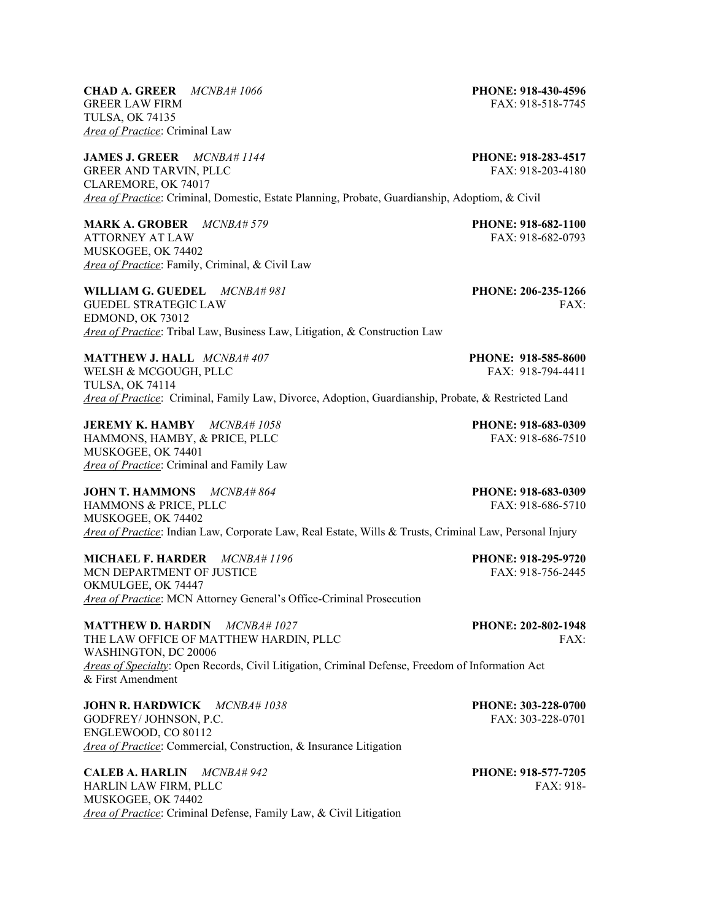**CHAD A. GREER** *MCNBA# 1066* **PHONE: 918-430-4596**
GREER LAW FIRM FAX: 918-518-7745
TULSA, OK 74135
*Area of Practice*: Criminal Law

**JAMES J. GREER** *MCNBA# 1144* **PHONE: 918-283-4517**
GREER AND TARVIN, PLLC FAX: 918-203-4180
CLAREMORE, OK 74017
*Area of Practice*: Criminal, Domestic, Estate Planning, Probate, Guardianship, Adoptiom, & Civil

**MARK A. GROBER** *MCNBA# 579* **PHONE: 918-682-1100**
ATTORNEY AT LAW FAX: 918-682-0793
MUSKOGEE, OK 74402
*Area of Practice*: Family, Criminal, & Civil Law

**WILLIAM G. GUEDEL** *MCNBA# 981* **PHONE: 206-235-1266**
GUEDEL STRATEGIC LAW FAX:
EDMOND, OK 73012
*Area of Practice*: Tribal Law, Business Law, Litigation, & Construction Law

**MATTHEW J. HALL** *MCNBA# 407* **PHONE: 918-585-8600**
WELSH & MCGOUGH, PLLC FAX: 918-794-4411
TULSA, OK 74114
*Area of Practice*: Criminal, Family Law, Divorce, Adoption, Guardianship, Probate, & Restricted Land

**JEREMY K. HAMBY** *MCNBA# 1058* **PHONE: 918-683-0309**
HAMMONS, HAMBY, & PRICE, PLLC FAX: 918-686-7510
MUSKOGEE, OK 74401
*Area of Practice*: Criminal and Family Law

**JOHN T. HAMMONS** *MCNBA# 864* **PHONE: 918-683-0309**
HAMMONS & PRICE, PLLC FAX: 918-686-5710
MUSKOGEE, OK 74402
*Area of Practice*: Indian Law, Corporate Law, Real Estate, Wills & Trusts, Criminal Law, Personal Injury

**MICHAEL F. HARDER** *MCNBA# 1196* **PHONE: 918-295-9720**
MCN DEPARTMENT OF JUSTICE FAX: 918-756-2445
OKMULGEE, OK 74447
*Area of Practice*: MCN Attorney General's Office-Criminal Prosecution

**MATTHEW D. HARDIN** *MCNBA# 1027* **PHONE: 202-802-1948**
THE LAW OFFICE OF MATTHEW HARDIN, PLLC FAX:
WASHINGTON, DC 20006
*Areas of Specialty*: Open Records, Civil Litigation, Criminal Defense, Freedom of Information Act & First Amendment

**JOHN R. HARDWICK** *MCNBA# 1038* **PHONE: 303-228-0700**
GODFREY/ JOHNSON, P.C. FAX: 303-228-0701
ENGLEWOOD, CO 80112
*Area of Practice*: Commercial, Construction, & Insurance Litigation

**CALEB A. HARLIN** *MCNBA# 942* **PHONE: 918-577-7205**
HARLIN LAW FIRM, PLLC FAX: 918-
MUSKOGEE, OK 74402
*Area of Practice*: Criminal Defense, Family Law, & Civil Litigation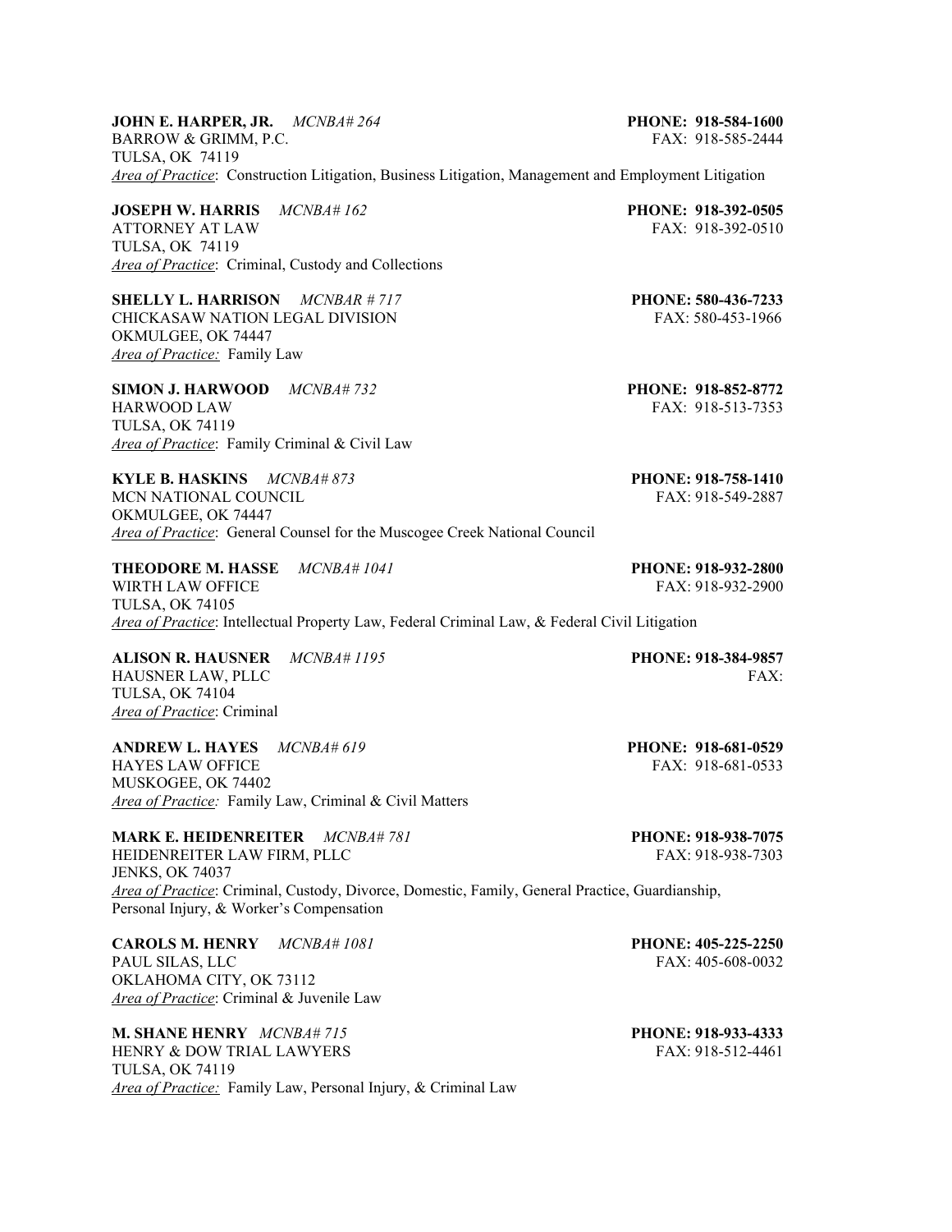**JOHN E. HARPER, JR.** *MCNBA# 264* **PHONE: 918-584-1600**
BARROW & GRIMM, P.C. FAX: 918-585-2444
TULSA, OK 74119
*Area of Practice*: Construction Litigation, Business Litigation, Management and Employment Litigation

**JOSEPH W. HARRIS** *MCNBA# 162* **PHONE: 918-392-0505**
ATTORNEY AT LAW FAX: 918-392-0510
TULSA, OK 74119
*Area of Practice*: Criminal, Custody and Collections

**SHELLY L. HARRISON** *MCNBAR # 717* **PHONE: 580-436-7233**
CHICKASAW NATION LEGAL DIVISION FAX: 580-453-1966
OKMULGEE, OK 74447
*Area of Practice:* Family Law

**SIMON J. HARWOOD** *MCNBA# 732* **PHONE: 918-852-8772**
HARWOOD LAW FAX: 918-513-7353
TULSA, OK 74119
*Area of Practice*: Family Criminal & Civil Law

**KYLE B. HASKINS** *MCNBA# 873* **PHONE: 918-758-1410**
MCN NATIONAL COUNCIL FAX: 918-549-2887
OKMULGEE, OK 74447
*Area of Practice*: General Counsel for the Muscogee Creek National Council

**THEODORE M. HASSE** *MCNBA# 1041* **PHONE: 918-932-2800**
WIRTH LAW OFFICE FAX: 918-932-2900
TULSA, OK 74105
*Area of Practice*: Intellectual Property Law, Federal Criminal Law, & Federal Civil Litigation

**ALISON R. HAUSNER** *MCNBA# 1195* **PHONE: 918-384-9857**
HAUSNER LAW, PLLC FAX:
TULSA, OK 74104
*Area of Practice*: Criminal

**ANDREW L. HAYES** *MCNBA# 619* **PHONE: 918-681-0529**
HAYES LAW OFFICE FAX: 918-681-0533
MUSKOGEE, OK 74402
*Area of Practice:* Family Law, Criminal & Civil Matters

**MARK E. HEIDENREITER** *MCNBA# 781* **PHONE: 918-938-7075**
HEIDENREITER LAW FIRM, PLLC FAX: 918-938-7303
JENKS, OK 74037
*Area of Practice*: Criminal, Custody, Divorce, Domestic, Family, General Practice, Guardianship, Personal Injury, & Worker's Compensation

**CAROLS M. HENRY** *MCNBA# 1081* **PHONE: 405-225-2250**
PAUL SILAS, LLC FAX: 405-608-0032
OKLAHOMA CITY, OK 73112
*Area of Practice*: Criminal & Juvenile Law

**M. SHANE HENRY** *MCNBA# 715* **PHONE: 918-933-4333**
HENRY & DOW TRIAL LAWYERS FAX: 918-512-4461
TULSA, OK 74119
*Area of Practice:* Family Law, Personal Injury, & Criminal Law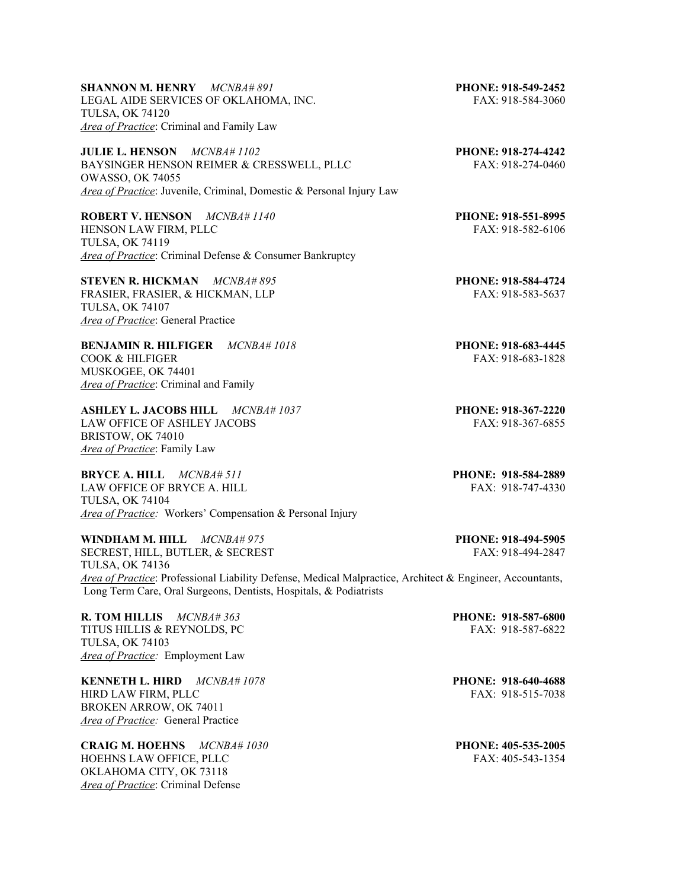**SHANNON M. HENRY** *MCNBA# 891* **PHONE: 918-549-2452**
LEGAL AIDE SERVICES OF OKLAHOMA, INC. FAX: 918-584-3060
TULSA, OK 74120
*Area of Practice*: Criminal and Family Law

**JULIE L. HENSON** *MCNBA# 1102* **PHONE: 918-274-4242**
BAYSINGER HENSON REIMER & CRESSWELL, PLLC FAX: 918-274-0460
OWASSO, OK 74055
*Area of Practice*: Juvenile, Criminal, Domestic & Personal Injury Law

**ROBERT V. HENSON** *MCNBA# 1140* **PHONE: 918-551-8995**
HENSON LAW FIRM, PLLC FAX: 918-582-6106
TULSA, OK 74119
*Area of Practice*: Criminal Defense & Consumer Bankruptcy

**STEVEN R. HICKMAN** *MCNBA# 895* **PHONE: 918-584-4724**
FRASIER, FRASIER, & HICKMAN, LLP FAX: 918-583-5637
TULSA, OK 74107
*Area of Practice*: General Practice

**BENJAMIN R. HILFIGER** *MCNBA# 1018* **PHONE: 918-683-4445**
COOK & HILFIGER FAX: 918-683-1828
MUSKOGEE, OK 74401
*Area of Practice*: Criminal and Family

**ASHLEY L. JACOBS HILL** *MCNBA# 1037* **PHONE: 918-367-2220**
LAW OFFICE OF ASHLEY JACOBS FAX: 918-367-6855
BRISTOW, OK 74010
*Area of Practice*: Family Law

**BRYCE A. HILL** *MCNBA# 511* **PHONE: 918-584-2889**
LAW OFFICE OF BRYCE A. HILL FAX: 918-747-4330
TULSA, OK 74104
*Area of Practice:* Workers' Compensation & Personal Injury

**WINDHAM M. HILL** *MCNBA# 975* **PHONE: 918-494-5905**
SECREST, HILL, BUTLER, & SECREST FAX: 918-494-2847
TULSA, OK 74136
*Area of Practice*: Professional Liability Defense, Medical Malpractice, Architect & Engineer, Accountants, Long Term Care, Oral Surgeons, Dentists, Hospitals, & Podiatrists

**R. TOM HILLIS** *MCNBA# 363* **PHONE: 918-587-6800**
TITUS HILLIS & REYNOLDS, PC FAX: 918-587-6822
TULSA, OK 74103
*Area of Practice:* Employment Law

**KENNETH L. HIRD** *MCNBA# 1078* **PHONE: 918-640-4688**
HIRD LAW FIRM, PLLC FAX: 918-515-7038
BROKEN ARROW, OK 74011
*Area of Practice:* General Practice

**CRAIG M. HOEHNS** *MCNBA# 1030* **PHONE: 405-535-2005**
HOEHNS LAW OFFICE, PLLC FAX: 405-543-1354
OKLAHOMA CITY, OK 73118
*Area of Practice*: Criminal Defense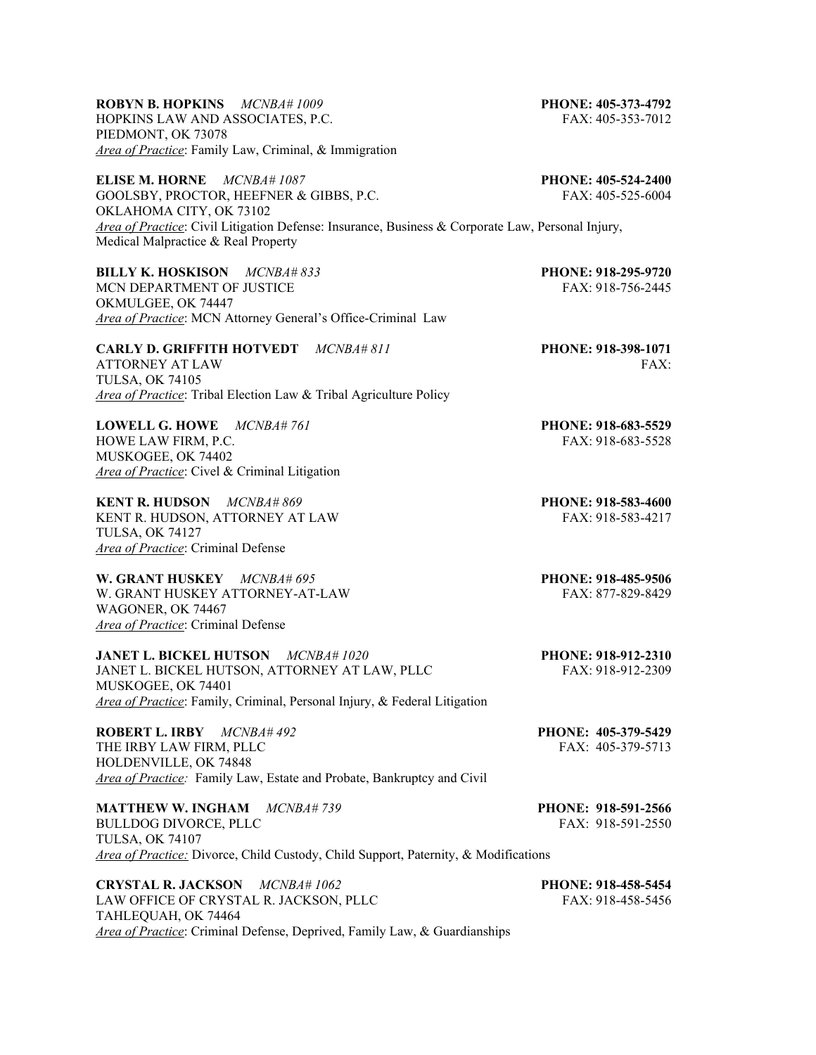**ROBYN B. HOPKINS** *MCNBA# 1009* **PHONE: 405-373-4792**
HOPKINS LAW AND ASSOCIATES, P.C. FAX: 405-353-7012
PIEDMONT, OK 73078
*Area of Practice*: Family Law, Criminal, & Immigration

**ELISE M. HORNE** *MCNBA# 1087* **PHONE: 405-524-2400**
GOOLSBY, PROCTOR, HEEFNER & GIBBS, P.C. FAX: 405-525-6004
OKLAHOMA CITY, OK 73102
*Area of Practice*: Civil Litigation Defense: Insurance, Business & Corporate Law, Personal Injury, Medical Malpractice & Real Property

**BILLY K. HOSKISON** *MCNBA# 833* **PHONE: 918-295-9720**
MCN DEPARTMENT OF JUSTICE FAX: 918-756-2445
OKMULGEE, OK 74447
*Area of Practice*: MCN Attorney General's Office-Criminal Law

**CARLY D. GRIFFITH HOTVEDT** *MCNBA# 811* **PHONE: 918-398-1071**
ATTORNEY AT LAW FAX:
TULSA, OK 74105
*Area of Practice*: Tribal Election Law & Tribal Agriculture Policy

**LOWELL G. HOWE** *MCNBA# 761* **PHONE: 918-683-5529**
HOWE LAW FIRM, P.C. FAX: 918-683-5528
MUSKOGEE, OK 74402
*Area of Practice*: Civel & Criminal Litigation

**KENT R. HUDSON** *MCNBA# 869* **PHONE: 918-583-4600**
KENT R. HUDSON, ATTORNEY AT LAW FAX: 918-583-4217
TULSA, OK 74127
*Area of Practice*: Criminal Defense

**W. GRANT HUSKEY** *MCNBA# 695* **PHONE: 918-485-9506**
W. GRANT HUSKEY ATTORNEY-AT-LAW FAX: 877-829-8429
WAGONER, OK 74467
*Area of Practice*: Criminal Defense

**JANET L. BICKEL HUTSON** *MCNBA# 1020* **PHONE: 918-912-2310**
JANET L. BICKEL HUTSON, ATTORNEY AT LAW, PLLC FAX: 918-912-2309
MUSKOGEE, OK 74401
*Area of Practice*: Family, Criminal, Personal Injury, & Federal Litigation

**ROBERT L. IRBY** *MCNBA# 492* **PHONE: 405-379-5429**
THE IRBY LAW FIRM, PLLC FAX: 405-379-5713
HOLDENVILLE, OK 74848
*Area of Practice:* Family Law, Estate and Probate, Bankruptcy and Civil

**MATTHEW W. INGHAM** *MCNBA# 739* **PHONE: 918-591-2566**
BULLDOG DIVORCE, PLLC FAX: 918-591-2550
TULSA, OK 74107
*Area of Practice:* Divorce, Child Custody, Child Support, Paternity, & Modifications

**CRYSTAL R. JACKSON** *MCNBA# 1062* **PHONE: 918-458-5454**
LAW OFFICE OF CRYSTAL R. JACKSON, PLLC FAX: 918-458-5456
TAHLEQUAH, OK 74464
*Area of Practice*: Criminal Defense, Deprived, Family Law, & Guardianships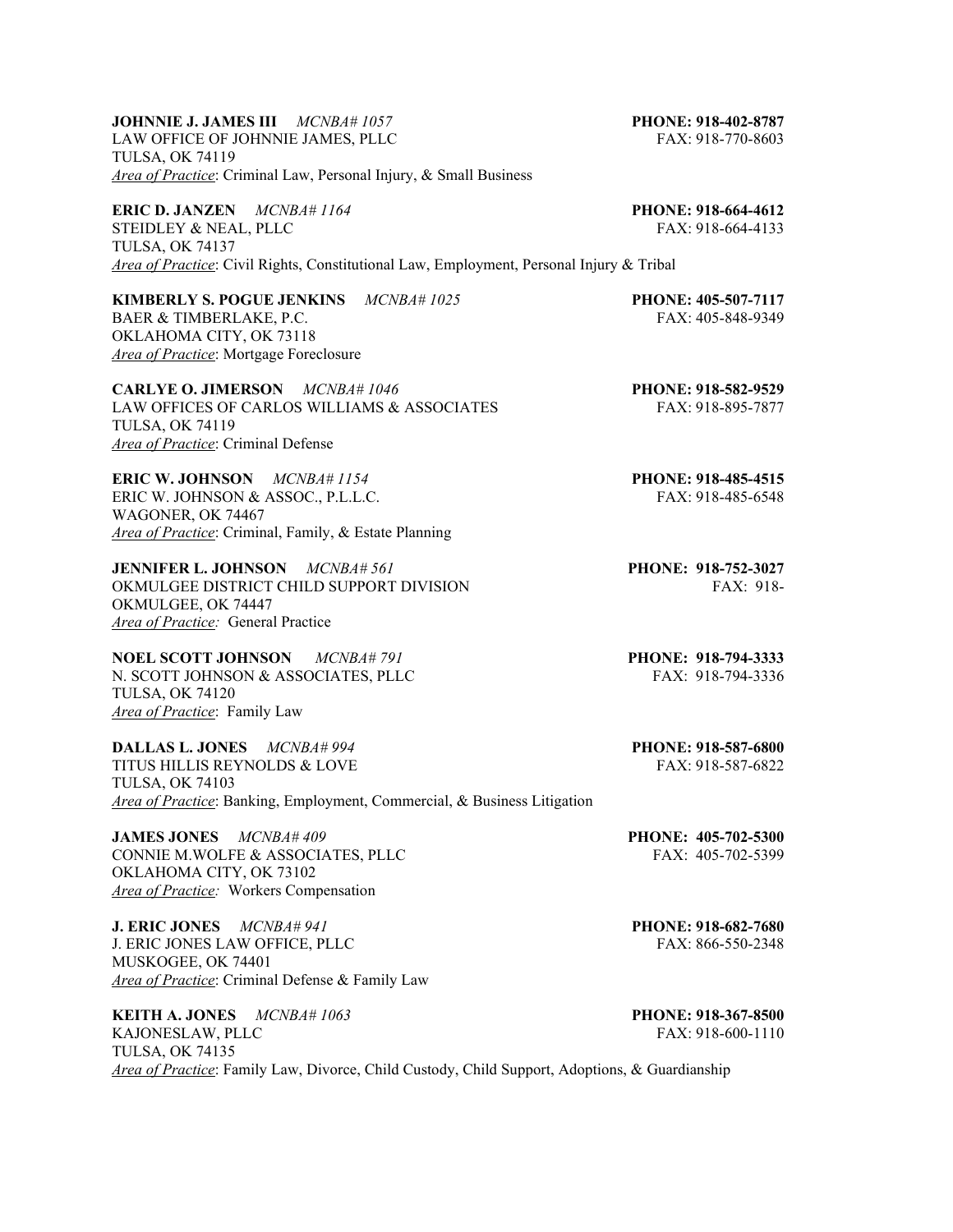**JOHNNIE J. JAMES III** *MCNBA# 1057* **PHONE: 918-402-8787**
LAW OFFICE OF JOHNNIE JAMES, PLLC FAX: 918-770-8603
TULSA, OK 74119
*Area of Practice*: Criminal Law, Personal Injury, & Small Business

**ERIC D. JANZEN** *MCNBA# 1164* **PHONE: 918-664-4612**
STEIDLEY & NEAL, PLLC FAX: 918-664-4133
TULSA, OK 74137
*Area of Practice*: Civil Rights, Constitutional Law, Employment, Personal Injury & Tribal

**KIMBERLY S. POGUE JENKINS** *MCNBA# 1025* **PHONE: 405-507-7117**
BAER & TIMBERLAKE, P.C. FAX: 405-848-9349
OKLAHOMA CITY, OK 73118
*Area of Practice*: Mortgage Foreclosure

**CARLYE O. JIMERSON** *MCNBA# 1046* **PHONE: 918-582-9529**
LAW OFFICES OF CARLOS WILLIAMS & ASSOCIATES FAX: 918-895-7877
TULSA, OK 74119
*Area of Practice*: Criminal Defense

**ERIC W. JOHNSON** *MCNBA# 1154* **PHONE: 918-485-4515**
ERIC W. JOHNSON & ASSOC., P.L.L.C. FAX: 918-485-6548
WAGONER, OK 74467
*Area of Practice*: Criminal, Family, & Estate Planning

**JENNIFER L. JOHNSON** *MCNBA# 561* **PHONE: 918-752-3027**
OKMULGEE DISTRICT CHILD SUPPORT DIVISION FAX: 918-
OKMULGEE, OK 74447
*Area of Practice:* General Practice

**NOEL SCOTT JOHNSON** *MCNBA# 791* **PHONE: 918-794-3333**
N. SCOTT JOHNSON & ASSOCIATES, PLLC FAX: 918-794-3336
TULSA, OK 74120
*Area of Practice*: Family Law

**DALLAS L. JONES** *MCNBA# 994* **PHONE: 918-587-6800**
TITUS HILLIS REYNOLDS & LOVE FAX: 918-587-6822
TULSA, OK 74103
*Area of Practice*: Banking, Employment, Commercial, & Business Litigation

**JAMES JONES** *MCNBA# 409* **PHONE: 405-702-5300**
CONNIE M.WOLFE & ASSOCIATES, PLLC FAX: 405-702-5399
OKLAHOMA CITY, OK 73102
*Area of Practice:* Workers Compensation

**J. ERIC JONES** *MCNBA# 941* **PHONE: 918-682-7680**
J. ERIC JONES LAW OFFICE, PLLC FAX: 866-550-2348
MUSKOGEE, OK 74401
*Area of Practice*: Criminal Defense & Family Law

**KEITH A. JONES** *MCNBA# 1063* **PHONE: 918-367-8500**
KAJONESLAW, PLLC FAX: 918-600-1110
TULSA, OK 74135
*Area of Practice*: Family Law, Divorce, Child Custody, Child Support, Adoptions, & Guardianship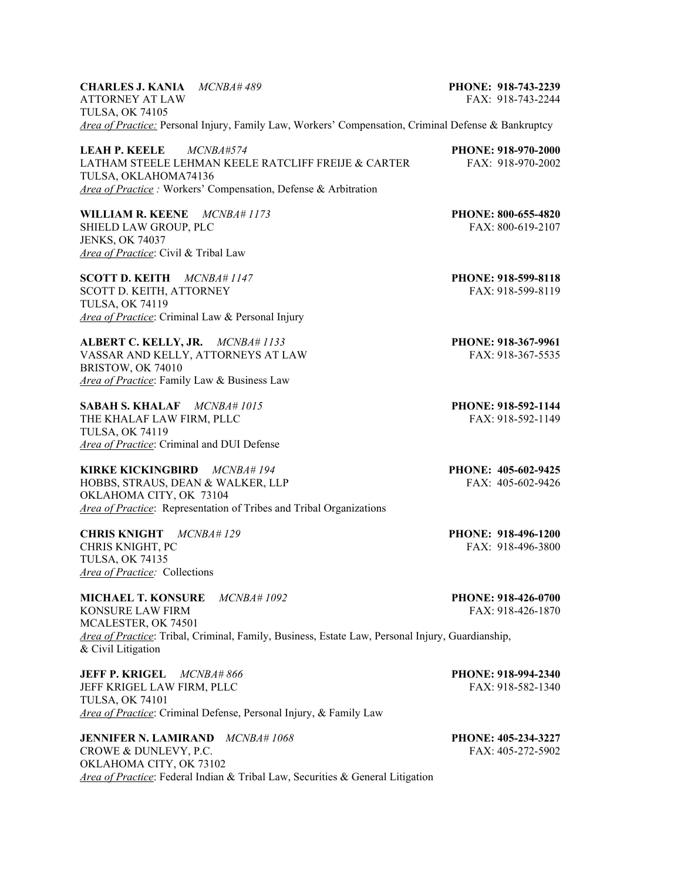**CHARLES J. KANIA** *MCNBA# 489* **PHONE: 918-743-2239**
ATTORNEY AT LAW FAX: 918-743-2244
TULSA, OK 74105
*Area of Practice:* Personal Injury, Family Law, Workers' Compensation, Criminal Defense & Bankruptcy

**LEAH P. KEELE** *MCNBA#574* **PHONE: 918-970-2000**
LATHAM STEELE LEHMAN KEELE RATCLIFF FREIJE & CARTER FAX: 918-970-2002
TULSA, OKLAHOMA74136
*Area of Practice :* Workers' Compensation, Defense & Arbitration

**WILLIAM R. KEENE** *MCNBA# 1173* **PHONE: 800-655-4820**
SHIELD LAW GROUP, PLC FAX: 800-619-2107
JENKS, OK 74037
*Area of Practice*: Civil & Tribal Law

**SCOTT D. KEITH** *MCNBA# 1147* **PHONE: 918-599-8118**
SCOTT D. KEITH, ATTORNEY FAX: 918-599-8119
TULSA, OK 74119
*Area of Practice*: Criminal Law & Personal Injury

**ALBERT C. KELLY, JR.** *MCNBA# 1133* **PHONE: 918-367-9961**
VASSAR AND KELLY, ATTORNEYS AT LAW FAX: 918-367-5535
BRISTOW, OK 74010
*Area of Practice*: Family Law & Business Law

**SABAH S. KHALAF** *MCNBA# 1015* **PHONE: 918-592-1144**
THE KHALAF LAW FIRM, PLLC FAX: 918-592-1149
TULSA, OK 74119
*Area of Practice*: Criminal and DUI Defense

**KIRKE KICKINGBIRD** *MCNBA# 194* **PHONE: 405-602-9425**
HOBBS, STRAUS, DEAN & WALKER, LLP FAX: 405-602-9426
OKLAHOMA CITY, OK 73104
*Area of Practice*: Representation of Tribes and Tribal Organizations

**CHRIS KNIGHT** *MCNBA# 129* **PHONE: 918-496-1200**
CHRIS KNIGHT, PC FAX: 918-496-3800
TULSA, OK 74135
*Area of Practice:* Collections

**MICHAEL T. KONSURE** *MCNBA# 1092* **PHONE: 918-426-0700**
KONSURE LAW FIRM FAX: 918-426-1870
MCALESTER, OK 74501
*Area of Practice*: Tribal, Criminal, Family, Business, Estate Law, Personal Injury, Guardianship, & Civil Litigation

**JEFF P. KRIGEL** *MCNBA# 866* **PHONE: 918-994-2340**
JEFF KRIGEL LAW FIRM, PLLC FAX: 918-582-1340
TULSA, OK 74101
*Area of Practice*: Criminal Defense, Personal Injury, & Family Law

**JENNIFER N. LAMIRAND** *MCNBA# 1068* **PHONE: 405-234-3227**
CROWE & DUNLEVY, P.C. FAX: 405-272-5902
OKLAHOMA CITY, OK 73102
*Area of Practice*: Federal Indian & Tribal Law, Securities & General Litigation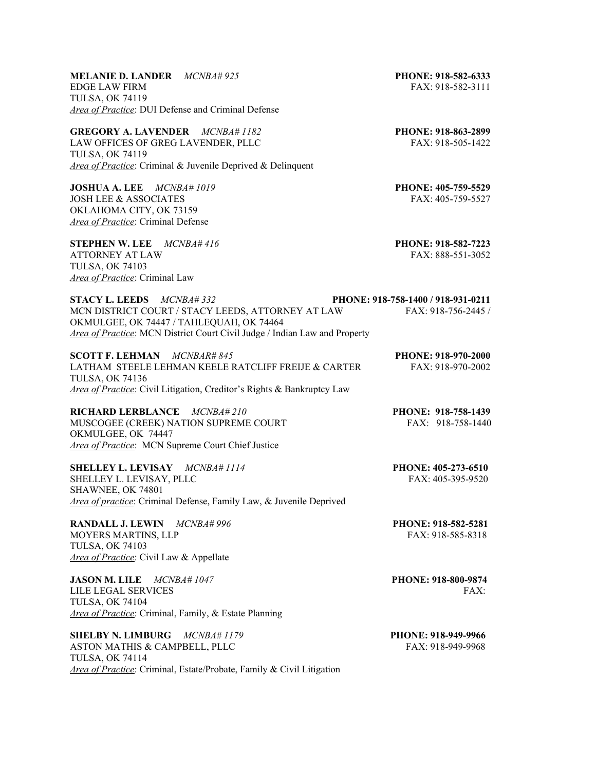**MELANIE D. LANDER** *MCNBA# 925* **PHONE: 918-582-6333**
EDGE LAW FIRM FAX: 918-582-3111
TULSA, OK 74119
*Area of Practice*: DUI Defense and Criminal Defense

**GREGORY A. LAVENDER** *MCNBA# 1182* **PHONE: 918-863-2899**
LAW OFFICES OF GREG LAVENDER, PLLC FAX: 918-505-1422
TULSA, OK 74119
*Area of Practice*: Criminal & Juvenile Deprived & Delinquent

**JOSHUA A. LEE** *MCNBA# 1019* **PHONE: 405-759-5529**
JOSH LEE & ASSOCIATES FAX: 405-759-5527
OKLAHOMA CITY, OK 73159
*Area of Practice*: Criminal Defense

**STEPHEN W. LEE** *MCNBA# 416* **PHONE: 918-582-7223**
ATTORNEY AT LAW FAX: 888-551-3052
TULSA, OK 74103
*Area of Practice*: Criminal Law

**STACY L. LEEDS** *MCNBA# 332* **PHONE: 918-758-1400 / 918-931-0211**
MCN DISTRICT COURT / STACY LEEDS, ATTORNEY AT LAW FAX: 918-756-2445 /
OKMULGEE, OK 74447 / TAHLEQUAH, OK 74464
*Area of Practice*: MCN District Court Civil Judge / Indian Law and Property

**SCOTT F. LEHMAN** *MCNBAR# 845* **PHONE: 918-970-2000**
LATHAM STEELE LEHMAN KEELE RATCLIFF FREIJE & CARTER FAX: 918-970-2002
TULSA, OK 74136
*Area of Practice*: Civil Litigation, Creditor's Rights & Bankruptcy Law

**RICHARD LERBLANCE** *MCNBA# 210* **PHONE: 918-758-1439**
MUSCOGEE (CREEK) NATION SUPREME COURT FAX: 918-758-1440
OKMULGEE, OK 74447
*Area of Practice*: MCN Supreme Court Chief Justice

**SHELLEY L. LEVISAY** *MCNBA# 1114* **PHONE: 405-273-6510**
SHELLEY L. LEVISAY, PLLC FAX: 405-395-9520
SHAWNEE, OK 74801
*Area of practice*: Criminal Defense, Family Law, & Juvenile Deprived

**RANDALL J. LEWIN** *MCNBA# 996* **PHONE: 918-582-5281**
MOYERS MARTINS, LLP FAX: 918-585-8318
TULSA, OK 74103
*Area of Practice*: Civil Law & Appellate

**JASON M. LILE** *MCNBA# 1047* **PHONE: 918-800-9874**
LILE LEGAL SERVICES FAX:
TULSA, OK 74104
*Area of Practice*: Criminal, Family, & Estate Planning

**SHELBY N. LIMBURG** *MCNBA# 1179* **PHONE: 918-949-9966**
ASTON MATHIS & CAMPBELL, PLLC FAX: 918-949-9968
TULSA, OK 74114
*Area of Practice*: Criminal, Estate/Probate, Family & Civil Litigation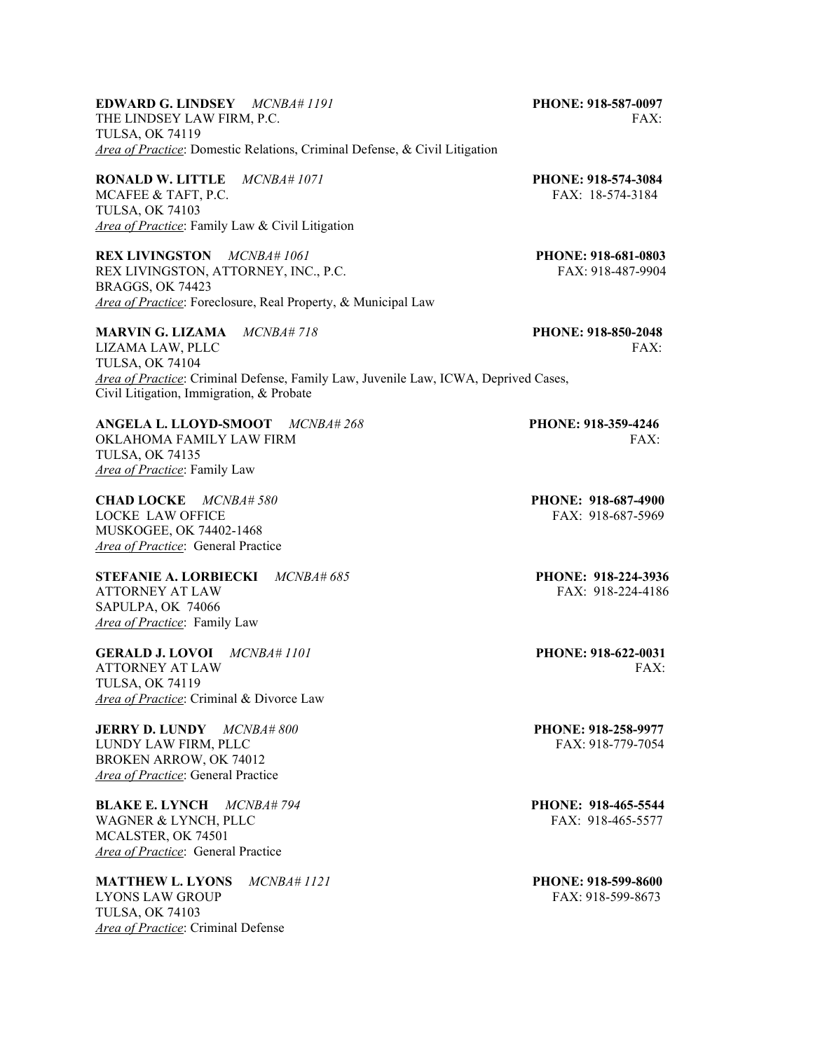**EDWARD G. LINDSEY** *MCNBA# 1191* **PHONE: 918-587-0097**
THE LINDSEY LAW FIRM, P.C. FAX:
TULSA, OK 74119
*Area of Practice*: Domestic Relations, Criminal Defense, & Civil Litigation

**RONALD W. LITTLE** *MCNBA# 1071* **PHONE: 918-574-3084**
MCAFEE & TAFT, P.C. FAX: 18-574-3184
TULSA, OK 74103
*Area of Practice*: Family Law & Civil Litigation

**REX LIVINGSTON** *MCNBA# 1061* **PHONE: 918-681-0803**
REX LIVINGSTON, ATTORNEY, INC., P.C. FAX: 918-487-9904
BRAGGS, OK 74423
*Area of Practice*: Foreclosure, Real Property, & Municipal Law

**MARVIN G. LIZAMA** *MCNBA# 718* **PHONE: 918-850-2048**
LIZAMA LAW, PLLC FAX:
TULSA, OK 74104
*Area of Practice*: Criminal Defense, Family Law, Juvenile Law, ICWA, Deprived Cases, Civil Litigation, Immigration, & Probate

**ANGELA L. LLOYD-SMOOT** *MCNBA# 268* **PHONE: 918-359-4246**
OKLAHOMA FAMILY LAW FIRM FAX:
TULSA, OK 74135
*Area of Practice*: Family Law

**CHAD LOCKE** *MCNBA# 580* **PHONE: 918-687-4900**
LOCKE LAW OFFICE FAX: 918-687-5969
MUSKOGEE, OK 74402-1468
*Area of Practice*: General Practice

**STEFANIE A. LORBIECKI** *MCNBA# 685* **PHONE: 918-224-3936**
ATTORNEY AT LAW FAX: 918-224-4186
SAPULPA, OK 74066
*Area of Practice*: Family Law

**GERALD J. LOVOI** *MCNBA# 1101* **PHONE: 918-622-0031**
ATTORNEY AT LAW FAX:
TULSA, OK 74119
*Area of Practice*: Criminal & Divorce Law

**JERRY D. LUNDY** *MCNBA# 800* **PHONE: 918-258-9977**
LUNDY LAW FIRM, PLLC FAX: 918-779-7054
BROKEN ARROW, OK 74012
*Area of Practice*: General Practice

**BLAKE E. LYNCH** *MCNBA# 794* **PHONE: 918-465-5544**
WAGNER & LYNCH, PLLC FAX: 918-465-5577
MCALSTER, OK 74501
*Area of Practice*: General Practice

**MATTHEW L. LYONS** *MCNBA# 1121* **PHONE: 918-599-8600**
LYONS LAW GROUP FAX: 918-599-8673
TULSA, OK 74103
*Area of Practice*: Criminal Defense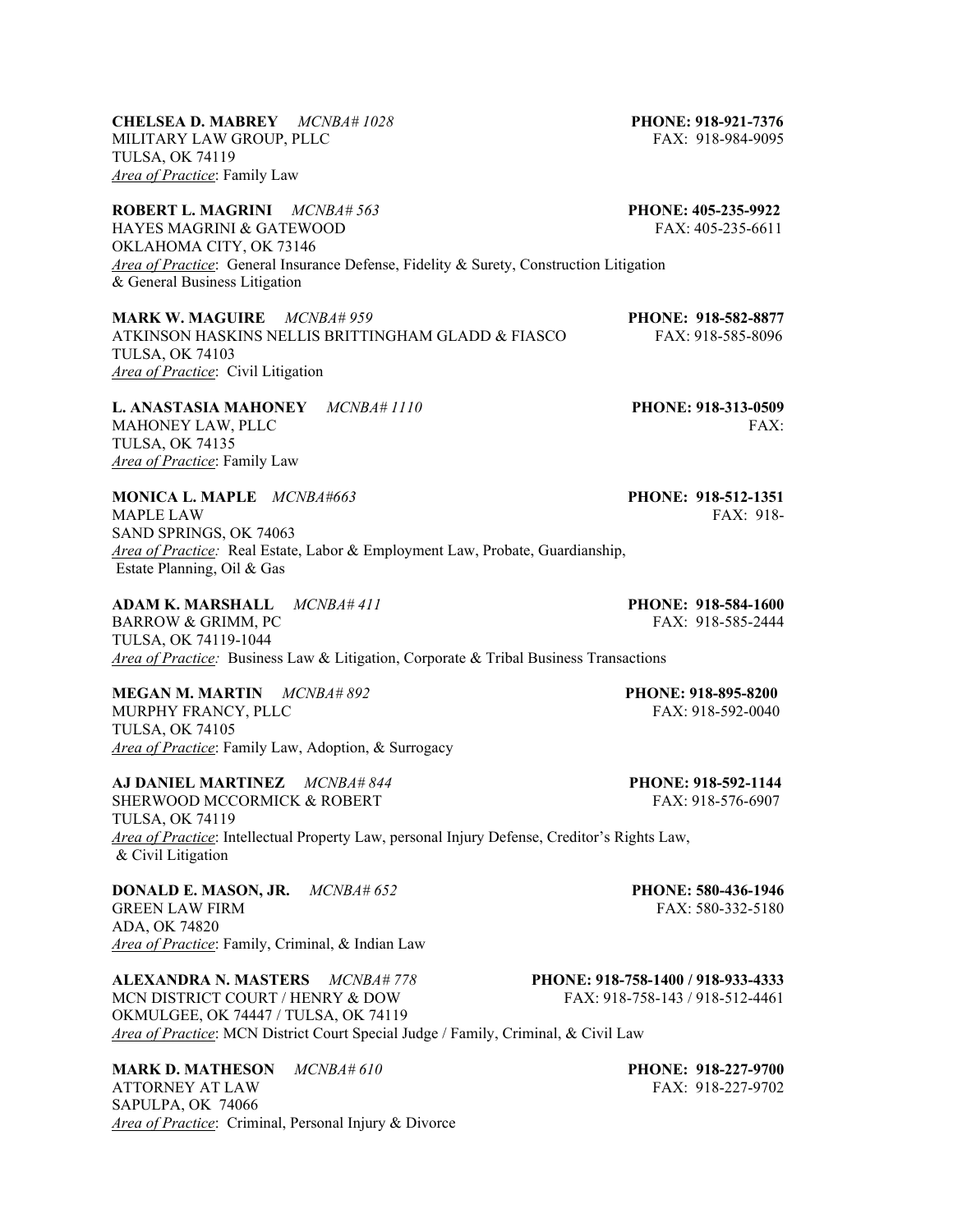**CHELSEA D. MABREY** *MCNBA# 1028* **PHONE: 918-921-7376**
MILITARY LAW GROUP, PLLC FAX: 918-984-9095
TULSA, OK 74119
*Area of Practice*: Family Law

**ROBERT L. MAGRINI** *MCNBA# 563* **PHONE: 405-235-9922**
HAYES MAGRINI & GATEWOOD FAX: 405-235-6611
OKLAHOMA CITY, OK 73146
*Area of Practice*: General Insurance Defense, Fidelity & Surety, Construction Litigation & General Business Litigation

**MARK W. MAGUIRE** *MCNBA# 959* **PHONE: 918-582-8877**
ATKINSON HASKINS NELLIS BRITTINGHAM GLADD & FIASCO FAX: 918-585-8096
TULSA, OK 74103
*Area of Practice*: Civil Litigation

**L. ANASTASIA MAHONEY** *MCNBA# 1110* **PHONE: 918-313-0509**
MAHONEY LAW, PLLC FAX:
TULSA, OK 74135
*Area of Practice*: Family Law

**MONICA L. MAPLE** *MCNBA#663* **PHONE: 918-512-1351**
MAPLE LAW FAX: 918-
SAND SPRINGS, OK 74063
*Area of Practice:* Real Estate, Labor & Employment Law, Probate, Guardianship, Estate Planning, Oil & Gas

**ADAM K. MARSHALL** *MCNBA# 411* **PHONE: 918-584-1600**
BARROW & GRIMM, PC FAX: 918-585-2444
TULSA, OK 74119-1044
*Area of Practice:* Business Law & Litigation, Corporate & Tribal Business Transactions

**MEGAN M. MARTIN** *MCNBA# 892* **PHONE: 918-895-8200**
MURPHY FRANCY, PLLC FAX: 918-592-0040
TULSA, OK 74105
*Area of Practice*: Family Law, Adoption, & Surrogacy

**AJ DANIEL MARTINEZ** *MCNBA# 844* **PHONE: 918-592-1144**
SHERWOOD MCCORMICK & ROBERT FAX: 918-576-6907
TULSA, OK 74119
*Area of Practice*: Intellectual Property Law, personal Injury Defense, Creditor's Rights Law, & Civil Litigation

**DONALD E. MASON, JR.** *MCNBA# 652* **PHONE: 580-436-1946**
GREEN LAW FIRM FAX: 580-332-5180
ADA, OK 74820
*Area of Practice*: Family, Criminal, & Indian Law

**ALEXANDRA N. MASTERS** *MCNBA# 778* **PHONE: 918-758-1400 / 918-933-4333**
MCN DISTRICT COURT / HENRY & DOW FAX: 918-758-143 / 918-512-4461
OKMULGEE, OK 74447 / TULSA, OK 74119
*Area of Practice*: MCN District Court Special Judge / Family, Criminal, & Civil Law

**MARK D. MATHESON** *MCNBA# 610* **PHONE: 918-227-9700**
ATTORNEY AT LAW FAX: 918-227-9702
SAPULPA, OK 74066
*Area of Practice*: Criminal, Personal Injury & Divorce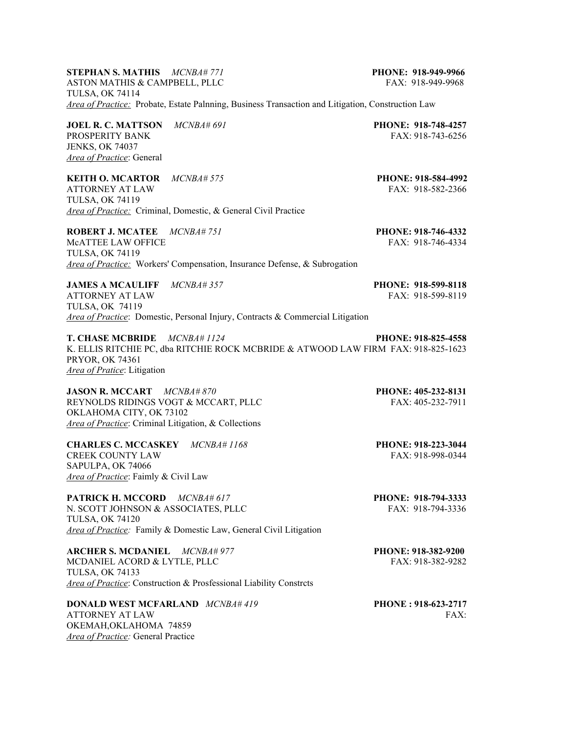**STEPHAN S. MATHIS** *MCNBA# 771* **PHONE: 918-949-9966**
ASTON MATHIS & CAMPBELL, PLLC FAX: 918-949-9968
TULSA, OK 74114
*Area of Practice:* Probate, Estate Palnning, Business Transaction and Litigation, Construction Law

**JOEL R. C. MATTSON** *MCNBA# 691* **PHONE: 918-748-4257**
PROSPERITY BANK FAX: 918-743-6256
JENKS, OK 74037
*Area of Practice*: General

**KEITH O. MCARTOR** *MCNBA# 575* **PHONE: 918-584-4992**
ATTORNEY AT LAW FAX: 918-582-2366
TULSA, OK 74119
*Area of Practice:* Criminal, Domestic, & General Civil Practice

**ROBERT J. MCATEE** *MCNBA# 751* **PHONE: 918-746-4332**
McATTEE LAW OFFICE FAX: 918-746-4334
TULSA, OK 74119
*Area of Practice:* Workers' Compensation, Insurance Defense, & Subrogation

**JAMES A MCAULIFF** *MCNBA# 357* **PHONE: 918-599-8118**
ATTORNEY AT LAW FAX: 918-599-8119
TULSA, OK 74119
*Area of Practice*: Domestic, Personal Injury, Contracts & Commercial Litigation

**T. CHASE MCBRIDE** *MCNBA# 1124* **PHONE: 918-825-4558**
K. ELLIS RITCHIE PC, dba RITCHIE ROCK MCBRIDE & ATWOOD LAW FIRM FAX: 918-825-1623
PRYOR, OK 74361
*Area of Pratice*: Litigation

**JASON R. MCCART** *MCNBA# 870* **PHONE: 405-232-8131**
REYNOLDS RIDINGS VOGT & MCCART, PLLC FAX: 405-232-7911
OKLAHOMA CITY, OK 73102
*Area of Practice*: Criminal Litigation, & Collections

**CHARLES C. MCCASKEY** *MCNBA# 1168* **PHONE: 918-223-3044**
CREEK COUNTY LAW FAX: 918-998-0344
SAPULPA, OK 74066
*Area of Practice*: Faimly & Civil Law

**PATRICK H. MCCORD** *MCNBA# 617* **PHONE: 918-794-3333**
N. SCOTT JOHNSON & ASSOCIATES, PLLC FAX: 918-794-3336
TULSA, OK 74120
*Area of Practice:* Family & Domestic Law, General Civil Litigation

**ARCHER S. MCDANIEL** *MCNBA# 977* **PHONE: 918-382-9200**
MCDANIEL ACORD & LYTLE, PLLC FAX: 918-382-9282
TULSA, OK 74133
*Area of Practice*: Construction & Prosfessional Liability Constrcts

**DONALD WEST MCFARLAND** *MCNBA# 419* **PHONE : 918-623-2717**
ATTORNEY AT LAW FAX:
OKEMAH,OKLAHOMA 74859
*Area of Practice:* General Practice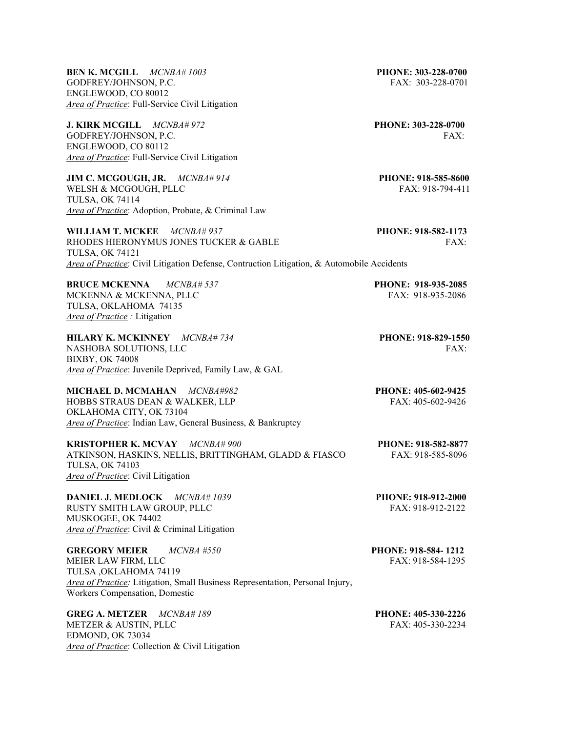**BEN K. MCGILL** *MCNBA# 1003* **PHONE: 303-228-0700**
GODFREY/JOHNSON, P.C. FAX: 303-228-0701
ENGLEWOOD, CO 80012
*Area of Practice*: Full-Service Civil Litigation

**J. KIRK MCGILL** *MCNBA# 972* **PHONE: 303-228-0700**
GODFREY/JOHNSON, P.C. FAX:
ENGLEWOOD, CO 80112
*Area of Practice*: Full-Service Civil Litigation

**JIM C. MCGOUGH, JR.** *MCNBA# 914* **PHONE: 918-585-8600**
WELSH & MCGOUGH, PLLC FAX: 918-794-411
TULSA, OK 74114
*Area of Practice*: Adoption, Probate, & Criminal Law

**WILLIAM T. MCKEE** *MCNBA# 937* **PHONE: 918-582-1173**
RHODES HIERONYMUS JONES TUCKER & GABLE FAX:
TULSA, OK 74121
*Area of Practice*: Civil Litigation Defense, Contruction Litigation, & Automobile Accidents

**BRUCE MCKENNA** *MCNBA# 537* **PHONE: 918-935-2085**
MCKENNA & MCKENNA, PLLC FAX: 918-935-2086
TULSA, OKLAHOMA 74135
*Area of Practice :* Litigation

**HILARY K. MCKINNEY** *MCNBA# 734* **PHONE: 918-829-1550**
NASHOBA SOLUTIONS, LLC FAX:
BIXBY, OK 74008
*Area of Practice*: Juvenile Deprived, Family Law, & GAL

**MICHAEL D. MCMAHAN** *MCNBA#982* **PHONE: 405-602-9425**
HOBBS STRAUS DEAN & WALKER, LLP FAX: 405-602-9426
OKLAHOMA CITY, OK 73104
*Area of Practice*: Indian Law, General Business, & Bankruptcy

**KRISTOPHER K. MCVAY** *MCNBA# 900* **PHONE: 918-582-8877**
ATKINSON, HASKINS, NELLIS, BRITTINGHAM, GLADD & FIASCO FAX: 918-585-8096
TULSA, OK 74103
*Area of Practice*: Civil Litigation

**DANIEL J. MEDLOCK** *MCNBA# 1039* **PHONE: 918-912-2000**
RUSTY SMITH LAW GROUP, PLLC FAX: 918-912-2122
MUSKOGEE, OK 74402
*Area of Practice*: Civil & Criminal Litigation

**GREGORY MEIER** *MCNBA #550* **PHONE: 918-584- 1212**
MEIER LAW FIRM, LLC FAX: 918-584-1295
TULSA ,OKLAHOMA 74119
*Area of Practice:* Litigation, Small Business Representation, Personal Injury, Workers Compensation, Domestic

**GREG A. METZER** *MCNBA# 189* **PHONE: 405-330-2226**
METZER & AUSTIN, PLLC FAX: 405-330-2234
EDMOND, OK 73034
*Area of Practice*: Collection & Civil Litigation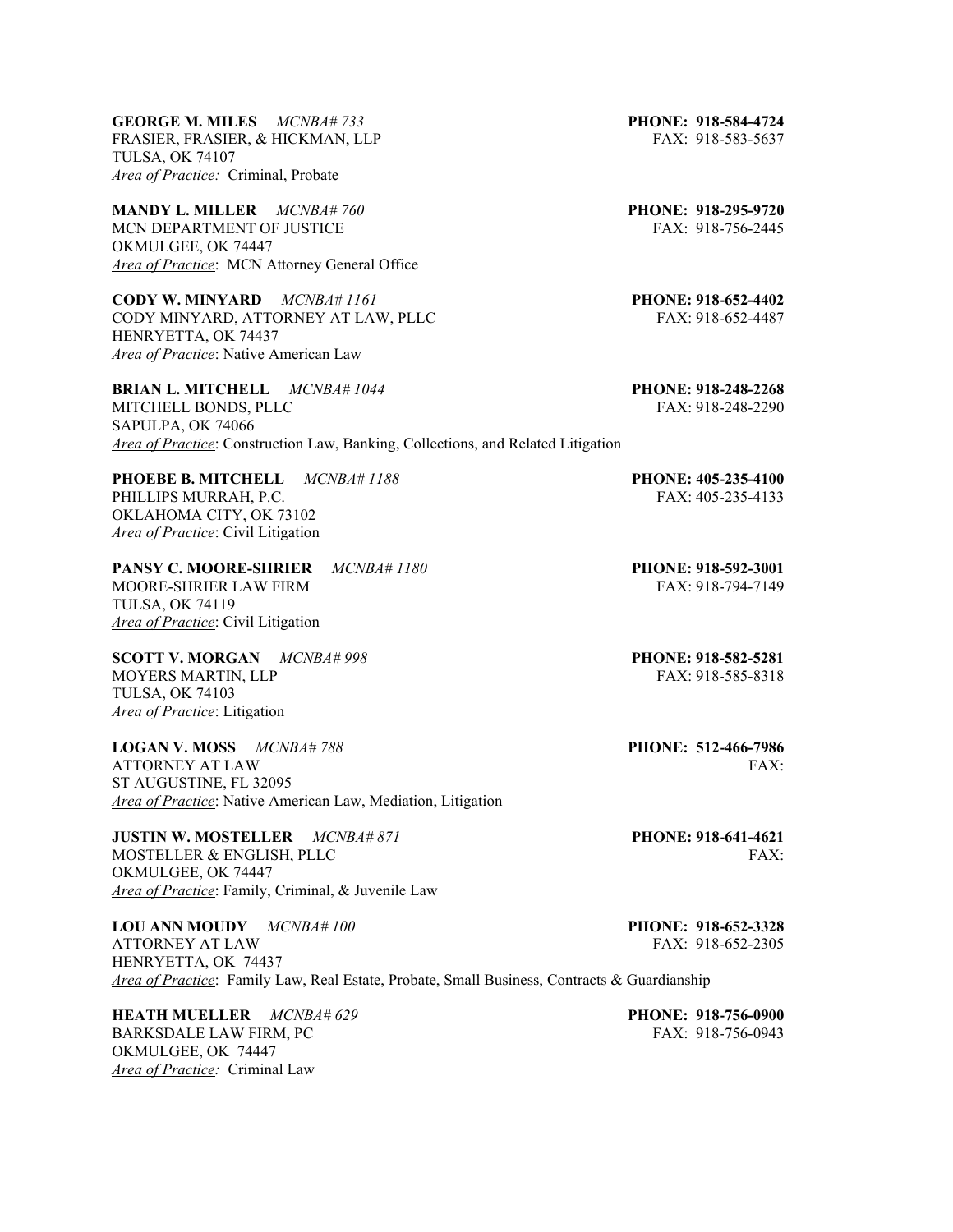**GEORGE M. MILES** *MCNBA# 733* **PHONE: 918-584-4724**
FRASIER, FRASIER, & HICKMAN, LLP FAX: 918-583-5637
TULSA, OK 74107
*Area of Practice:* Criminal, Probate

**MANDY L. MILLER** *MCNBA# 760* **PHONE: 918-295-9720**
MCN DEPARTMENT OF JUSTICE FAX: 918-756-2445
OKMULGEE, OK 74447
*Area of Practice*: MCN Attorney General Office

**CODY W. MINYARD** *MCNBA# 1161* **PHONE: 918-652-4402**
CODY MINYARD, ATTORNEY AT LAW, PLLC FAX: 918-652-4487
HENRYETTA, OK 74437
*Area of Practice*: Native American Law

**BRIAN L. MITCHELL** *MCNBA# 1044* **PHONE: 918-248-2268**
MITCHELL BONDS, PLLC FAX: 918-248-2290
SAPULPA, OK 74066
*Area of Practice*: Construction Law, Banking, Collections, and Related Litigation

**PHOEBE B. MITCHELL** *MCNBA# 1188* **PHONE: 405-235-4100**
PHILLIPS MURRAH, P.C. FAX: 405-235-4133
OKLAHOMA CITY, OK 73102
*Area of Practice*: Civil Litigation

**PANSY C. MOORE-SHRIER** *MCNBA# 1180* **PHONE: 918-592-3001**
MOORE-SHRIER LAW FIRM FAX: 918-794-7149
TULSA, OK 74119
*Area of Practice*: Civil Litigation

**SCOTT V. MORGAN** *MCNBA# 998* **PHONE: 918-582-5281**
MOYERS MARTIN, LLP FAX: 918-585-8318
TULSA, OK 74103
*Area of Practice*: Litigation

**LOGAN V. MOSS** *MCNBA# 788* **PHONE: 512-466-7986**
ATTORNEY AT LAW FAX:
ST AUGUSTINE, FL 32095
*Area of Practice*: Native American Law, Mediation, Litigation

**JUSTIN W. MOSTELLER** *MCNBA# 871* **PHONE: 918-641-4621**
MOSTELLER & ENGLISH, PLLC FAX:
OKMULGEE, OK 74447
*Area of Practice*: Family, Criminal, & Juvenile Law

**LOU ANN MOUDY** *MCNBA# 100* **PHONE: 918-652-3328**
ATTORNEY AT LAW FAX: 918-652-2305
HENRYETTA, OK 74437
*Area of Practice*: Family Law, Real Estate, Probate, Small Business, Contracts & Guardianship

**HEATH MUELLER** *MCNBA# 629* **PHONE: 918-756-0900**
BARKSDALE LAW FIRM, PC FAX: 918-756-0943
OKMULGEE, OK 74447
*Area of Practice:* Criminal Law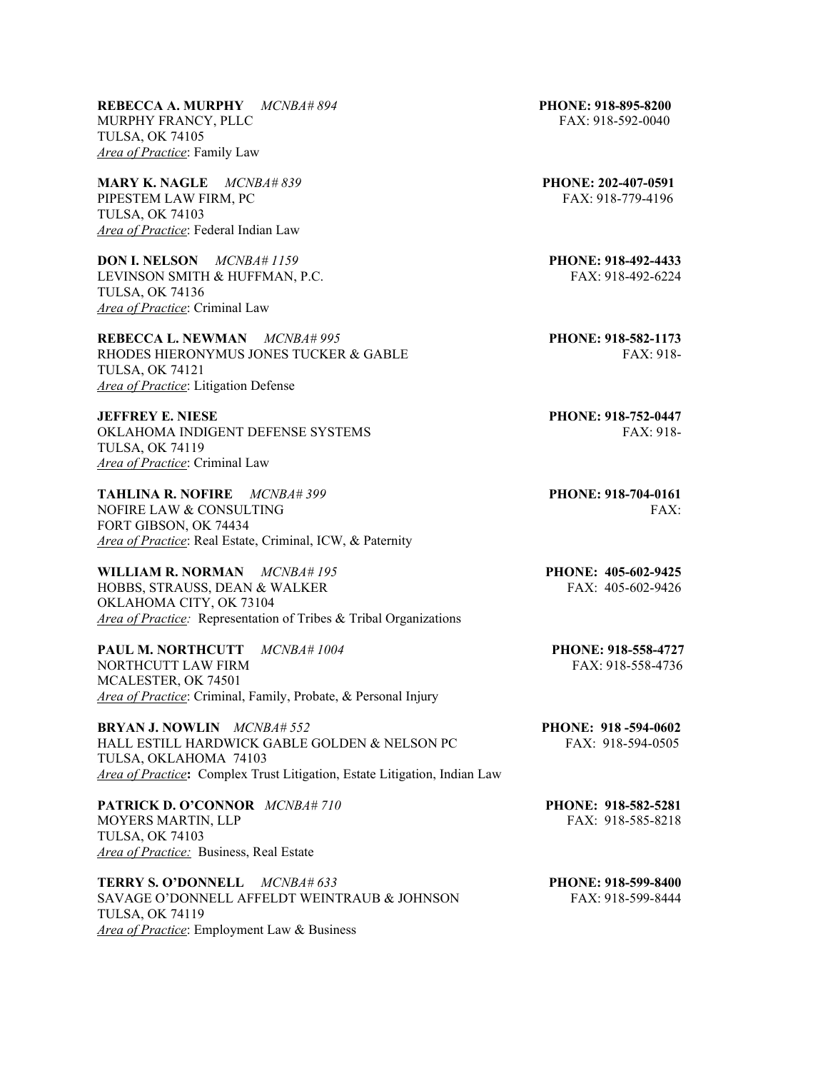**REBECCA A. MURPHY** *MCNBA# 894* **PHONE: 918-895-8200**
MURPHY FRANCY, PLLC FAX: 918-592-0040
TULSA, OK 74105
*Area of Practice*: Family Law

**MARY K. NAGLE** *MCNBA# 839* **PHONE: 202-407-0591**
PIPESTEM LAW FIRM, PC FAX: 918-779-4196
TULSA, OK 74103
*Area of Practice*: Federal Indian Law

**DON I. NELSON** *MCNBA# 1159* **PHONE: 918-492-4433**
LEVINSON SMITH & HUFFMAN, P.C. FAX: 918-492-6224
TULSA, OK 74136
*Area of Practice*: Criminal Law

**REBECCA L. NEWMAN** *MCNBA# 995* **PHONE: 918-582-1173**
RHODES HIERONYMUS JONES TUCKER & GABLE FAX: 918-
TULSA, OK 74121
*Area of Practice*: Litigation Defense

**JEFFREY E. NIESE** **PHONE: 918-752-0447**
OKLAHOMA INDIGENT DEFENSE SYSTEMS FAX: 918-
TULSA, OK 74119
*Area of Practice*: Criminal Law

**TAHLINA R. NOFIRE** *MCNBA# 399* **PHONE: 918-704-0161**
NOFIRE LAW & CONSULTING FAX:
FORT GIBSON, OK 74434
*Area of Practice*: Real Estate, Criminal, ICW, & Paternity

**WILLIAM R. NORMAN** *MCNBA# 195* **PHONE: 405-602-9425**
HOBBS, STRAUSS, DEAN & WALKER FAX: 405-602-9426
OKLAHOMA CITY, OK 73104
*Area of Practice:* Representation of Tribes & Tribal Organizations

**PAUL M. NORTHCUTT** *MCNBA# 1004* **PHONE: 918-558-4727**
NORTHCUTT LAW FIRM FAX: 918-558-4736
MCALESTER, OK 74501
*Area of Practice*: Criminal, Family, Probate, & Personal Injury

**BRYAN J. NOWLIN** *MCNBA# 552* **PHONE: 918 -594-0602**
HALL ESTILL HARDWICK GABLE GOLDEN & NELSON PC FAX: 918-594-0505
TULSA, OKLAHOMA 74103
*Area of Practice***:** Complex Trust Litigation, Estate Litigation, Indian Law

**PATRICK D. O'CONNOR** *MCNBA# 710* **PHONE: 918-582-5281**
MOYERS MARTIN, LLP FAX: 918-585-8218
TULSA, OK 74103
*Area of Practice:* Business, Real Estate

**TERRY S. O'DONNELL** *MCNBA# 633* **PHONE: 918-599-8400**
SAVAGE O'DONNELL AFFELDT WEINTRAUB & JOHNSON FAX: 918-599-8444
TULSA, OK 74119
*Area of Practice*: Employment Law & Business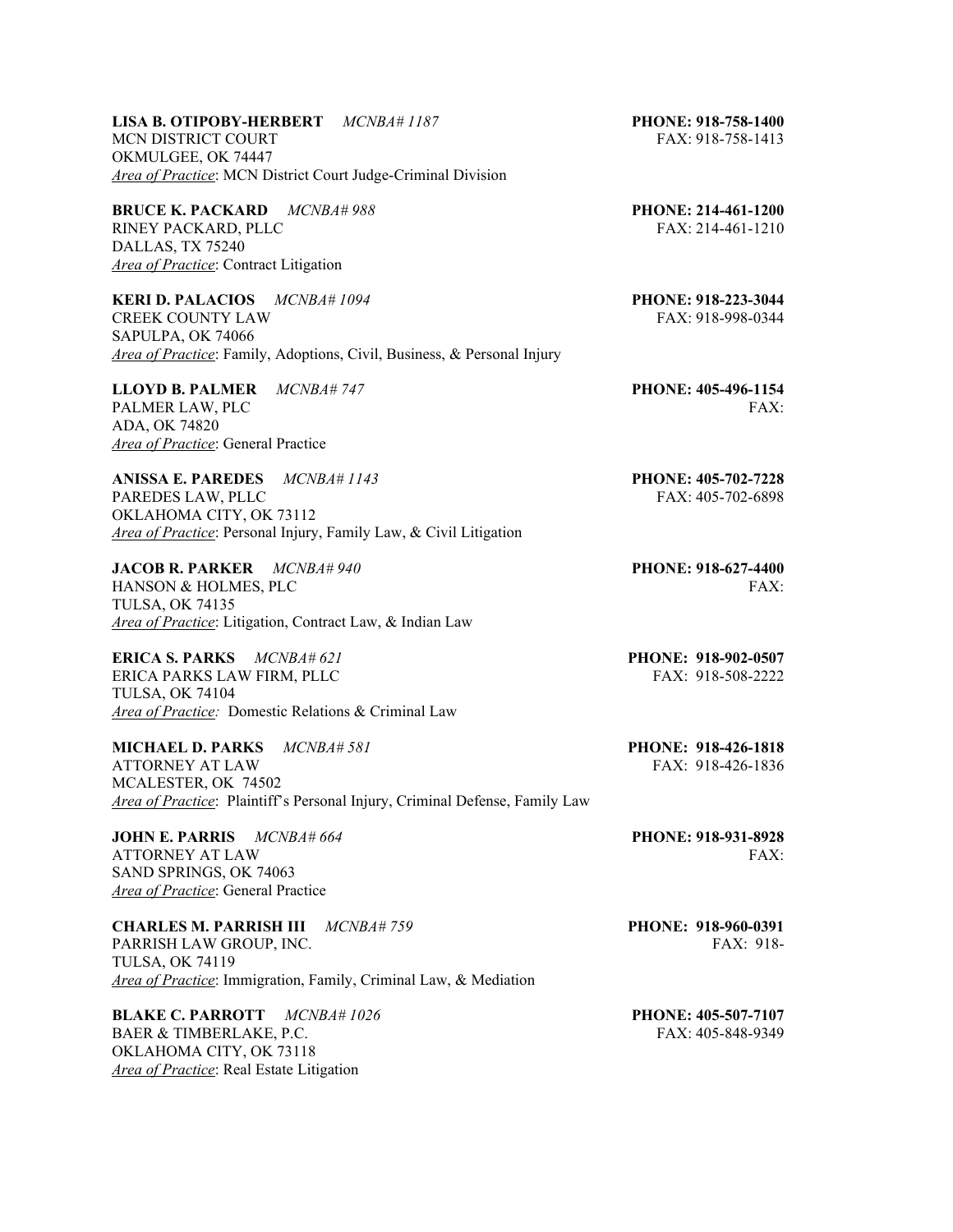**LISA B. OTIPOBY-HERBERT** *MCNBA# 1187* **PHONE: 918-758-1400**
MCN DISTRICT COURT FAX: 918-758-1413
OKMULGEE, OK 74447
*Area of Practice*: MCN District Court Judge-Criminal Division

**BRUCE K. PACKARD** *MCNBA# 988* **PHONE: 214-461-1200**
RINEY PACKARD, PLLC FAX: 214-461-1210
DALLAS, TX 75240
*Area of Practice*: Contract Litigation

**KERI D. PALACIOS** *MCNBA# 1094* **PHONE: 918-223-3044**
CREEK COUNTY LAW FAX: 918-998-0344
SAPULPA, OK 74066
*Area of Practice*: Family, Adoptions, Civil, Business, & Personal Injury

**LLOYD B. PALMER** *MCNBA# 747* **PHONE: 405-496-1154**
PALMER LAW, PLC FAX:
ADA, OK 74820
*Area of Practice*: General Practice

**ANISSA E. PAREDES** *MCNBA# 1143* **PHONE: 405-702-7228**
PAREDES LAW, PLLC FAX: 405-702-6898
OKLAHOMA CITY, OK 73112
*Area of Practice*: Personal Injury, Family Law, & Civil Litigation

**JACOB R. PARKER** *MCNBA# 940* **PHONE: 918-627-4400**
HANSON & HOLMES, PLC FAX:
TULSA, OK 74135
*Area of Practice*: Litigation, Contract Law, & Indian Law

**ERICA S. PARKS** *MCNBA# 621* **PHONE: 918-902-0507**
ERICA PARKS LAW FIRM, PLLC FAX: 918-508-2222
TULSA, OK 74104
*Area of Practice:* Domestic Relations & Criminal Law

**MICHAEL D. PARKS** *MCNBA# 581* **PHONE: 918-426-1818**
ATTORNEY AT LAW FAX: 918-426-1836
MCALESTER, OK 74502
*Area of Practice*: Plaintiff's Personal Injury, Criminal Defense, Family Law

**JOHN E. PARRIS** *MCNBA# 664* **PHONE: 918-931-8928**
ATTORNEY AT LAW FAX:
SAND SPRINGS, OK 74063
*Area of Practice*: General Practice

**CHARLES M. PARRISH III** *MCNBA# 759* **PHONE: 918-960-0391**
PARRISH LAW GROUP, INC. FAX: 918-
TULSA, OK 74119
*Area of Practice*: Immigration, Family, Criminal Law, & Mediation

**BLAKE C. PARROTT** *MCNBA# 1026* **PHONE: 405-507-7107**
BAER & TIMBERLAKE, P.C. FAX: 405-848-9349
OKLAHOMA CITY, OK 73118
*Area of Practice*: Real Estate Litigation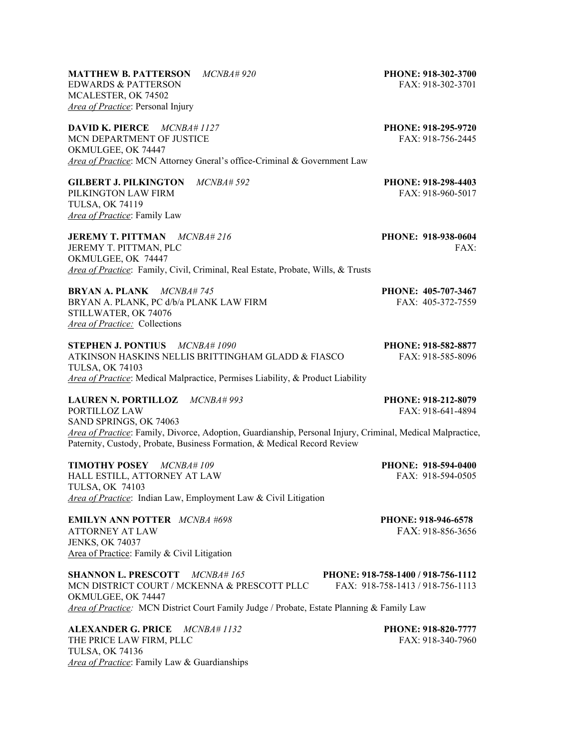**MATTHEW B. PATTERSON** *MCNBA# 920* **PHONE: 918-302-3700**
EDWARDS & PATTERSON FAX: 918-302-3701
MCALESTER, OK 74502
*Area of Practice*: Personal Injury

**DAVID K. PIERCE** *MCNBA# 1127* **PHONE: 918-295-9720**
MCN DEPARTMENT OF JUSTICE FAX: 918-756-2445
OKMULGEE, OK 74447
*Area of Practice*: MCN Attorney Gneral's office-Criminal & Government Law

**GILBERT J. PILKINGTON** *MCNBA# 592* **PHONE: 918-298-4403**
PILKINGTON LAW FIRM FAX: 918-960-5017
TULSA, OK 74119
*Area of Practice*: Family Law

**JEREMY T. PITTMAN** *MCNBA# 216* **PHONE: 918-938-0604**
JEREMY T. PITTMAN, PLC FAX:
OKMULGEE, OK 74447
*Area of Practice*: Family, Civil, Criminal, Real Estate, Probate, Wills, & Trusts

**BRYAN A. PLANK** *MCNBA# 745* **PHONE: 405-707-3467**
BRYAN A. PLANK, PC d/b/a PLANK LAW FIRM FAX: 405-372-7559
STILLWATER, OK 74076
*Area of Practice:* Collections

**STEPHEN J. PONTIUS** *MCNBA# 1090* **PHONE: 918-582-8877**
ATKINSON HASKINS NELLIS BRITTINGHAM GLADD & FIASCO FAX: 918-585-8096
TULSA, OK 74103
*Area of Practice*: Medical Malpractice, Permises Liability, & Product Liability

**LAUREN N. PORTILLOZ** *MCNBA# 993* **PHONE: 918-212-8079**
PORTILLOZ LAW FAX: 918-641-4894
SAND SPRINGS, OK 74063
*Area of Practice*: Family, Divorce, Adoption, Guardianship, Personal Injury, Criminal, Medical Malpractice, Paternity, Custody, Probate, Business Formation, & Medical Record Review

**TIMOTHY POSEY** *MCNBA# 109* **PHONE: 918-594-0400**
HALL ESTILL, ATTORNEY AT LAW FAX: 918-594-0505
TULSA, OK 74103
*Area of Practice*: Indian Law, Employment Law & Civil Litigation

**EMILYN ANN POTTER** *MCNBA #698* **PHONE: 918-946-6578**
ATTORNEY AT LAW FAX: 918-856-3656
JENKS, OK 74037
Area of Practice: Family & Civil Litigation

**SHANNON L. PRESCOTT** *MCNBA# 165* **PHONE: 918-758-1400 / 918-756-1112**
MCN DISTRICT COURT / MCKENNA & PRESCOTT PLLC FAX: 918-758-1413 / 918-756-1113
OKMULGEE, OK 74447
*Area of Practice:* MCN District Court Family Judge / Probate, Estate Planning & Family Law

**ALEXANDER G. PRICE** *MCNBA# 1132* **PHONE: 918-820-7777**
THE PRICE LAW FIRM, PLLC FAX: 918-340-7960
TULSA, OK 74136
*Area of Practice*: Family Law & Guardianships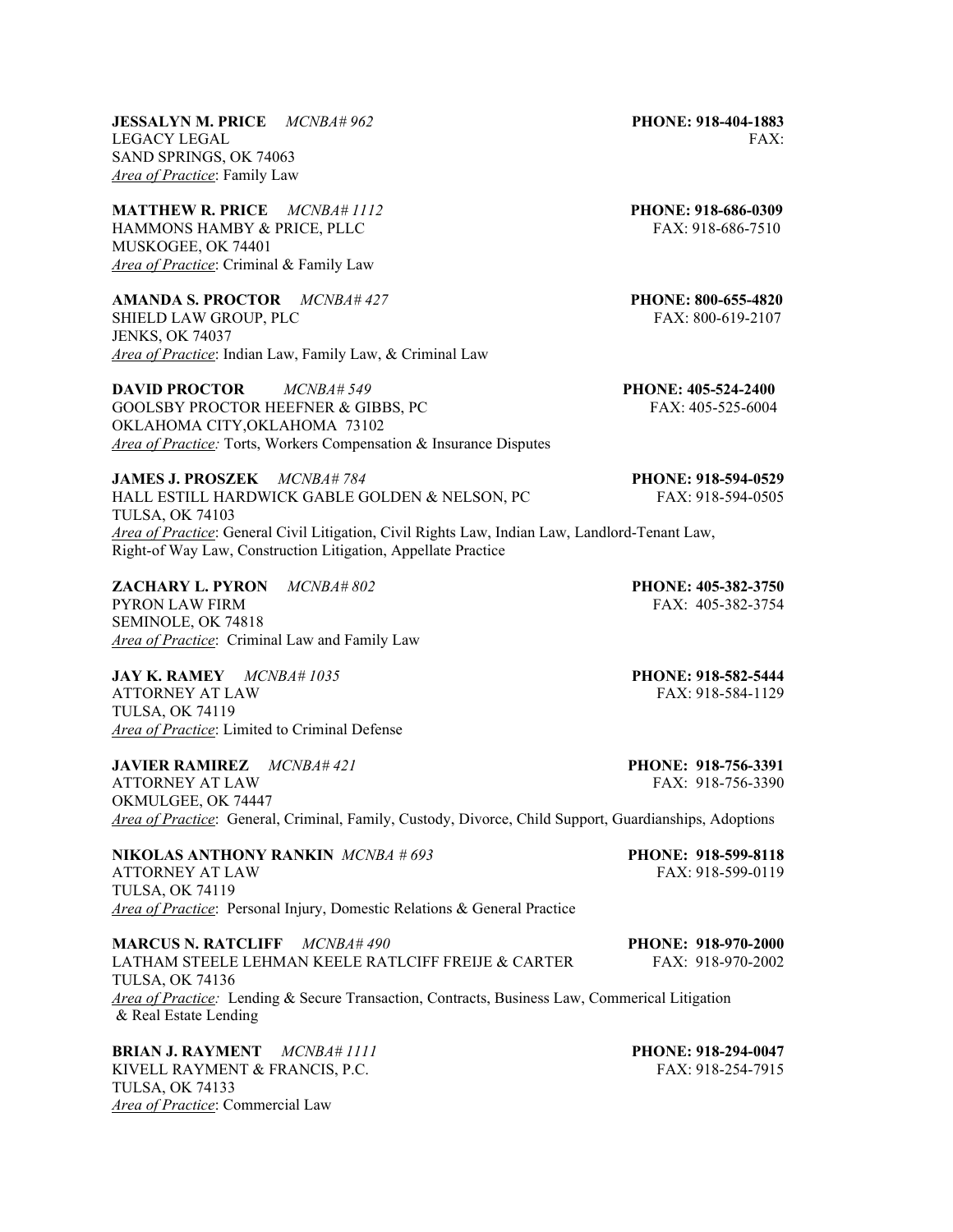**JESSALYN M. PRICE** *MCNBA# 962* **PHONE: 918-404-1883**
LEGACY LEGAL FAX:
SAND SPRINGS, OK 74063
*Area of Practice*: Family Law

**MATTHEW R. PRICE** *MCNBA# 1112* **PHONE: 918-686-0309**
HAMMONS HAMBY & PRICE, PLLC FAX: 918-686-7510
MUSKOGEE, OK 74401
*Area of Practice*: Criminal & Family Law

**AMANDA S. PROCTOR** *MCNBA# 427* **PHONE: 800-655-4820**
SHIELD LAW GROUP, PLC FAX: 800-619-2107
JENKS, OK 74037
*Area of Practice*: Indian Law, Family Law, & Criminal Law

**DAVID PROCTOR** *MCNBA# 549* **PHONE: 405-524-2400**
GOOLSBY PROCTOR HEEFNER & GIBBS, PC FAX: 405-525-6004
OKLAHOMA CITY,OKLAHOMA 73102
*Area of Practice:* Torts, Workers Compensation & Insurance Disputes

**JAMES J. PROSZEK** *MCNBA# 784* **PHONE: 918-594-0529**
HALL ESTILL HARDWICK GABLE GOLDEN & NELSON, PC FAX: 918-594-0505
TULSA, OK 74103
*Area of Practice*: General Civil Litigation, Civil Rights Law, Indian Law, Landlord-Tenant Law, Right-of Way Law, Construction Litigation, Appellate Practice

**ZACHARY L. PYRON** *MCNBA# 802* **PHONE: 405-382-3750**
PYRON LAW FIRM FAX: 405-382-3754
SEMINOLE, OK 74818
*Area of Practice*: Criminal Law and Family Law

**JAY K. RAMEY** *MCNBA# 1035* **PHONE: 918-582-5444**
ATTORNEY AT LAW FAX: 918-584-1129
TULSA, OK 74119
*Area of Practice*: Limited to Criminal Defense

**JAVIER RAMIREZ** *MCNBA# 421* **PHONE: 918-756-3391**
ATTORNEY AT LAW FAX: 918-756-3390
OKMULGEE, OK 74447
*Area of Practice*: General, Criminal, Family, Custody, Divorce, Child Support, Guardianships, Adoptions

**NIKOLAS ANTHONY RANKIN** *MCNBA # 693* **PHONE: 918-599-8118**
ATTORNEY AT LAW FAX: 918-599-0119
TULSA, OK 74119
*Area of Practice*: Personal Injury, Domestic Relations & General Practice

**MARCUS N. RATCLIFF** *MCNBA# 490* **PHONE: 918-970-2000**
LATHAM STEELE LEHMAN KEELE RATCLIFF FREIJE & CARTER FAX: 918-970-2002
TULSA, OK 74136
*Area of Practice:* Lending & Secure Transaction, Contracts, Business Law, Commerical Litigation & Real Estate Lending

**BRIAN J. RAYMENT** *MCNBA# 1111* **PHONE: 918-294-0047**
KIVELL RAYMENT & FRANCIS, P.C. FAX: 918-254-7915
TULSA, OK 74133
*Area of Practice*: Commercial Law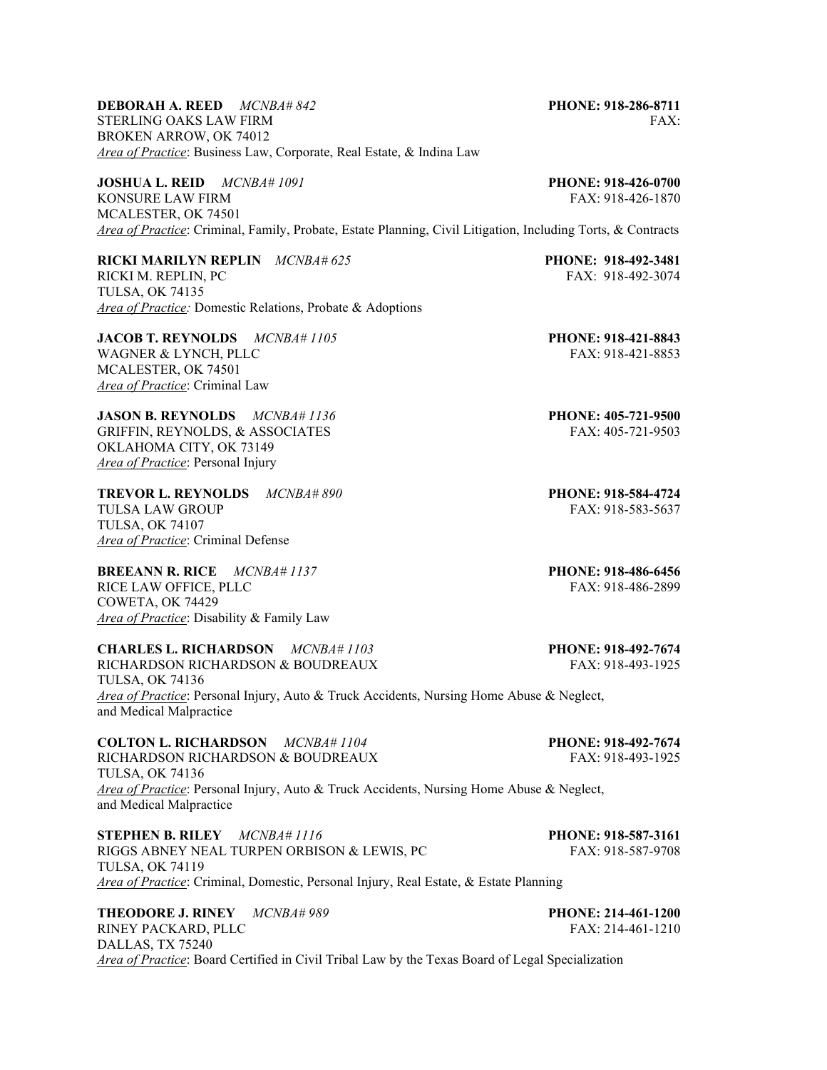**DEBORAH A. REED** *MCNBA# 842* **PHONE: 918-286-8711**
STERLING OAKS LAW FIRM FAX:
BROKEN ARROW, OK 74012
*Area of Practice*: Business Law, Corporate, Real Estate, & Indina Law

**JOSHUA L. REID** *MCNBA# 1091* **PHONE: 918-426-0700**
KONSURE LAW FIRM FAX: 918-426-1870
MCALESTER, OK 74501
*Area of Practice*: Criminal, Family, Probate, Estate Planning, Civil Litigation, Including Torts, & Contracts

**RICKI MARILYN REPLIN** *MCNBA# 625* **PHONE: 918-492-3481**
RICKI M. REPLIN, PC FAX: 918-492-3074
TULSA, OK 74135
*Area of Practice:* Domestic Relations, Probate & Adoptions

**JACOB T. REYNOLDS** *MCNBA# 1105* **PHONE: 918-421-8843**
WAGNER & LYNCH, PLLC FAX: 918-421-8853
MCALESTER, OK 74501
*Area of Practice*: Criminal Law

**JASON B. REYNOLDS** *MCNBA# 1136* **PHONE: 405-721-9500**
GRIFFIN, REYNOLDS, & ASSOCIATES FAX: 405-721-9503
OKLAHOMA CITY, OK 73149
*Area of Practice*: Personal Injury

**TREVOR L. REYNOLDS** *MCNBA# 890* **PHONE: 918-584-4724**
TULSA LAW GROUP FAX: 918-583-5637
TULSA, OK 74107
*Area of Practice*: Criminal Defense

**BREEANN R. RICE** *MCNBA# 1137* **PHONE: 918-486-6456**
RICE LAW OFFICE, PLLC FAX: 918-486-2899
COWETA, OK 74429
*Area of Practice*: Disability & Family Law

**CHARLES L. RICHARDSON** *MCNBA# 1103* **PHONE: 918-492-7674**
RICHARDSON RICHARDSON & BOUDREAUX FAX: 918-493-1925
TULSA, OK 74136
*Area of Practice*: Personal Injury, Auto & Truck Accidents, Nursing Home Abuse & Neglect, and Medical Malpractice

**COLTON L. RICHARDSON** *MCNBA# 1104* **PHONE: 918-492-7674**
RICHARDSON RICHARDSON & BOUDREAUX FAX: 918-493-1925
TULSA, OK 74136
*Area of Practice*: Personal Injury, Auto & Truck Accidents, Nursing Home Abuse & Neglect, and Medical Malpractice

**STEPHEN B. RILEY** *MCNBA# 1116* **PHONE: 918-587-3161**
RIGGS ABNEY NEAL TURPEN ORBISON & LEWIS, PC FAX: 918-587-9708
TULSA, OK 74119
*Area of Practice*: Criminal, Domestic, Personal Injury, Real Estate, & Estate Planning

**THEODORE J. RINEY** *MCNBA# 989* **PHONE: 214-461-1200**
RINEY PACKARD, PLLC FAX: 214-461-1210
DALLAS, TX 75240
*Area of Practice*: Board Certified in Civil Tribal Law by the Texas Board of Legal Specialization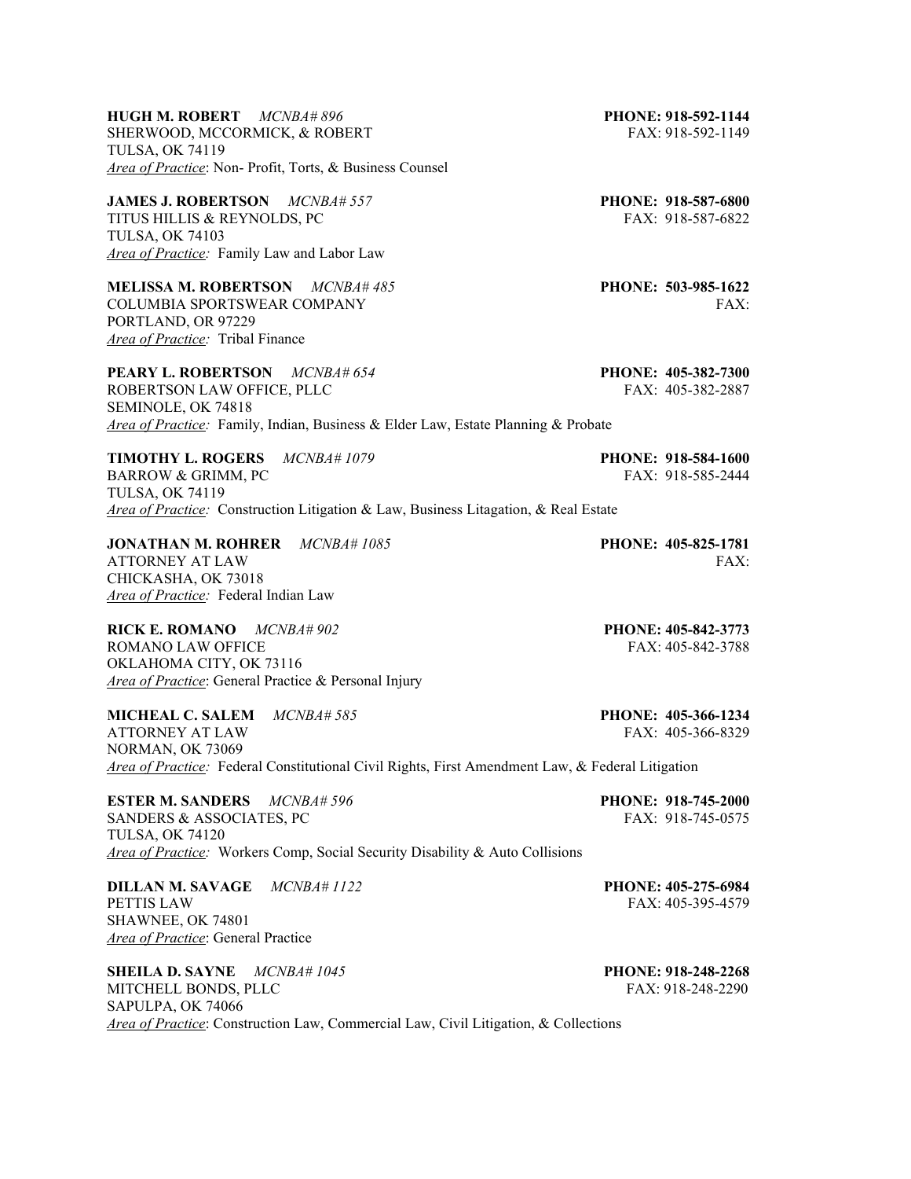**HUGH M. ROBERT** *MCNBA# 896* **PHONE: 918-592-1144**
SHERWOOD, MCCORMICK, & ROBERT FAX: 918-592-1149
TULSA, OK 74119
*Area of Practice*: Non- Profit, Torts, & Business Counsel

**JAMES J. ROBERTSON** *MCNBA# 557* **PHONE: 918-587-6800**
TITUS HILLIS & REYNOLDS, PC FAX: 918-587-6822
TULSA, OK 74103
*Area of Practice:* Family Law and Labor Law

**MELISSA M. ROBERTSON** *MCNBA# 485* **PHONE: 503-985-1622**
COLUMBIA SPORTSWEAR COMPANY FAX:
PORTLAND, OR 97229
*Area of Practice:* Tribal Finance

**PEARY L. ROBERTSON** *MCNBA# 654* **PHONE: 405-382-7300**
ROBERTSON LAW OFFICE, PLLC FAX: 405-382-2887
SEMINOLE, OK 74818
*Area of Practice:* Family, Indian, Business & Elder Law, Estate Planning & Probate

**TIMOTHY L. ROGERS** *MCNBA# 1079* **PHONE: 918-584-1600**
BARROW & GRIMM, PC FAX: 918-585-2444
TULSA, OK 74119
*Area of Practice:* Construction Litigation & Law, Business Litagation, & Real Estate

**JONATHAN M. ROHRER** *MCNBA# 1085* **PHONE: 405-825-1781**
ATTORNEY AT LAW FAX:
CHICKASHA, OK 73018
*Area of Practice:* Federal Indian Law

**RICK E. ROMANO** *MCNBA# 902* **PHONE: 405-842-3773**
ROMANO LAW OFFICE FAX: 405-842-3788
OKLAHOMA CITY, OK 73116
*Area of Practice*: General Practice & Personal Injury

**MICHEAL C. SALEM** *MCNBA# 585* **PHONE: 405-366-1234**
ATTORNEY AT LAW FAX: 405-366-8329
NORMAN, OK 73069
*Area of Practice:* Federal Constitutional Civil Rights, First Amendment Law, & Federal Litigation

**ESTER M. SANDERS** *MCNBA# 596* **PHONE: 918-745-2000**
SANDERS & ASSOCIATES, PC FAX: 918-745-0575
TULSA, OK 74120
*Area of Practice:* Workers Comp, Social Security Disability & Auto Collisions

**DILLAN M. SAVAGE** *MCNBA# 1122* **PHONE: 405-275-6984**
PETTIS LAW FAX: 405-395-4579
SHAWNEE, OK 74801
*Area of Practice*: General Practice

**SHEILA D. SAYNE** *MCNBA# 1045* **PHONE: 918-248-2268**
MITCHELL BONDS, PLLC FAX: 918-248-2290
SAPULPA, OK 74066
*Area of Practice*: Construction Law, Commercial Law, Civil Litigation, & Collections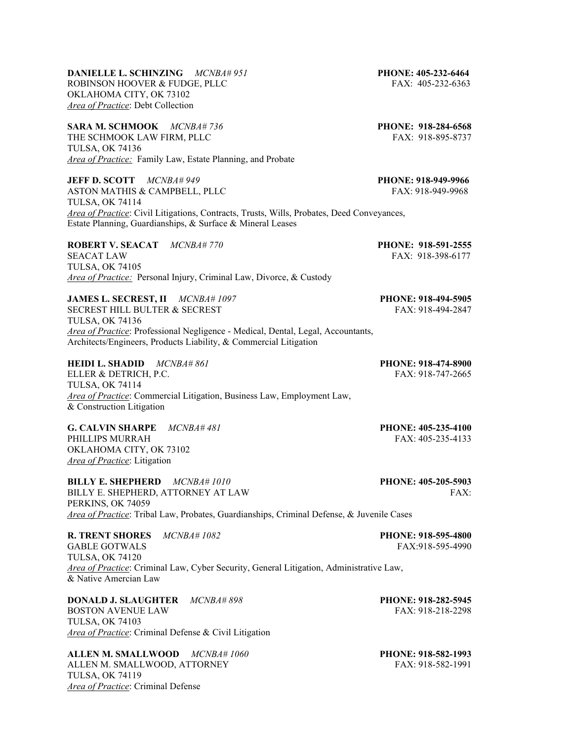**DANIELLE L. SCHINZING** *MCNBA# 951* **PHONE: 405-232-6464**
ROBINSON HOOVER & FUDGE, PLLC FAX: 405-232-6363
OKLAHOMA CITY, OK 73102
*Area of Practice*: Debt Collection

**SARA M. SCHMOOK** *MCNBA# 736* **PHONE: 918-284-6568**
THE SCHMOOK LAW FIRM, PLLC FAX: 918-895-8737
TULSA, OK 74136
*Area of Practice:* Family Law, Estate Planning, and Probate

**JEFF D. SCOTT** *MCNBA# 949* **PHONE: 918-949-9966**
ASTON MATHIS & CAMPBELL, PLLC FAX: 918-949-9968
TULSA, OK 74114
*Area of Practice*: Civil Litigations, Contracts, Trusts, Wills, Probates, Deed Conveyances, Estate Planning, Guardianships, & Surface & Mineral Leases

**ROBERT V. SEACAT** *MCNBA# 770* **PHONE: 918-591-2555**
SEACAT LAW FAX: 918-398-6177
TULSA, OK 74105
*Area of Practice:* Personal Injury, Criminal Law, Divorce, & Custody

**JAMES L. SECREST, II** *MCNBA# 1097* **PHONE: 918-494-5905**
SECREST HILL BULTER & SECREST FAX: 918-494-2847
TULSA, OK 74136
*Area of Practice*: Professional Negligence - Medical, Dental, Legal, Accountants, Architects/Engineers, Products Liability, & Commercial Litigation

**HEIDI L. SHADID** *MCNBA# 861* **PHONE: 918-474-8900**
ELLER & DETRICH, P.C. FAX: 918-747-2665
TULSA, OK 74114
*Area of Practice*: Commercial Litigation, Business Law, Employment Law, & Construction Litigation

**G. CALVIN SHARPE** *MCNBA# 481* **PHONE: 405-235-4100**
PHILLIPS MURRAH FAX: 405-235-4133
OKLAHOMA CITY, OK 73102
*Area of Practice*: Litigation

**BILLY E. SHEPHERD** *MCNBA# 1010* **PHONE: 405-205-5903**
BILLY E. SHEPHERD, ATTORNEY AT LAW FAX:
PERKINS, OK 74059
*Area of Practice*: Tribal Law, Probates, Guardianships, Criminal Defense, & Juvenile Cases

**R. TRENT SHORES** *MCNBA# 1082* **PHONE: 918-595-4800**
GABLE GOTWALS FAX:918-595-4990
TULSA, OK 74120
*Area of Practice*: Criminal Law, Cyber Security, General Litigation, Administrative Law, & Native Amercian Law

**DONALD J. SLAUGHTER** *MCNBA# 898* **PHONE: 918-282-5945**
BOSTON AVENUE LAW FAX: 918-218-2298
TULSA, OK 74103
*Area of Practice*: Criminal Defense & Civil Litigation

**ALLEN M. SMALLWOOD** *MCNBA# 1060* **PHONE: 918-582-1993**
ALLEN M. SMALLWOOD, ATTORNEY FAX: 918-582-1991
TULSA, OK 74119
*Area of Practice*: Criminal Defense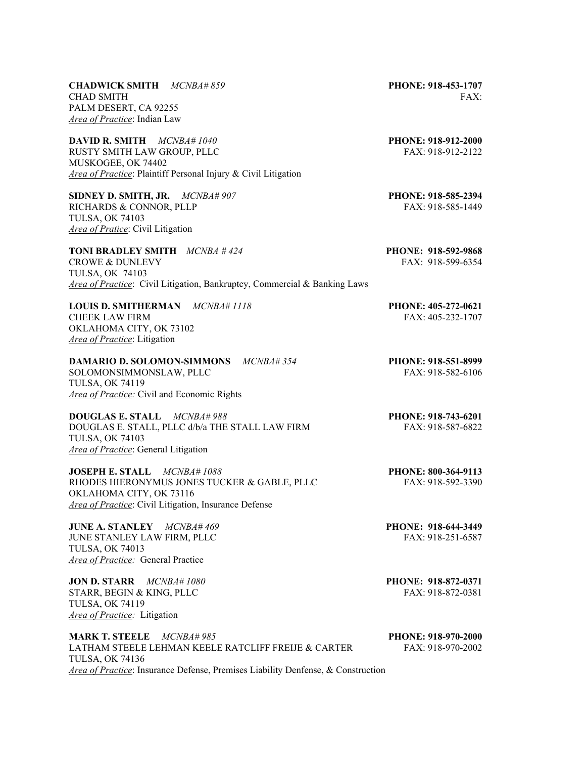**CHADWICK SMITH** *MCNBA# 859* **PHONE: 918-453-1707**
CHAD SMITH FAX:
PALM DESERT, CA 92255
*Area of Practice*: Indian Law

**DAVID R. SMITH** *MCNBA# 1040* **PHONE: 918-912-2000**
RUSTY SMITH LAW GROUP, PLLC FAX: 918-912-2122
MUSKOGEE, OK 74402
*Area of Practice*: Plaintiff Personal Injury & Civil Litigation

**SIDNEY D. SMITH, JR.** *MCNBA# 907* **PHONE: 918-585-2394**
RICHARDS & CONNOR, PLLP FAX: 918-585-1449
TULSA, OK 74103
*Area of Pratice*: Civil Litigation

**TONI BRADLEY SMITH** *MCNBA # 424* **PHONE: 918-592-9868**
CROWE & DUNLEVY FAX: 918-599-6354
TULSA, OK 74103
*Area of Practice*: Civil Litigation, Bankruptcy, Commercial & Banking Laws

**LOUIS D. SMITHERMAN** *MCNBA# 1118* **PHONE: 405-272-0621**
CHEEK LAW FIRM FAX: 405-232-1707
OKLAHOMA CITY, OK 73102
*Area of Practice*: Litigation

**DAMARIO D. SOLOMON-SIMMONS** *MCNBA# 354* **PHONE: 918-551-8999**
SOLOMONSIMMONSLAW, PLLC FAX: 918-582-6106
TULSA, OK 74119
*Area of Practice:* Civil and Economic Rights

**DOUGLAS E. STALL** *MCNBA# 988* **PHONE: 918-743-6201**
DOUGLAS E. STALL, PLLC d/b/a THE STALL LAW FIRM FAX: 918-587-6822
TULSA, OK 74103
*Area of Practice*: General Litigation

**JOSEPH E. STALL** *MCNBA# 1088* **PHONE: 800-364-9113**
RHODES HIERONYMUS JONES TUCKER & GABLE, PLLC FAX: 918-592-3390
OKLAHOMA CITY, OK 73116
*Area of Practice*: Civil Litigation, Insurance Defense

**JUNE A. STANLEY** *MCNBA# 469* **PHONE: 918-644-3449**
JUNE STANLEY LAW FIRM, PLLC FAX: 918-251-6587
TULSA, OK 74013
*Area of Practice:* General Practice

**JON D. STARR** *MCNBA# 1080* **PHONE: 918-872-0371**
STARR, BEGIN & KING, PLLC FAX: 918-872-0381
TULSA, OK 74119
*Area of Practice:* Litigation

**MARK T. STEELE** *MCNBA# 985* **PHONE: 918-970-2000**
LATHAM STEELE LEHMAN KEELE RATCLIFF FREIJE & CARTER FAX: 918-970-2002
TULSA, OK 74136
*Area of Practice*: Insurance Defense, Premises Liability Denfense, & Construction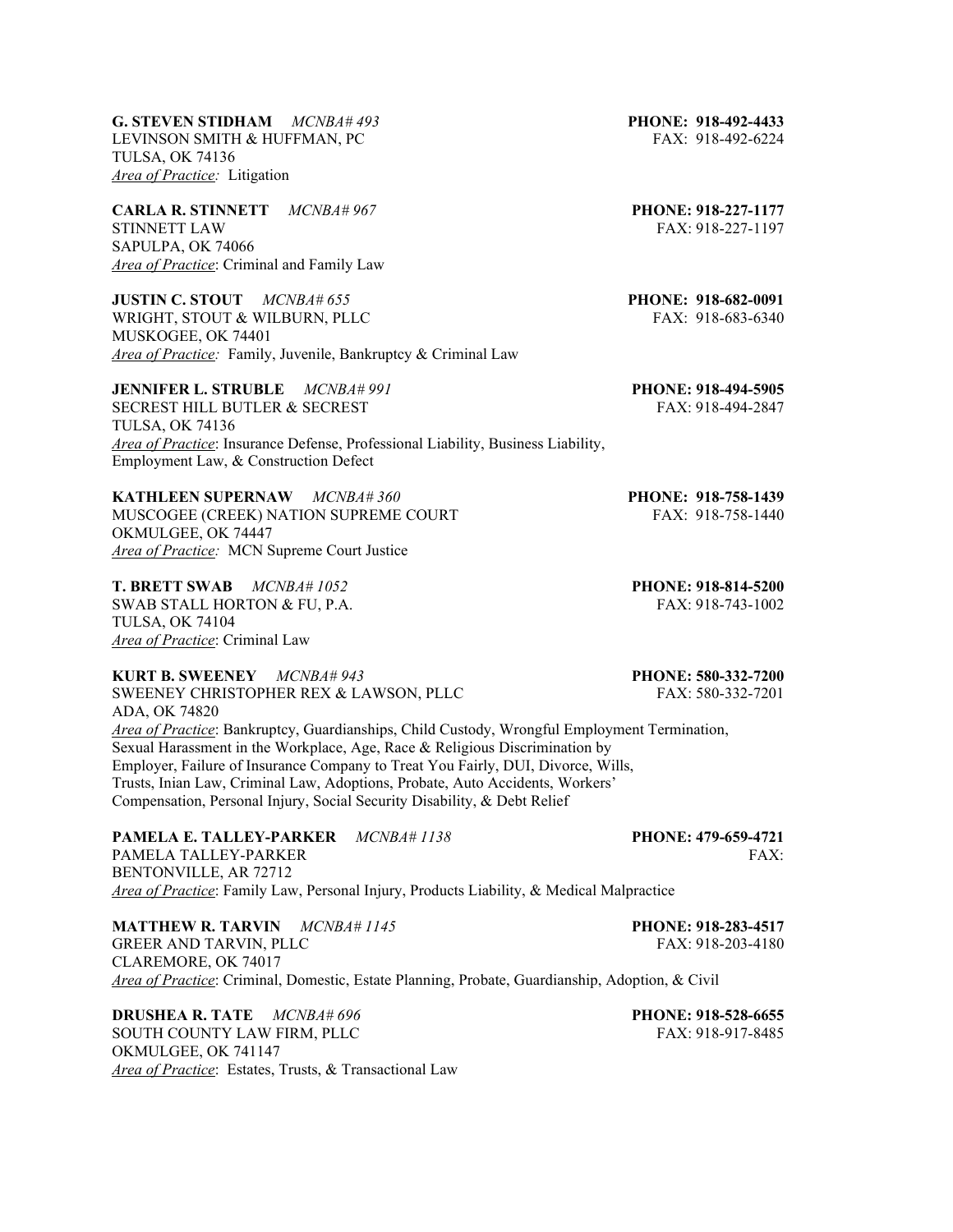**G. STEVEN STIDHAM** *MCNBA# 493* **PHONE: 918-492-4433**
LEVINSON SMITH & HUFFMAN, PC FAX: 918-492-6224
TULSA, OK 74136
*Area of Practice:* Litigation

**CARLA R. STINNETT** *MCNBA# 967* **PHONE: 918-227-1177**
STINNETT LAW FAX: 918-227-1197
SAPULPA, OK 74066
*Area of Practice*: Criminal and Family Law

**JUSTIN C. STOUT** *MCNBA# 655* **PHONE: 918-682-0091**
WRIGHT, STOUT & WILBURN, PLLC FAX: 918-683-6340
MUSKOGEE, OK 74401
*Area of Practice:* Family, Juvenile, Bankruptcy & Criminal Law

**JENNIFER L. STRUBLE** *MCNBA# 991* **PHONE: 918-494-5905**
SECREST HILL BUTLER & SECREST FAX: 918-494-2847
TULSA, OK 74136
*Area of Practice*: Insurance Defense, Professional Liability, Business Liability, Employment Law, & Construction Defect

**KATHLEEN SUPERNAW** *MCNBA# 360* **PHONE: 918-758-1439**
MUSCOGEE (CREEK) NATION SUPREME COURT FAX: 918-758-1440
OKMULGEE, OK 74447
*Area of Practice:* MCN Supreme Court Justice

**T. BRETT SWAB** *MCNBA# 1052* **PHONE: 918-814-5200**
SWAB STALL HORTON & FU, P.A. FAX: 918-743-1002
TULSA, OK 74104
*Area of Practice*: Criminal Law

**KURT B. SWEENEY** *MCNBA# 943* **PHONE: 580-332-7200**
SWEENEY CHRISTOPHER REX & LAWSON, PLLC FAX: 580-332-7201
ADA, OK 74820
*Area of Practice*: Bankruptcy, Guardianships, Child Custody, Wrongful Employment Termination, Sexual Harassment in the Workplace, Age, Race & Religious Discrimination by Employer, Failure of Insurance Company to Treat You Fairly, DUI, Divorce, Wills, Trusts, Inian Law, Criminal Law, Adoptions, Probate, Auto Accidents, Workers' Compensation, Personal Injury, Social Security Disability, & Debt Relief

**PAMELA E. TALLEY-PARKER** *MCNBA# 1138* **PHONE: 479-659-4721**
PAMELA TALLEY-PARKER FAX:
BENTONVILLE, AR 72712
*Area of Practice*: Family Law, Personal Injury, Products Liability, & Medical Malpractice

**MATTHEW R. TARVIN** *MCNBA# 1145* **PHONE: 918-283-4517**
GREER AND TARVIN, PLLC FAX: 918-203-4180
CLAREMORE, OK 74017
*Area of Practice*: Criminal, Domestic, Estate Planning, Probate, Guardianship, Adoption, & Civil

**DRUSHEA R. TATE** *MCNBA# 696* **PHONE: 918-528-6655**
SOUTH COUNTY LAW FIRM, PLLC FAX: 918-917-8485
OKMULGEE, OK 741147
*Area of Practice*: Estates, Trusts, & Transactional Law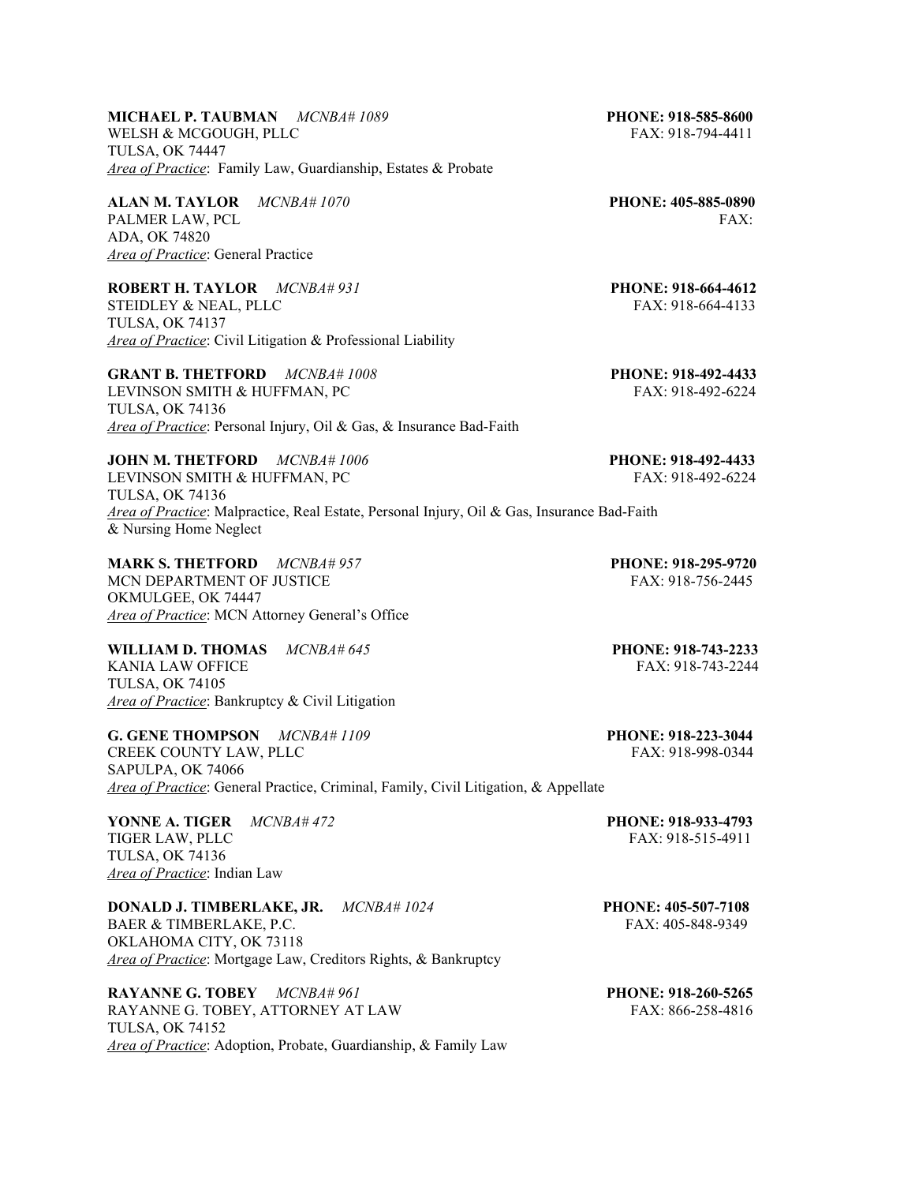**MICHAEL P. TAUBMAN** *MCNBA# 1089* **PHONE: 918-585-8600**
WELSH & MCGOUGH, PLLC FAX: 918-794-4411
TULSA, OK 74447
*Area of Practice*: Family Law, Guardianship, Estates & Probate

**ALAN M. TAYLOR** *MCNBA# 1070* **PHONE: 405-885-0890**
PALMER LAW, PCL FAX:
ADA, OK 74820
*Area of Practice*: General Practice

**ROBERT H. TAYLOR** *MCNBA# 931* **PHONE: 918-664-4612**
STEIDLEY & NEAL, PLLC FAX: 918-664-4133
TULSA, OK 74137
*Area of Practice*: Civil Litigation & Professional Liability

**GRANT B. THETFORD** *MCNBA# 1008* **PHONE: 918-492-4433**
LEVINSON SMITH & HUFFMAN, PC FAX: 918-492-6224
TULSA, OK 74136
*Area of Practice*: Personal Injury, Oil & Gas, & Insurance Bad-Faith

**JOHN M. THETFORD** *MCNBA# 1006* **PHONE: 918-492-4433**
LEVINSON SMITH & HUFFMAN, PC FAX: 918-492-6224
TULSA, OK 74136
*Area of Practice*: Malpractice, Real Estate, Personal Injury, Oil & Gas, Insurance Bad-Faith & Nursing Home Neglect

**MARK S. THETFORD** *MCNBA# 957* **PHONE: 918-295-9720**
MCN DEPARTMENT OF JUSTICE FAX: 918-756-2445
OKMULGEE, OK 74447
*Area of Practice*: MCN Attorney General's Office

**WILLIAM D. THOMAS** *MCNBA# 645* **PHONE: 918-743-2233**
KANIA LAW OFFICE FAX: 918-743-2244
TULSA, OK 74105
*Area of Practice*: Bankruptcy & Civil Litigation

**G. GENE THOMPSON** *MCNBA# 1109* **PHONE: 918-223-3044**
CREEK COUNTY LAW, PLLC FAX: 918-998-0344
SAPULPA, OK 74066
*Area of Practice*: General Practice, Criminal, Family, Civil Litigation, & Appellate

**YONNE A. TIGER** *MCNBA# 472* **PHONE: 918-933-4793**
TIGER LAW, PLLC FAX: 918-515-4911
TULSA, OK 74136
*Area of Practice*: Indian Law

**DONALD J. TIMBERLAKE, JR.** *MCNBA# 1024* **PHONE: 405-507-7108**
BAER & TIMBERLAKE, P.C. FAX: 405-848-9349
OKLAHOMA CITY, OK 73118
*Area of Practice*: Mortgage Law, Creditors Rights, & Bankruptcy

**RAYANNE G. TOBEY** *MCNBA# 961* **PHONE: 918-260-5265**
RAYANNE G. TOBEY, ATTORNEY AT LAW FAX: 866-258-4816
TULSA, OK 74152
*Area of Practice*: Adoption, Probate, Guardianship, & Family Law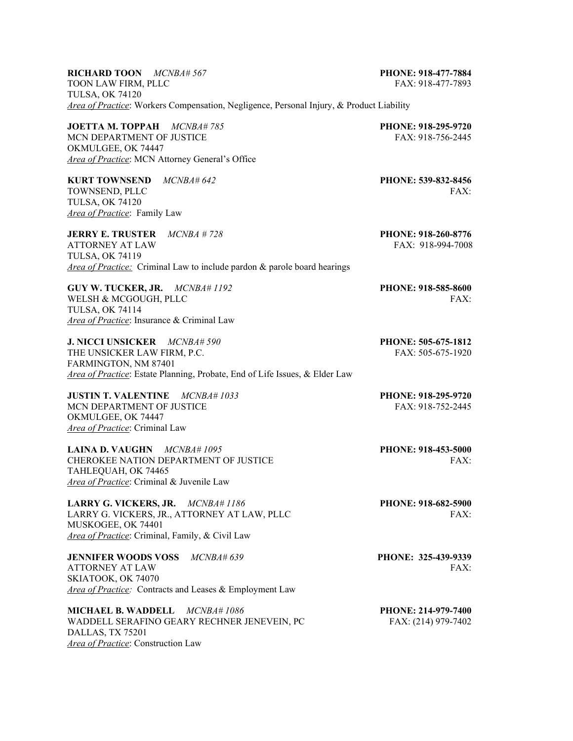**RICHARD TOON** *MCNBA# 567* **PHONE: 918-477-7884**
TOON LAW FIRM, PLLC FAX: 918-477-7893
TULSA, OK 74120
*Area of Practice*: Workers Compensation, Negligence, Personal Injury, & Product Liability

**JOETTA M. TOPPAH** *MCNBA# 785* **PHONE: 918-295-9720**
MCN DEPARTMENT OF JUSTICE FAX: 918-756-2445
OKMULGEE, OK 74447
*Area of Practice*: MCN Attorney General's Office

**KURT TOWNSEND** *MCNBA# 642* **PHONE: 539-832-8456**
TOWNSEND, PLLC FAX:
TULSA, OK 74120
*Area of Practice*: Family Law

**JERRY E. TRUSTER** *MCNBA # 728* **PHONE: 918-260-8776**
ATTORNEY AT LAW FAX: 918-994-7008
TULSA, OK 74119
*Area of Practice:* Criminal Law to include pardon & parole board hearings

**GUY W. TUCKER, JR.** *MCNBA# 1192* **PHONE: 918-585-8600**
WELSH & MCGOUGH, PLLC FAX:
TULSA, OK 74114
*Area of Practice*: Insurance & Criminal Law

**J. NICCI UNSICKER** *MCNBA# 590* **PHONE: 505-675-1812**
THE UNSICKER LAW FIRM, P.C. FAX: 505-675-1920
FARMINGTON, NM 87401
*Area of Practice*: Estate Planning, Probate, End of Life Issues, & Elder Law

**JUSTIN T. VALENTINE** *MCNBA# 1033* **PHONE: 918-295-9720**
MCN DEPARTMENT OF JUSTICE FAX: 918-752-2445
OKMULGEE, OK 74447
*Area of Practice*: Criminal Law

**LAINA D. VAUGHN** *MCNBA# 1095* **PHONE: 918-453-5000**
CHEROKEE NATION DEPARTMENT OF JUSTICE FAX:
TAHLEQUAH, OK 74465
*Area of Practice*: Criminal & Juvenile Law

**LARRY G. VICKERS, JR.** *MCNBA# 1186* **PHONE: 918-682-5900**
LARRY G. VICKERS, JR., ATTORNEY AT LAW, PLLC FAX:
MUSKOGEE, OK 74401
*Area of Practice*: Criminal, Family, & Civil Law

**JENNIFER WOODS VOSS** *MCNBA# 639* **PHONE: 325-439-9339**
ATTORNEY AT LAW FAX:
SKIATOOK, OK 74070
*Area of Practice:* Contracts and Leases & Employment Law

**MICHAEL B. WADDELL** *MCNBA# 1086* **PHONE: 214-979-7400**
WADDELL SERAFINO GEARY RECHNER JENEVEIN, PC FAX: (214) 979-7402
DALLAS, TX 75201
*Area of Practice*: Construction Law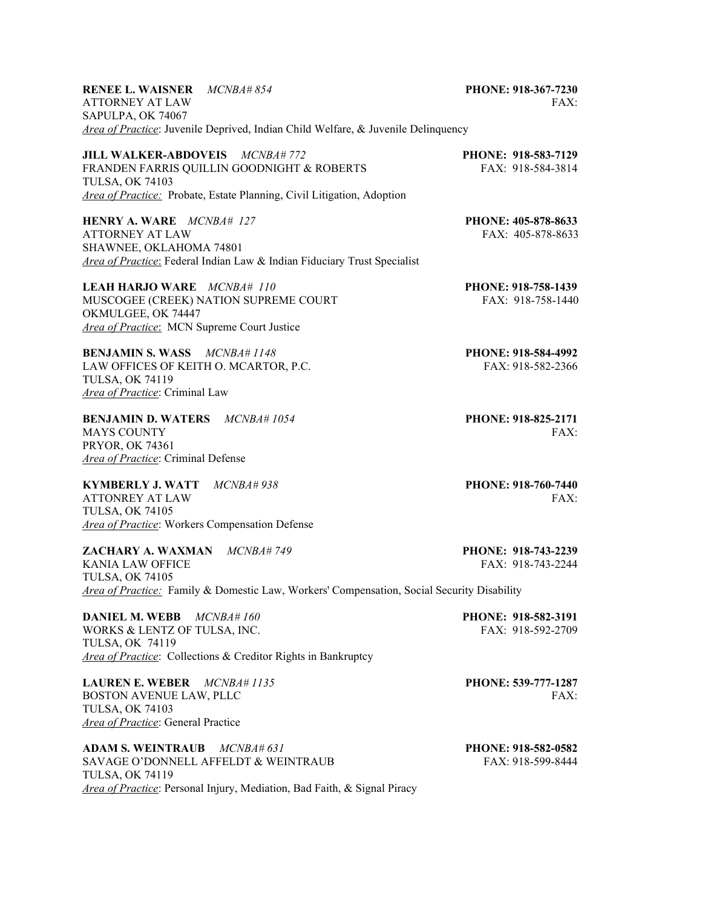**RENEE L. WAISNER** *MCNBA# 854* **PHONE: 918-367-7230**
ATTORNEY AT LAW FAX:
SAPULPA, OK 74067
*Area of Practice*: Juvenile Deprived, Indian Child Welfare, & Juvenile Delinquency

**JILL WALKER-ABDOVEIS** *MCNBA# 772* **PHONE: 918-583-7129**
FRANDEN FARRIS QUILLIN GOODNIGHT & ROBERTS FAX: 918-584-3814
TULSA, OK 74103
*Area of Practice:* Probate, Estate Planning, Civil Litigation, Adoption

**HENRY A. WARE** *MCNBA# 127* **PHONE: 405-878-8633**
ATTORNEY AT LAW FAX: 405-878-8633
SHAWNEE, OKLAHOMA 74801
*Area of Practice*: Federal Indian Law & Indian Fiduciary Trust Specialist

**LEAH HARJO WARE** *MCNBA# 110* **PHONE: 918-758-1439**
MUSCOGEE (CREEK) NATION SUPREME COURT FAX: 918-758-1440
OKMULGEE, OK 74447
*Area of Practice*: MCN Supreme Court Justice

**BENJAMIN S. WASS** *MCNBA# 1148* **PHONE: 918-584-4992**
LAW OFFICES OF KEITH O. MCARTOR, P.C. FAX: 918-582-2366
TULSA, OK 74119
*Area of Practice*: Criminal Law

**BENJAMIN D. WATERS** *MCNBA# 1054* **PHONE: 918-825-2171**
MAYS COUNTY FAX:
PRYOR, OK 74361
*Area of Practice*: Criminal Defense

**KYMBERLY J. WATT** *MCNBA# 938* **PHONE: 918-760-7440**
ATTONREY AT LAW FAX:
TULSA, OK 74105
*Area of Practice*: Workers Compensation Defense

**ZACHARY A. WAXMAN** *MCNBA# 749* **PHONE: 918-743-2239**
KANIA LAW OFFICE FAX: 918-743-2244
TULSA, OK 74105
*Area of Practice:* Family & Domestic Law, Workers' Compensation, Social Security Disability

**DANIEL M. WEBB** *MCNBA# 160* **PHONE: 918-582-3191**
WORKS & LENTZ OF TULSA, INC. FAX: 918-592-2709
TULSA, OK 74119
*Area of Practice*: Collections & Creditor Rights in Bankruptcy

**LAUREN E. WEBER** *MCNBA# 1135* **PHONE: 539-777-1287**
BOSTON AVENUE LAW, PLLC FAX:
TULSA, OK 74103
*Area of Practice*: General Practice

**ADAM S. WEINTRAUB** *MCNBA# 631* **PHONE: 918-582-0582**
SAVAGE O'DONNELL AFFELDT & WEINTRAUB FAX: 918-599-8444
TULSA, OK 74119
*Area of Practice*: Personal Injury, Mediation, Bad Faith, & Signal Piracy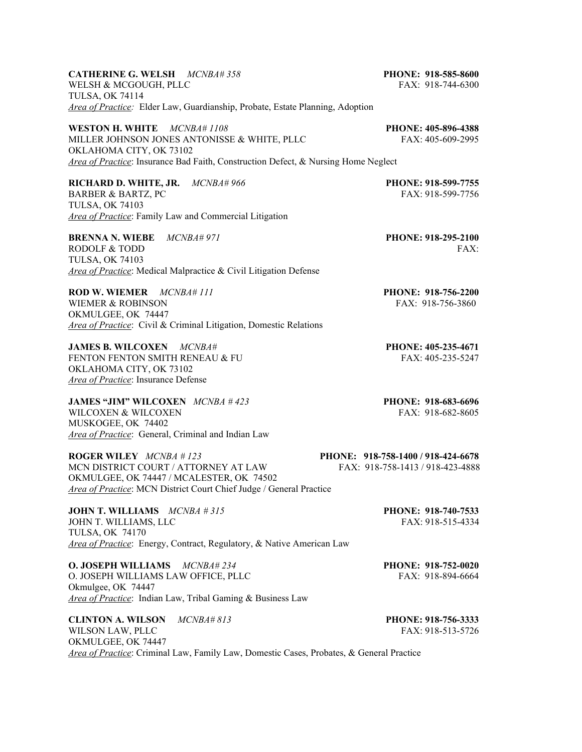**CATHERINE G. WELSH** *MCNBA# 358* **PHONE: 918-585-8600**
WELSH & MCGOUGH, PLLC FAX: 918-744-6300
TULSA, OK 74114
*Area of Practice:* Elder Law, Guardianship, Probate, Estate Planning, Adoption

**WESTON H. WHITE** *MCNBA# 1108* **PHONE: 405-896-4388**
MILLER JOHNSON JONES ANTONISSE & WHITE, PLLC FAX: 405-609-2995
OKLAHOMA CITY, OK 73102
*Area of Practice*: Insurance Bad Faith, Construction Defect, & Nursing Home Neglect

**RICHARD D. WHITE, JR.** *MCNBA# 966* **PHONE: 918-599-7755**
BARBER & BARTZ, PC FAX: 918-599-7756
TULSA, OK 74103
*Area of Practice*: Family Law and Commercial Litigation

**BRENNA N. WIEBE** *MCNBA# 971* **PHONE: 918-295-2100**
RODOLF & TODD FAX:
TULSA, OK 74103
*Area of Practice*: Medical Malpractice & Civil Litigation Defense

**ROD W. WIEMER** *MCNBA# 111* **PHONE: 918-756-2200**
WIEMER & ROBINSON FAX: 918-756-3860
OKMULGEE, OK 74447
*Area of Practice*: Civil & Criminal Litigation, Domestic Relations

**JAMES B. WILCOXEN** *MCNBA#* **PHONE: 405-235-4671**
FENTON FENTON SMITH RENEAU & FU FAX: 405-235-5247
OKLAHOMA CITY, OK 73102
*Area of Practice*: Insurance Defense

**JAMES "JIM" WILCOXEN** *MCNBA # 423* **PHONE: 918-683-6696**
WILCOXEN & WILCOXEN FAX: 918-682-8605
MUSKOGEE, OK 74402
*Area of Practice*: General, Criminal and Indian Law

**ROGER WILEY** *MCNBA # 123* **PHONE: 918-758-1400 / 918-424-6678**
MCN DISTRICT COURT / ATTORNEY AT LAW FAX: 918-758-1413 / 918-423-4888
OKMULGEE, OK 74447 / MCALESTER, OK 74502
*Area of Practice*: MCN District Court Chief Judge / General Practice

**JOHN T. WILLIAMS** *MCNBA # 315* **PHONE: 918-740-7533**
JOHN T. WILLIAMS, LLC FAX: 918-515-4334
TULSA, OK 74170
*Area of Practice*: Energy, Contract, Regulatory, & Native American Law

**O. JOSEPH WILLIAMS** *MCNBA# 234* **PHONE: 918-752-0020**
O. JOSEPH WILLIAMS LAW OFFICE, PLLC FAX: 918-894-6664
Okmulgee, OK 74447
*Area of Practice*: Indian Law, Tribal Gaming & Business Law

**CLINTON A. WILSON** *MCNBA# 813* **PHONE: 918-756-3333**
WILSON LAW, PLLC FAX: 918-513-5726
OKMULGEE, OK 74447
*Area of Practice*: Criminal Law, Family Law, Domestic Cases, Probates, & General Practice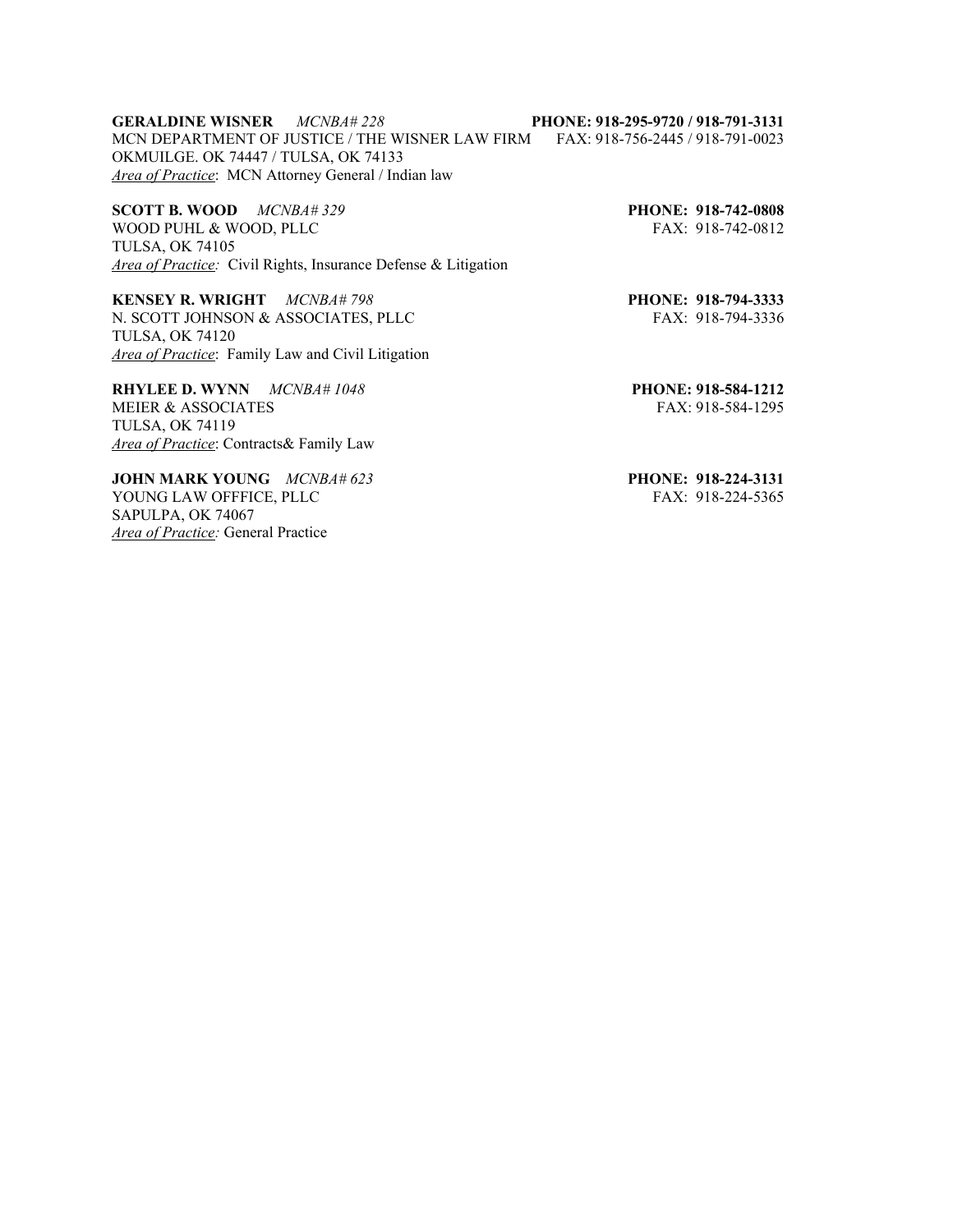**GERALDINE WISNER** *MCNBA# 228* **PHONE: 918-295-9720 / 918-791-3131**
MCN DEPARTMENT OF JUSTICE / THE WISNER LAW FIRM FAX: 918-756-2445 / 918-791-0023
OKMUILGE. OK 74447 / TULSA, OK 74133
*Area of Practice*: MCN Attorney General / Indian law

**SCOTT B. WOOD** *MCNBA# 329* **PHONE: 918-742-0808**
WOOD PUHL & WOOD, PLLC FAX: 918-742-0812
TULSA, OK 74105
*Area of Practice:* Civil Rights, Insurance Defense & Litigation

**KENSEY R. WRIGHT** *MCNBA# 798* **PHONE: 918-794-3333**
N. SCOTT JOHNSON & ASSOCIATES, PLLC FAX: 918-794-3336
TULSA, OK 74120
*Area of Practice*: Family Law and Civil Litigation

**RHYLEE D. WYNN** *MCNBA# 1048* **PHONE: 918-584-1212**
MEIER & ASSOCIATES FAX: 918-584-1295
TULSA, OK 74119
*Area of Practice*: Contracts& Family Law

**JOHN MARK YOUNG** *MCNBA# 623* **PHONE: 918-224-3131**
YOUNG LAW OFFFICE, PLLC FAX: 918-224-5365
SAPULPA, OK 74067
*Area of Practice:* General Practice